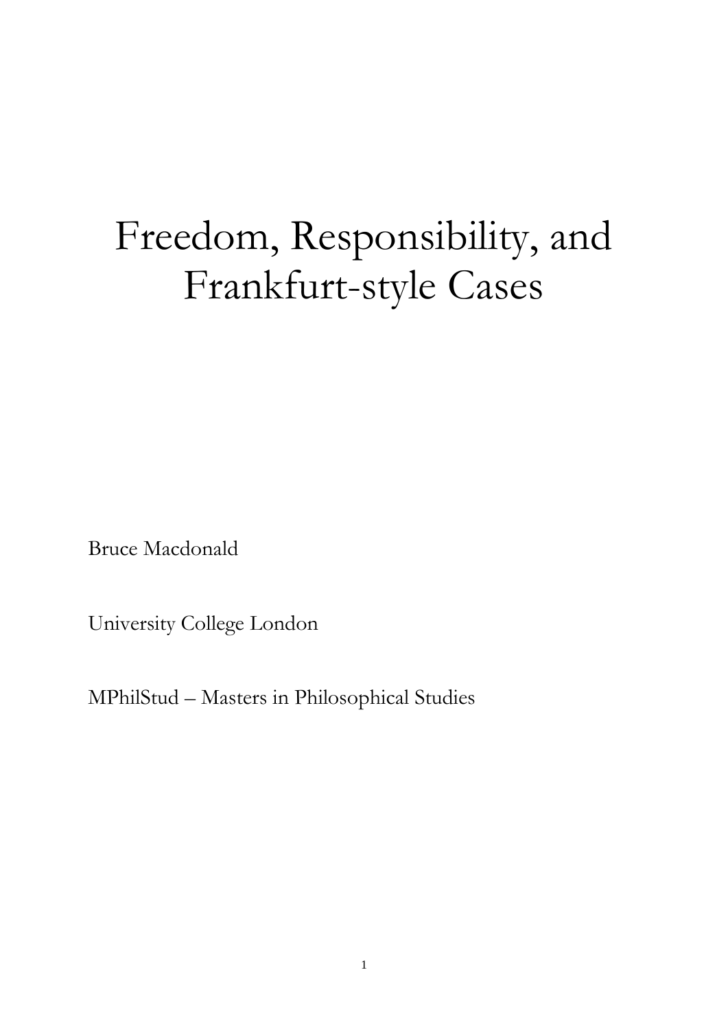# Freedom, Responsibility, and Frankfurt-style Cases

Bruce Macdonald

University College London

MPhilStud – Masters in Philosophical Studies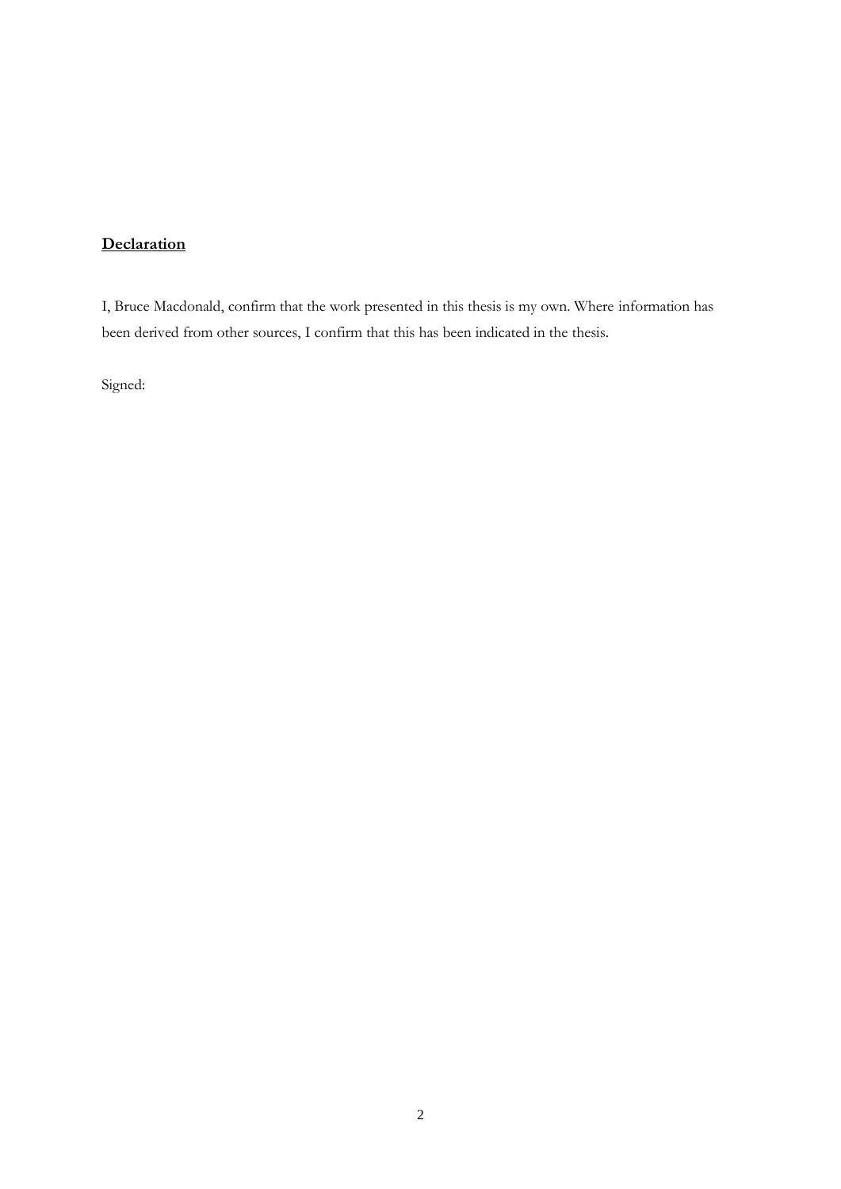**Declaration**

I, Bruce Macdonald, confirm that the work presented in this thesis is my own. Where information has been derived from other sources, I confirm that this has been indicated in the thesis.

Signed: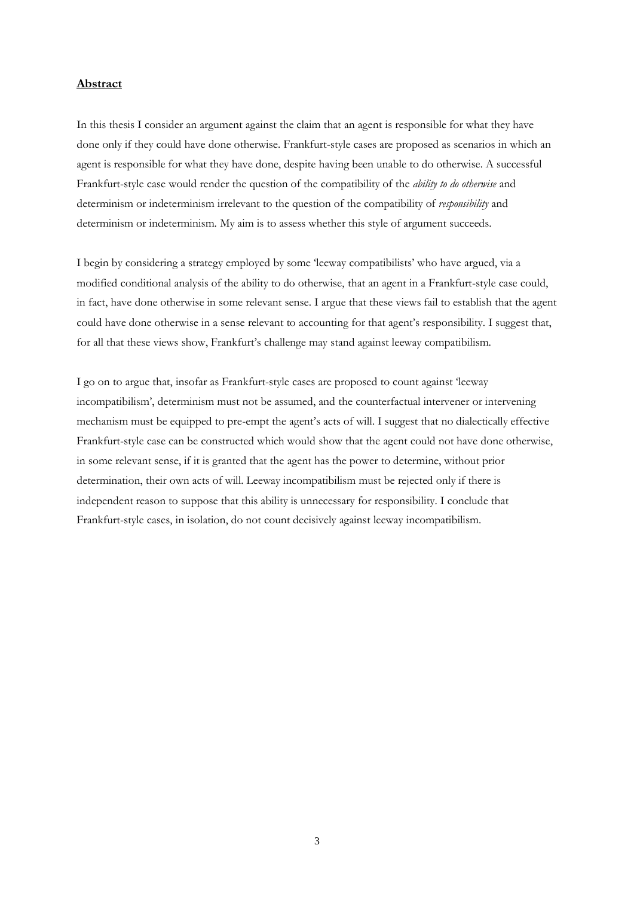## **Abstract**

In this thesis I consider an argument against the claim that an agent is responsible for what they have done only if they could have done otherwise. Frankfurt-style cases are proposed as scenarios in which an agent is responsible for what they have done, despite having been unable to do otherwise. A successful Frankfurt-style case would render the question of the compatibility of the *ability to do otherwise* and determinism or indeterminism irrelevant to the question of the compatibility of *responsibility* and determinism or indeterminism. My aim is to assess whether this style of argument succeeds.

I begin by considering a strategy employed by some 'leeway compatibilists' who have argued, via a modified conditional analysis of the ability to do otherwise, that an agent in a Frankfurt-style case could, in fact, have done otherwise in some relevant sense. I argue that these views fail to establish that the agent could have done otherwise in a sense relevant to accounting for that agent's responsibility. I suggest that, for all that these views show, Frankfurt's challenge may stand against leeway compatibilism.

I go on to argue that, insofar as Frankfurt-style cases are proposed to count against 'leeway incompatibilism', determinism must not be assumed, and the counterfactual intervener or intervening mechanism must be equipped to pre-empt the agent's acts of will. I suggest that no dialectically effective Frankfurt-style case can be constructed which would show that the agent could not have done otherwise, in some relevant sense, if it is granted that the agent has the power to determine, without prior determination, their own acts of will. Leeway incompatibilism must be rejected only if there is independent reason to suppose that this ability is unnecessary for responsibility. I conclude that Frankfurt-style cases, in isolation, do not count decisively against leeway incompatibilism.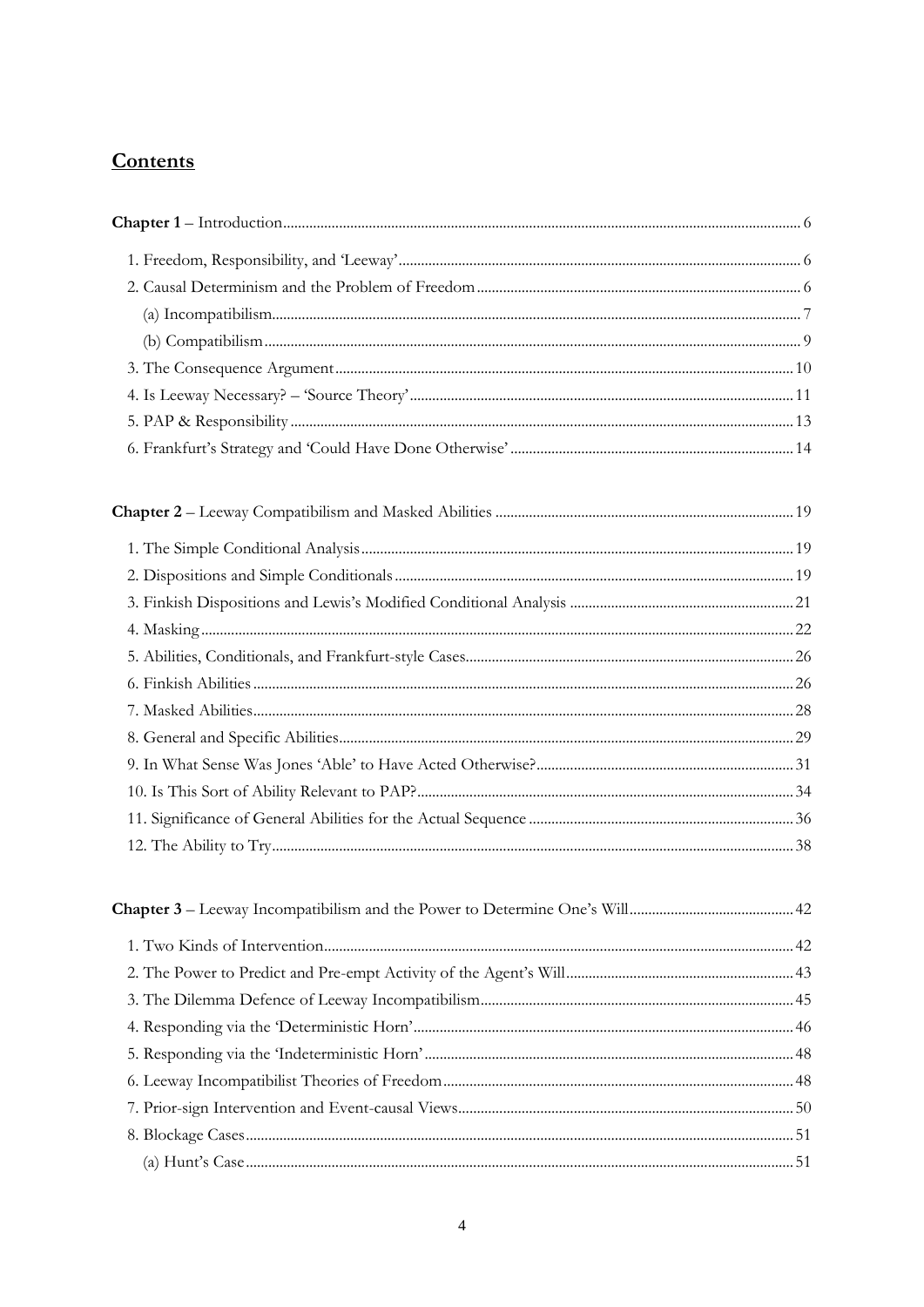# Contents

**Chapter 1** – Introduction ... 6

1. Freedom, Responsibility, and 'Leeway' ... 6
2. Causal Determinism and the Problem of Freedom ... 6
   - (a) Incompatibilism ... 7
   - (b) Compatibilism ... 9
3. The Consequence Argument ... 10
4. Is Leeway Necessary? – 'Source Theory' ... 11
5. PAP & Responsibility ... 13
6. Frankfurt's Strategy and 'Could Have Done Otherwise' ... 14

**Chapter 2** – Leeway Compatibilism and Masked Abilities ... 19

1. The Simple Conditional Analysis ... 19
2. Dispositions and Simple Conditionals ... 19
3. Finkish Dispositions and Lewis's Modified Conditional Analysis ... 21
4. Masking ... 22
5. Abilities, Conditionals, and Frankfurt-style Cases ... 26
6. Finkish Abilities ... 26
7. Masked Abilities ... 28
8. General and Specific Abilities ... 29
9. In What Sense Was Jones 'Able' to Have Acted Otherwise? ... 31
10. Is This Sort of Ability Relevant to PAP? ... 34
11. Significance of General Abilities for the Actual Sequence ... 36
12. The Ability to Try ... 38

**Chapter 3** – Leeway Incompatibilism and the Power to Determine One's Will ... 42

1. Two Kinds of Intervention ... 42
2. The Power to Predict and Pre-empt Activity of the Agent's Will ... 43
3. The Dilemma Defence of Leeway Incompatibilism ... 45
4. Responding via the 'Deterministic Horn' ... 46
5. Responding via the 'Indeterministic Horn' ... 48
6. Leeway Incompatibilist Theories of Freedom ... 48
7. Prior-sign Intervention and Event-causal Views ... 50
8. Blockage Cases ... 51
   - (a) Hunt's Case ... 51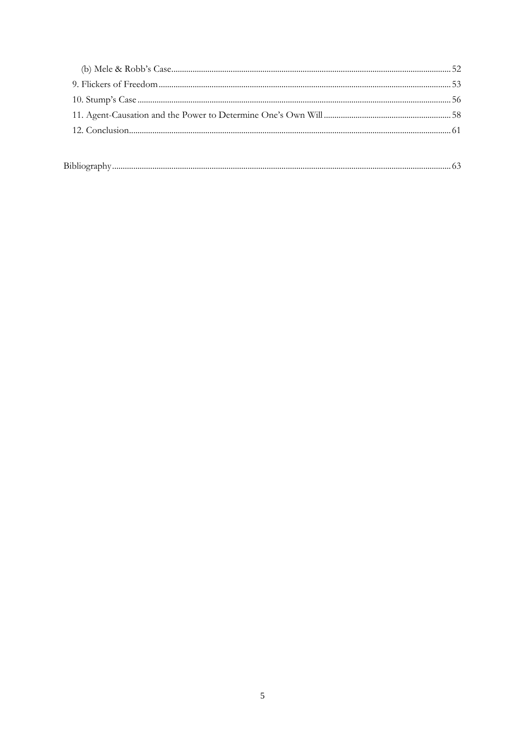(b) Mele & Robb's Case........................................................................................................................52

9. Flickers of Freedom..........................................................................................................................53

10. Stump's Case...................................................................................................................................56

11. Agent-Causation and the Power to Determine One's Own Will...............................................58

12. Conclusion.......................................................................................................................................61

Bibliography...........................................................................................................................................63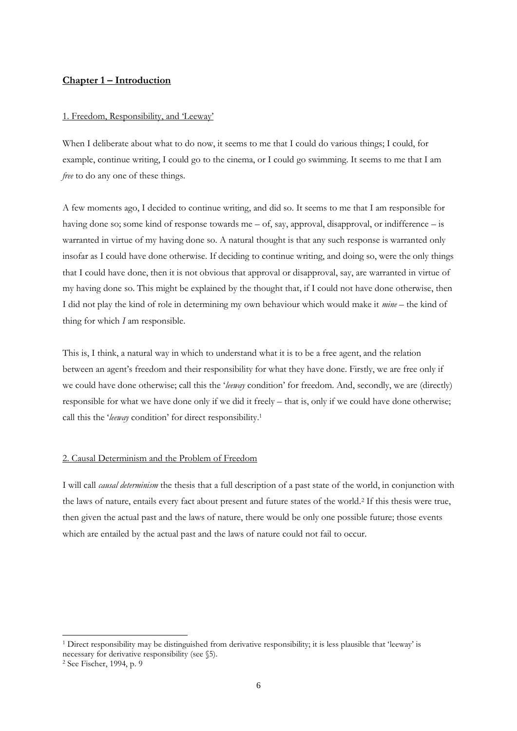## **Chapter 1 – Introduction**

### 1. Freedom, Responsibility, and 'Leeway'

When I deliberate about what to do now, it seems to me that I could do various things; I could, for example, continue writing, I could go to the cinema, or I could go swimming. It seems to me that I am *free* to do any one of these things.

A few moments ago, I decided to continue writing, and did so. It seems to me that I am responsible for having done so; some kind of response towards me – of, say, approval, disapproval, or indifference – is warranted in virtue of my having done so. A natural thought is that any such response is warranted only insofar as I could have done otherwise. If deciding to continue writing, and doing so, were the only things that I could have done, then it is not obvious that approval or disapproval, say, are warranted in virtue of my having done so. This might be explained by the thought that, if I could not have done otherwise, then I did not play the kind of role in determining my own behaviour which would make it *mine* – the kind of thing for which *I* am responsible.

This is, I think, a natural way in which to understand what it is to be a free agent, and the relation between an agent's freedom and their responsibility for what they have done. Firstly, we are free only if we could have done otherwise; call this the '*leeway* condition' for freedom. And, secondly, we are (directly) responsible for what we have done only if we did it freely – that is, only if we could have done otherwise; call this the '*leeway* condition' for direct responsibility.[1]

### 2. Causal Determinism and the Problem of Freedom

I will call *causal determinism* the thesis that a full description of a past state of the world, in conjunction with the laws of nature, entails every fact about present and future states of the world.[2] If this thesis were true, then given the actual past and the laws of nature, there would be only one possible future; those events which are entailed by the actual past and the laws of nature could not fail to occur.

---

[1] Direct responsibility may be distinguished from derivative responsibility; it is less plausible that 'leeway' is necessary for derivative responsibility (see §5).

[2] See Fischer, 1994, p. 9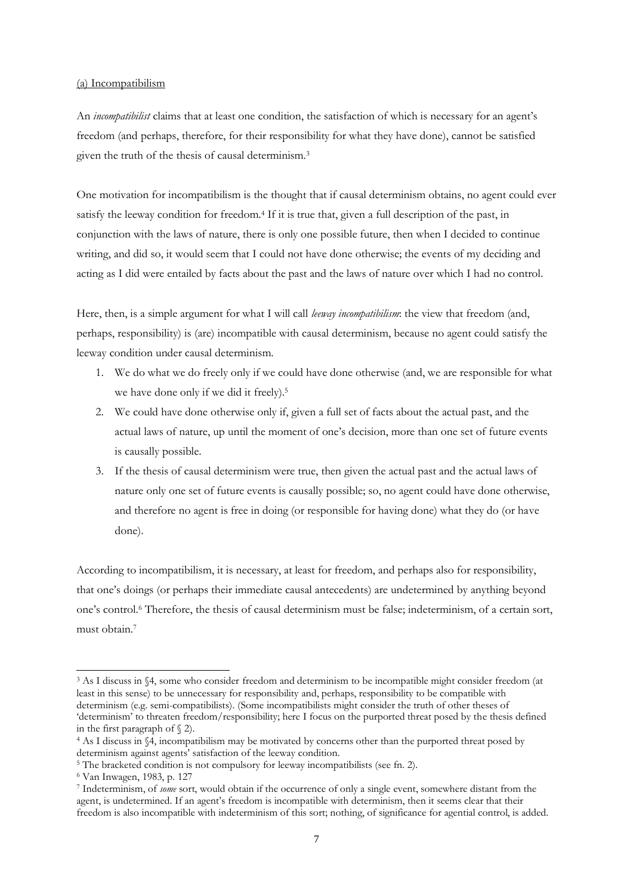(a) Incompatibilism

An *incompatibilist* claims that at least one condition, the satisfaction of which is necessary for an agent's freedom (and perhaps, therefore, for their responsibility for what they have done), cannot be satisfied given the truth of the thesis of causal determinism.[3]

One motivation for incompatibilism is the thought that if causal determinism obtains, no agent could ever satisfy the leeway condition for freedom.[4] If it is true that, given a full description of the past, in conjunction with the laws of nature, there is only one possible future, then when I decided to continue writing, and did so, it would seem that I could not have done otherwise; the events of my deciding and acting as I did were entailed by facts about the past and the laws of nature over which I had no control.

Here, then, is a simple argument for what I will call *leeway incompatibilism*: the view that freedom (and, perhaps, responsibility) is (are) incompatible with causal determinism, because no agent could satisfy the leeway condition under causal determinism.

1. We do what we do freely only if we could have done otherwise (and, we are responsible for what we have done only if we did it freely).[5]
2. We could have done otherwise only if, given a full set of facts about the actual past, and the actual laws of nature, up until the moment of one's decision, more than one set of future events is causally possible.
3. If the thesis of causal determinism were true, then given the actual past and the actual laws of nature only one set of future events is causally possible; so, no agent could have done otherwise, and therefore no agent is free in doing (or responsible for having done) what they do (or have done).

According to incompatibilism, it is necessary, at least for freedom, and perhaps also for responsibility, that one's doings (or perhaps their immediate causal antecedents) are undetermined by anything beyond one's control.[6] Therefore, the thesis of causal determinism must be false; indeterminism, of a certain sort, must obtain.[7]

---

[3] As I discuss in §4, some who consider freedom and determinism to be incompatible might consider freedom (at least in this sense) to be unnecessary for responsibility and, perhaps, responsibility to be compatible with determinism (e.g. semi-compatibilists). (Some incompatibilists might consider the truth of other theses of 'determinism' to threaten freedom/responsibility; here I focus on the purported threat posed by the thesis defined in the first paragraph of § 2).

[4] As I discuss in §4, incompatibilism may be motivated by concerns other than the purported threat posed by determinism against agents' satisfaction of the leeway condition.

[5] The bracketed condition is not compulsory for leeway incompatibilists (see fn. 2).

[6] Van Inwagen, 1983, p. 127

[7] Indeterminism, of *some* sort, would obtain if the occurrence of only a single event, somewhere distant from the agent, is undetermined. If an agent's freedom is incompatible with determinism, then it seems clear that their freedom is also incompatible with indeterminism of this sort; nothing, of significance for agential control, is added.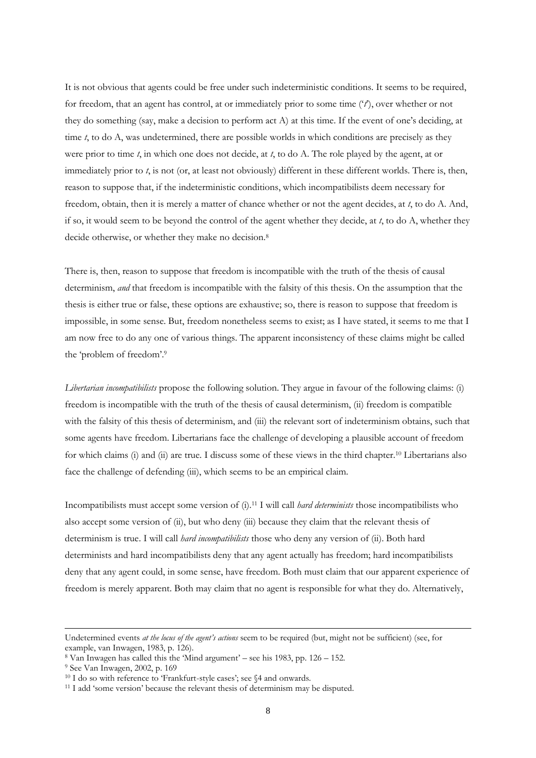It is not obvious that agents could be free under such indeterministic conditions. It seems to be required, for freedom, that an agent has control, at or immediately prior to some time ('*t*'), over whether or not they do something (say, make a decision to perform act A) at this time. If the event of one's deciding, at time *t*, to do A, was undetermined, there are possible worlds in which conditions are precisely as they were prior to time *t*, in which one does not decide, at *t*, to do A. The role played by the agent, at or immediately prior to *t*, is not (or, at least not obviously) different in these different worlds. There is, then, reason to suppose that, if the indeterministic conditions, which incompatibilists deem necessary for freedom, obtain, then it is merely a matter of chance whether or not the agent decides, at *t*, to do A. And, if so, it would seem to be beyond the control of the agent whether they decide, at *t*, to do A, whether they decide otherwise, or whether they make no decision.[8]

There is, then, reason to suppose that freedom is incompatible with the truth of the thesis of causal determinism, *and* that freedom is incompatible with the falsity of this thesis. On the assumption that the thesis is either true or false, these options are exhaustive; so, there is reason to suppose that freedom is impossible, in some sense. But, freedom nonetheless seems to exist; as I have stated, it seems to me that I am now free to do any one of various things. The apparent inconsistency of these claims might be called the 'problem of freedom'.[9]

*Libertarian incompatibilists* propose the following solution. They argue in favour of the following claims: (i) freedom is incompatible with the truth of the thesis of causal determinism, (ii) freedom is compatible with the falsity of this thesis of determinism, and (iii) the relevant sort of indeterminism obtains, such that some agents have freedom. Libertarians face the challenge of developing a plausible account of freedom for which claims (i) and (ii) are true. I discuss some of these views in the third chapter.[10] Libertarians also face the challenge of defending (iii), which seems to be an empirical claim.

Incompatibilists must accept some version of (i).[11] I will call *hard determinists* those incompatibilists who also accept some version of (ii), but who deny (iii) because they claim that the relevant thesis of determinism is true. I will call *hard incompatibilists* those who deny any version of (ii). Both hard determinists and hard incompatibilists deny that any agent actually has freedom; hard incompatibilists deny that any agent could, in some sense, have freedom. Both must claim that our apparent experience of freedom is merely apparent. Both may claim that no agent is responsible for what they do. Alternatively,

---

Undetermined events *at the locus of the agent's actions* seem to be required (but, might not be sufficient) (see, for example, van Inwagen, 1983, p. 126).

[8] Van Inwagen has called this the 'Mind argument' – see his 1983, pp. 126 – 152.

[9] See Van Inwagen, 2002, p. 169

[10] I do so with reference to 'Frankfurt-style cases'; see §4 and onwards.

[11] I add 'some version' because the relevant thesis of determinism may be disputed.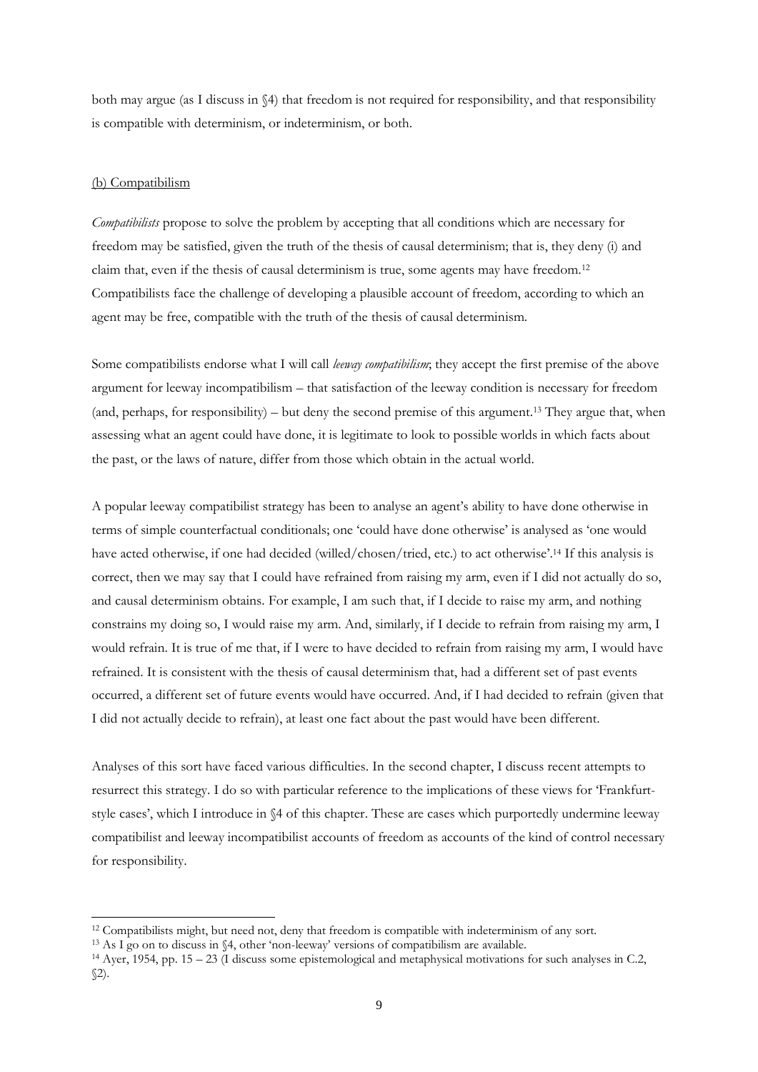both may argue (as I discuss in §4) that freedom is not required for responsibility, and that responsibility is compatible with determinism, or indeterminism, or both.

(b) Compatibilism

*Compatibilists* propose to solve the problem by accepting that all conditions which are necessary for freedom may be satisfied, given the truth of the thesis of causal determinism; that is, they deny (i) and claim that, even if the thesis of causal determinism is true, some agents may have freedom.[12] Compatibilists face the challenge of developing a plausible account of freedom, according to which an agent may be free, compatible with the truth of the thesis of causal determinism.

Some compatibilists endorse what I will call *leeway compatibilism*; they accept the first premise of the above argument for leeway incompatibilism – that satisfaction of the leeway condition is necessary for freedom (and, perhaps, for responsibility) – but deny the second premise of this argument.[13] They argue that, when assessing what an agent could have done, it is legitimate to look to possible worlds in which facts about the past, or the laws of nature, differ from those which obtain in the actual world.

A popular leeway compatibilist strategy has been to analyse an agent's ability to have done otherwise in terms of simple counterfactual conditionals; one 'could have done otherwise' is analysed as 'one would have acted otherwise, if one had decided (willed/chosen/tried, etc.) to act otherwise'.[14] If this analysis is correct, then we may say that I could have refrained from raising my arm, even if I did not actually do so, and causal determinism obtains. For example, I am such that, if I decide to raise my arm, and nothing constrains my doing so, I would raise my arm. And, similarly, if I decide to refrain from raising my arm, I would refrain. It is true of me that, if I were to have decided to refrain from raising my arm, I would have refrained. It is consistent with the thesis of causal determinism that, had a different set of past events occurred, a different set of future events would have occurred. And, if I had decided to refrain (given that I did not actually decide to refrain), at least one fact about the past would have been different.

Analyses of this sort have faced various difficulties. In the second chapter, I discuss recent attempts to resurrect this strategy. I do so with particular reference to the implications of these views for 'Frankfurt-style cases', which I introduce in §4 of this chapter. These are cases which purportedly undermine leeway compatibilist and leeway incompatibilist accounts of freedom as accounts of the kind of control necessary for responsibility.

---

[12] Compatibilists might, but need not, deny that freedom is compatible with indeterminism of any sort.

[13] As I go on to discuss in §4, other 'non-leeway' versions of compatibilism are available.

[14] Ayer, 1954, pp. 15 – 23 (I discuss some epistemological and metaphysical motivations for such analyses in C.2, §2).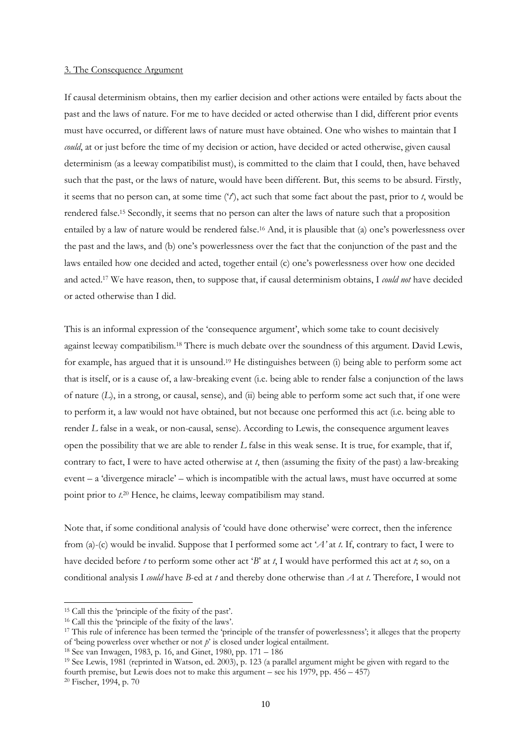### 3. The Consequence Argument

If causal determinism obtains, then my earlier decision and other actions were entailed by facts about the past and the laws of nature. For me to have decided or acted otherwise than I did, different prior events must have occurred, or different laws of nature must have obtained. One who wishes to maintain that I *could*, at or just before the time of my decision or action, have decided or acted otherwise, given causal determinism (as a leeway compatibilist must), is committed to the claim that I could, then, have behaved such that the past, or the laws of nature, would have been different. But, this seems to be absurd. Firstly, it seems that no person can, at some time ('*t*'), act such that some fact about the past, prior to *t*, would be rendered false.[15] Secondly, it seems that no person can alter the laws of nature such that a proposition entailed by a law of nature would be rendered false.[16] And, it is plausible that (a) one's powerlessness over the past and the laws, and (b) one's powerlessness over the fact that the conjunction of the past and the laws entailed how one decided and acted, together entail (c) one's powerlessness over how one decided and acted.[17] We have reason, then, to suppose that, if causal determinism obtains, I *could not* have decided or acted otherwise than I did.

This is an informal expression of the 'consequence argument', which some take to count decisively against leeway compatibilism.[18] There is much debate over the soundness of this argument. David Lewis, for example, has argued that it is unsound.[19] He distinguishes between (i) being able to perform some act that is itself, or is a cause of, a law-breaking event (i.e. being able to render false a conjunction of the laws of nature (*L*), in a strong, or causal, sense), and (ii) being able to perform some act such that, if one were to perform it, a law would not have obtained, but not because one performed this act (i.e. being able to render *L* false in a weak, or non-causal, sense). According to Lewis, the consequence argument leaves open the possibility that we are able to render *L* false in this weak sense. It is true, for example, that if, contrary to fact, I were to have acted otherwise at *t*, then (assuming the fixity of the past) a law-breaking event – a 'divergence miracle' – which is incompatible with the actual laws, must have occurred at some point prior to *t*.[20] Hence, he claims, leeway compatibilism may stand.

Note that, if some conditional analysis of 'could have done otherwise' were correct, then the inference from (a)-(c) would be invalid. Suppose that I performed some act '*A*' at *t*. If, contrary to fact, I were to have decided before *t* to perform some other act '*B*' at *t*, I would have performed this act at *t*; so, on a conditional analysis I *could* have *B*-ed at *t* and thereby done otherwise than *A* at *t*. Therefore, I would not

---

[15] Call this the 'principle of the fixity of the past'.

[16] Call this the 'principle of the fixity of the laws'.

[17] This rule of inference has been termed the 'principle of the transfer of powerlessness'; it alleges that the property of 'being powerless over whether or not *p*' is closed under logical entailment.

[18] See van Inwagen, 1983, p. 16, and Ginet, 1980, pp. 171 – 186

[19] See Lewis, 1981 (reprinted in Watson, ed. 2003), p. 123 (a parallel argument might be given with regard to the fourth premise, but Lewis does not to make this argument – see his 1979, pp. 456 – 457)

[20] Fischer, 1994, p. 70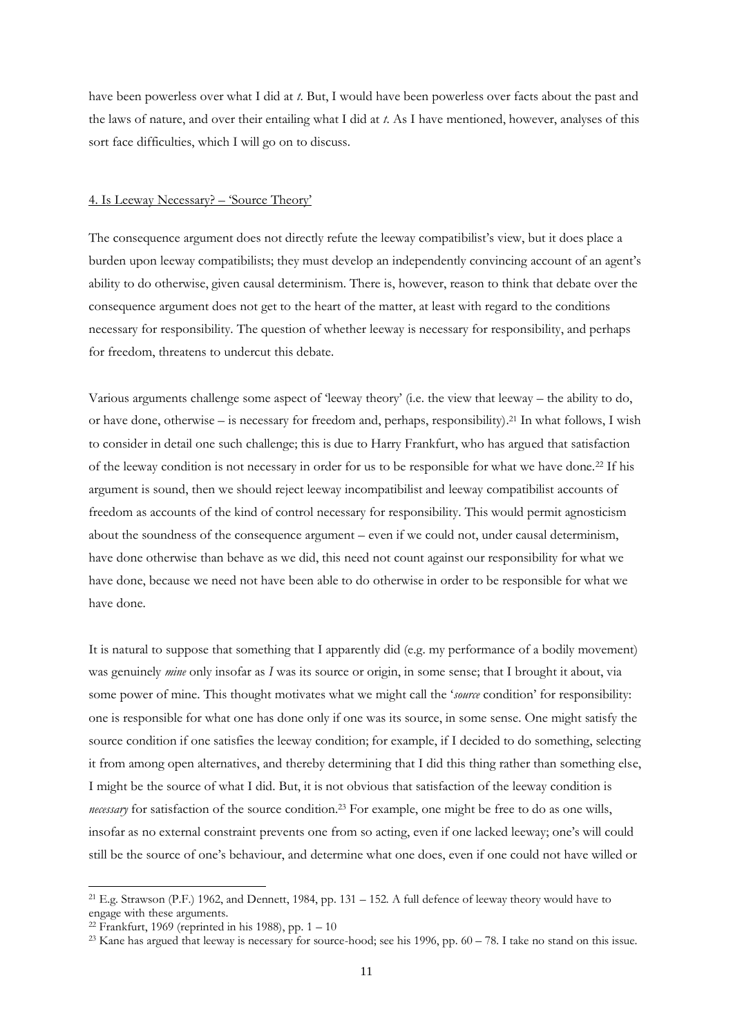have been powerless over what I did at *t*. But, I would have been powerless over facts about the past and the laws of nature, and over their entailing what I did at *t*. As I have mentioned, however, analyses of this sort face difficulties, which I will go on to discuss.

## 4. Is Leeway Necessary? – 'Source Theory'

The consequence argument does not directly refute the leeway compatibilist's view, but it does place a burden upon leeway compatibilists; they must develop an independently convincing account of an agent's ability to do otherwise, given causal determinism. There is, however, reason to think that debate over the consequence argument does not get to the heart of the matter, at least with regard to the conditions necessary for responsibility. The question of whether leeway is necessary for responsibility, and perhaps for freedom, threatens to undercut this debate.

Various arguments challenge some aspect of 'leeway theory' (i.e. the view that leeway – the ability to do, or have done, otherwise – is necessary for freedom and, perhaps, responsibility).[21] In what follows, I wish to consider in detail one such challenge; this is due to Harry Frankfurt, who has argued that satisfaction of the leeway condition is not necessary in order for us to be responsible for what we have done.[22] If his argument is sound, then we should reject leeway incompatibilist and leeway compatibilist accounts of freedom as accounts of the kind of control necessary for responsibility. This would permit agnosticism about the soundness of the consequence argument – even if we could not, under causal determinism, have done otherwise than behave as we did, this need not count against our responsibility for what we have done, because we need not have been able to do otherwise in order to be responsible for what we have done.

It is natural to suppose that something that I apparently did (e.g. my performance of a bodily movement) was genuinely *mine* only insofar as *I* was its source or origin, in some sense; that I brought it about, via some power of mine. This thought motivates what we might call the '*source* condition' for responsibility: one is responsible for what one has done only if one was its source, in some sense. One might satisfy the source condition if one satisfies the leeway condition; for example, if I decided to do something, selecting it from among open alternatives, and thereby determining that I did this thing rather than something else, I might be the source of what I did. But, it is not obvious that satisfaction of the leeway condition is *necessary* for satisfaction of the source condition.[23] For example, one might be free to do as one wills, insofar as no external constraint prevents one from so acting, even if one lacked leeway; one's will could still be the source of one's behaviour, and determine what one does, even if one could not have willed or

---

[21] E.g. Strawson (P.F.) 1962, and Dennett, 1984, pp. 131 – 152. A full defence of leeway theory would have to engage with these arguments.

[22] Frankfurt, 1969 (reprinted in his 1988), pp. 1 – 10

[23] Kane has argued that leeway is necessary for source-hood; see his 1996, pp. 60 – 78. I take no stand on this issue.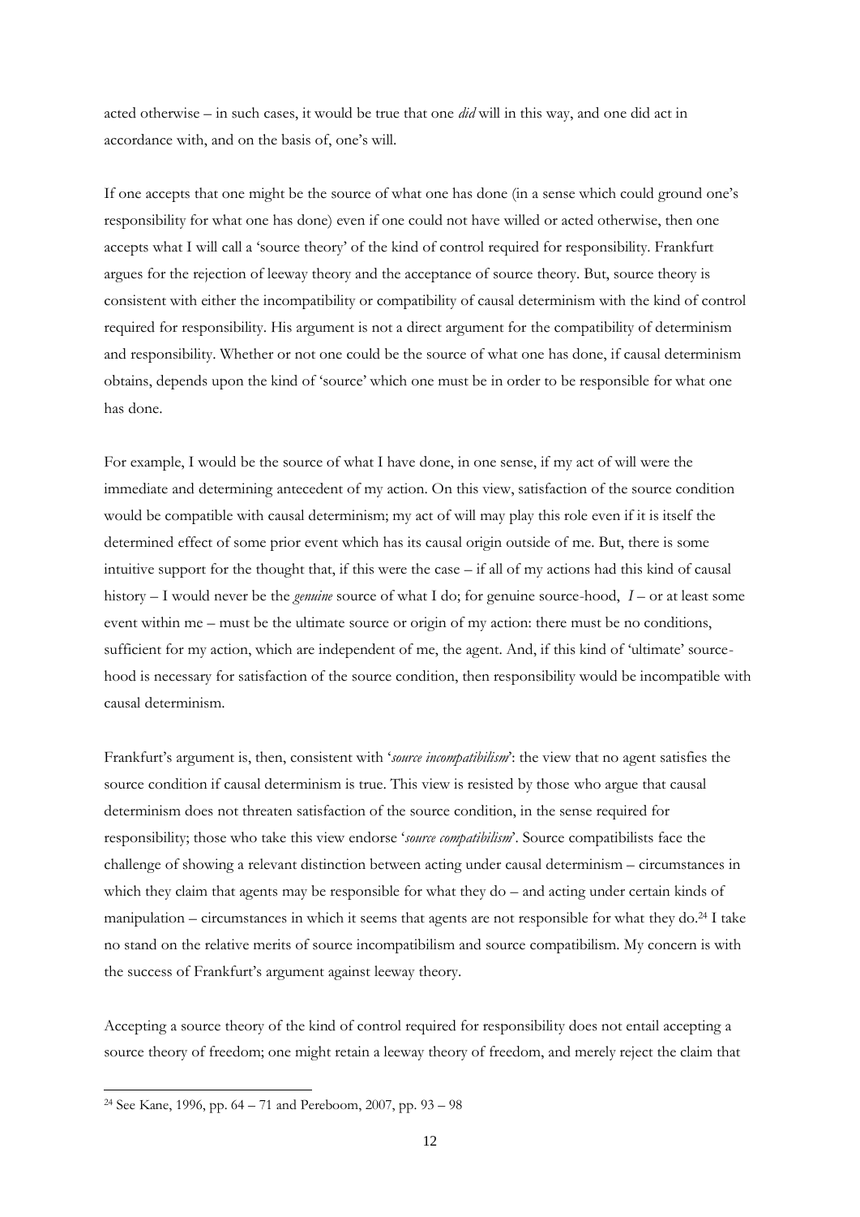acted otherwise – in such cases, it would be true that one *did* will in this way, and one did act in accordance with, and on the basis of, one's will.

If one accepts that one might be the source of what one has done (in a sense which could ground one's responsibility for what one has done) even if one could not have willed or acted otherwise, then one accepts what I will call a 'source theory' of the kind of control required for responsibility. Frankfurt argues for the rejection of leeway theory and the acceptance of source theory. But, source theory is consistent with either the incompatibility or compatibility of causal determinism with the kind of control required for responsibility. His argument is not a direct argument for the compatibility of determinism and responsibility. Whether or not one could be the source of what one has done, if causal determinism obtains, depends upon the kind of 'source' which one must be in order to be responsible for what one has done.

For example, I would be the source of what I have done, in one sense, if my act of will were the immediate and determining antecedent of my action. On this view, satisfaction of the source condition would be compatible with causal determinism; my act of will may play this role even if it is itself the determined effect of some prior event which has its causal origin outside of me. But, there is some intuitive support for the thought that, if this were the case – if all of my actions had this kind of causal history – I would never be the *genuine* source of what I do; for genuine source-hood, *I* – or at least some event within me – must be the ultimate source or origin of my action: there must be no conditions, sufficient for my action, which are independent of me, the agent. And, if this kind of 'ultimate' source-hood is necessary for satisfaction of the source condition, then responsibility would be incompatible with causal determinism.

Frankfurt's argument is, then, consistent with '*source incompatibilism*': the view that no agent satisfies the source condition if causal determinism is true. This view is resisted by those who argue that causal determinism does not threaten satisfaction of the source condition, in the sense required for responsibility; those who take this view endorse '*source compatibilism*'. Source compatibilists face the challenge of showing a relevant distinction between acting under causal determinism – circumstances in which they claim that agents may be responsible for what they do – and acting under certain kinds of manipulation – circumstances in which it seems that agents are not responsible for what they do.[24] I take no stand on the relative merits of source incompatibilism and source compatibilism. My concern is with the success of Frankfurt's argument against leeway theory.

Accepting a source theory of the kind of control required for responsibility does not entail accepting a source theory of freedom; one might retain a leeway theory of freedom, and merely reject the claim that

[24] See Kane, 1996, pp. 64 – 71 and Pereboom, 2007, pp. 93 – 98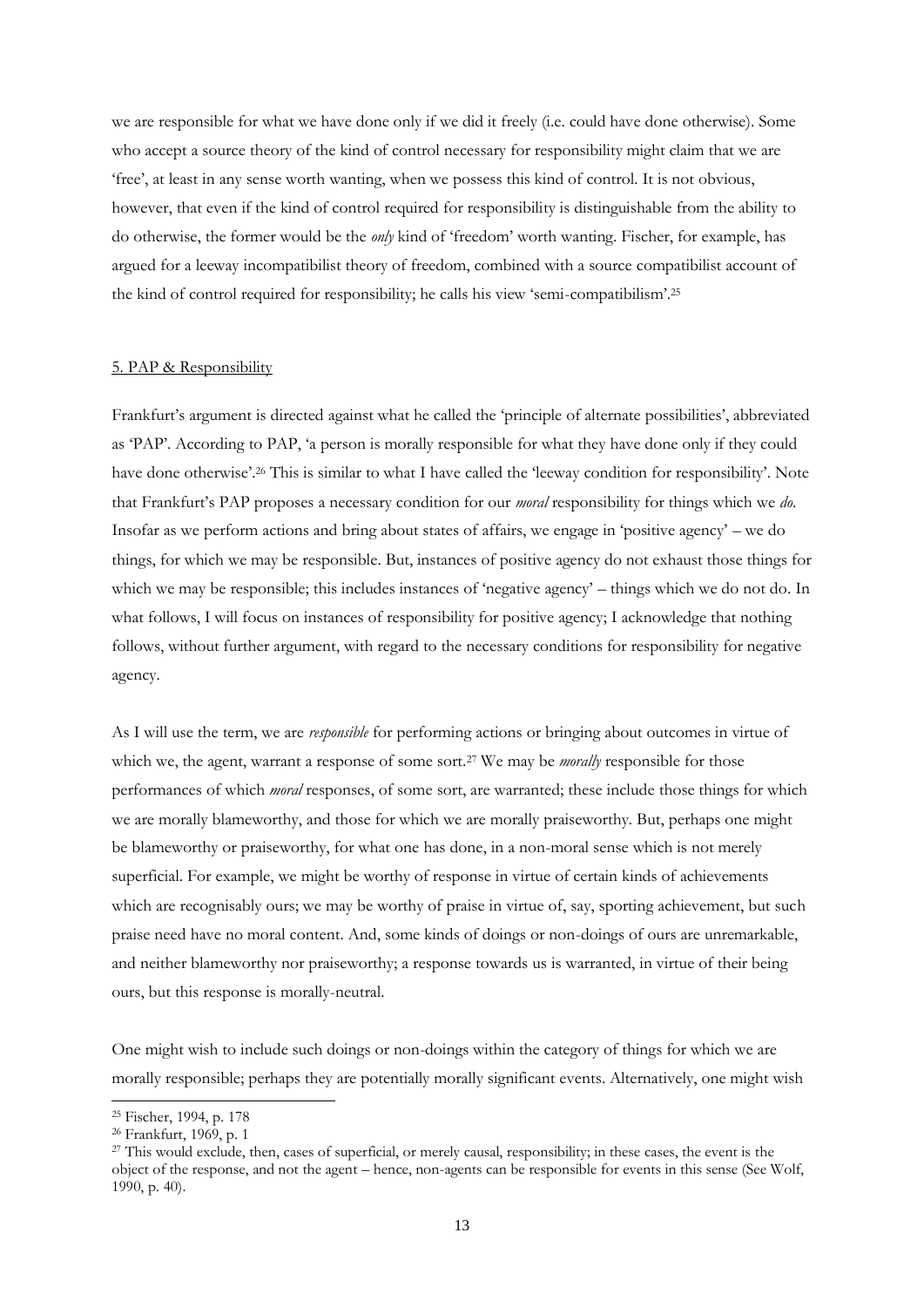we are responsible for what we have done only if we did it freely (i.e. could have done otherwise). Some who accept a source theory of the kind of control necessary for responsibility might claim that we are 'free', at least in any sense worth wanting, when we possess this kind of control. It is not obvious, however, that even if the kind of control required for responsibility is distinguishable from the ability to do otherwise, the former would be the *only* kind of 'freedom' worth wanting. Fischer, for example, has argued for a leeway incompatibilist theory of freedom, combined with a source compatibilist account of the kind of control required for responsibility; he calls his view 'semi-compatibilism'.[25]

## 5. PAP & Responsibility

Frankfurt's argument is directed against what he called the 'principle of alternate possibilities', abbreviated as 'PAP'. According to PAP, 'a person is morally responsible for what they have done only if they could have done otherwise'.[26] This is similar to what I have called the 'leeway condition for responsibility'. Note that Frankfurt's PAP proposes a necessary condition for our *moral* responsibility for things which we *do*. Insofar as we perform actions and bring about states of affairs, we engage in 'positive agency' – we do things, for which we may be responsible. But, instances of positive agency do not exhaust those things for which we may be responsible; this includes instances of 'negative agency' – things which we do not do. In what follows, I will focus on instances of responsibility for positive agency; I acknowledge that nothing follows, without further argument, with regard to the necessary conditions for responsibility for negative agency.

As I will use the term, we are *responsible* for performing actions or bringing about outcomes in virtue of which we, the agent, warrant a response of some sort.[27] We may be *morally* responsible for those performances of which *moral* responses, of some sort, are warranted; these include those things for which we are morally blameworthy, and those for which we are morally praiseworthy. But, perhaps one might be blameworthy or praiseworthy, for what one has done, in a non-moral sense which is not merely superficial. For example, we might be worthy of response in virtue of certain kinds of achievements which are recognisably ours; we may be worthy of praise in virtue of, say, sporting achievement, but such praise need have no moral content. And, some kinds of doings or non-doings of ours are unremarkable, and neither blameworthy nor praiseworthy; a response towards us is warranted, in virtue of their being ours, but this response is morally-neutral.

One might wish to include such doings or non-doings within the category of things for which we are morally responsible; perhaps they are potentially morally significant events. Alternatively, one might wish

---

[25] Fischer, 1994, p. 178

[26] Frankfurt, 1969, p. 1

[27] This would exclude, then, cases of superficial, or merely causal, responsibility; in these cases, the event is the object of the response, and not the agent – hence, non-agents can be responsible for events in this sense (See Wolf, 1990, p. 40).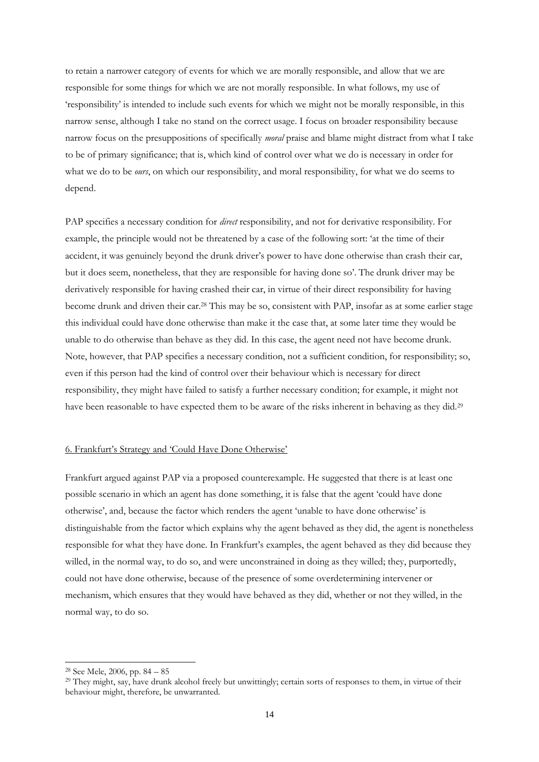to retain a narrower category of events for which we are morally responsible, and allow that we are responsible for some things for which we are not morally responsible. In what follows, my use of 'responsibility' is intended to include such events for which we might not be morally responsible, in this narrow sense, although I take no stand on the correct usage. I focus on broader responsibility because narrow focus on the presuppositions of specifically *moral* praise and blame might distract from what I take to be of primary significance; that is, which kind of control over what we do is necessary in order for what we do to be *ours*, on which our responsibility, and moral responsibility, for what we do seems to depend.

PAP specifies a necessary condition for *direct* responsibility, and not for derivative responsibility. For example, the principle would not be threatened by a case of the following sort: 'at the time of their accident, it was genuinely beyond the drunk driver's power to have done otherwise than crash their car, but it does seem, nonetheless, that they are responsible for having done so'. The drunk driver may be derivatively responsible for having crashed their car, in virtue of their direct responsibility for having become drunk and driven their car.[28] This may be so, consistent with PAP, insofar as at some earlier stage this individual could have done otherwise than make it the case that, at some later time they would be unable to do otherwise than behave as they did. In this case, the agent need not have become drunk. Note, however, that PAP specifies a necessary condition, not a sufficient condition, for responsibility; so, even if this person had the kind of control over their behaviour which is necessary for direct responsibility, they might have failed to satisfy a further necessary condition; for example, it might not have been reasonable to have expected them to be aware of the risks inherent in behaving as they did.[29]

## 6. Frankfurt's Strategy and 'Could Have Done Otherwise'

Frankfurt argued against PAP via a proposed counterexample. He suggested that there is at least one possible scenario in which an agent has done something, it is false that the agent 'could have done otherwise', and, because the factor which renders the agent 'unable to have done otherwise' is distinguishable from the factor which explains why the agent behaved as they did, the agent is nonetheless responsible for what they have done. In Frankfurt's examples, the agent behaved as they did because they willed, in the normal way, to do so, and were unconstrained in doing as they willed; they, purportedly, could not have done otherwise, because of the presence of some overdetermining intervener or mechanism, which ensures that they would have behaved as they did, whether or not they willed, in the normal way, to do so.

---

[28] See Mele, 2006, pp. 84 – 85

[29] They might, say, have drunk alcohol freely but unwittingly; certain sorts of responses to them, in virtue of their behaviour might, therefore, be unwarranted.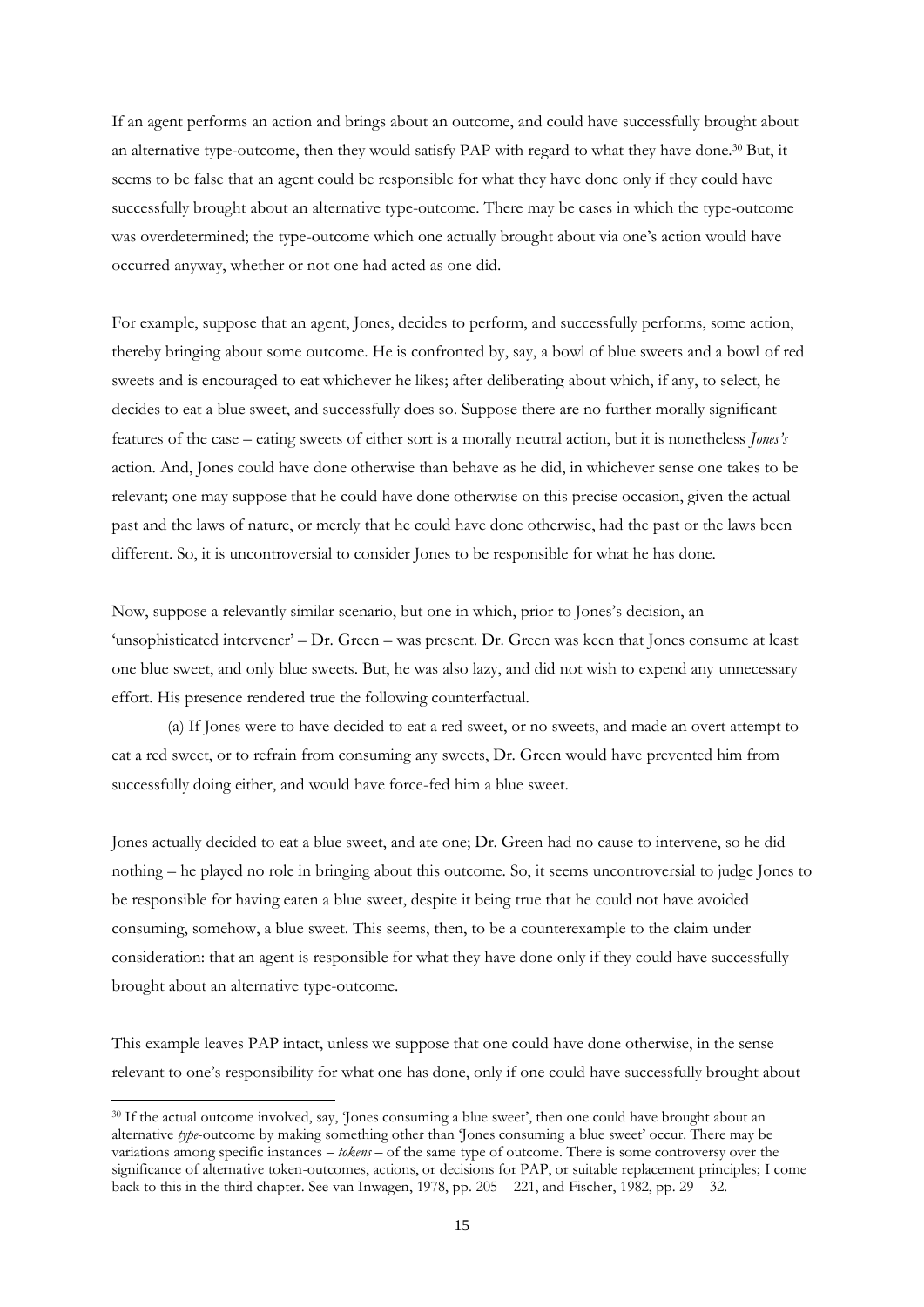If an agent performs an action and brings about an outcome, and could have successfully brought about an alternative type-outcome, then they would satisfy PAP with regard to what they have done.[30] But, it seems to be false that an agent could be responsible for what they have done only if they could have successfully brought about an alternative type-outcome. There may be cases in which the type-outcome was overdetermined; the type-outcome which one actually brought about via one's action would have occurred anyway, whether or not one had acted as one did.

For example, suppose that an agent, Jones, decides to perform, and successfully performs, some action, thereby bringing about some outcome. He is confronted by, say, a bowl of blue sweets and a bowl of red sweets and is encouraged to eat whichever he likes; after deliberating about which, if any, to select, he decides to eat a blue sweet, and successfully does so. Suppose there are no further morally significant features of the case – eating sweets of either sort is a morally neutral action, but it is nonetheless *Jones's* action. And, Jones could have done otherwise than behave as he did, in whichever sense one takes to be relevant; one may suppose that he could have done otherwise on this precise occasion, given the actual past and the laws of nature, or merely that he could have done otherwise, had the past or the laws been different. So, it is uncontroversial to consider Jones to be responsible for what he has done.

Now, suppose a relevantly similar scenario, but one in which, prior to Jones's decision, an 'unsophisticated intervener' – Dr. Green – was present. Dr. Green was keen that Jones consume at least one blue sweet, and only blue sweets. But, he was also lazy, and did not wish to expend any unnecessary effort. His presence rendered true the following counterfactual.

(a) If Jones were to have decided to eat a red sweet, or no sweets, and made an overt attempt to eat a red sweet, or to refrain from consuming any sweets, Dr. Green would have prevented him from successfully doing either, and would have force-fed him a blue sweet.

Jones actually decided to eat a blue sweet, and ate one; Dr. Green had no cause to intervene, so he did nothing – he played no role in bringing about this outcome. So, it seems uncontroversial to judge Jones to be responsible for having eaten a blue sweet, despite it being true that he could not have avoided consuming, somehow, a blue sweet. This seems, then, to be a counterexample to the claim under consideration: that an agent is responsible for what they have done only if they could have successfully brought about an alternative type-outcome.

This example leaves PAP intact, unless we suppose that one could have done otherwise, in the sense relevant to one's responsibility for what one has done, only if one could have successfully brought about

---

[30] If the actual outcome involved, say, 'Jones consuming a blue sweet', then one could have brought about an alternative *type*-outcome by making something other than 'Jones consuming a blue sweet' occur. There may be variations among specific instances – *tokens* – of the same type of outcome. There is some controversy over the significance of alternative token-outcomes, actions, or decisions for PAP, or suitable replacement principles; I come back to this in the third chapter. See van Inwagen, 1978, pp. 205 – 221, and Fischer, 1982, pp. 29 – 32.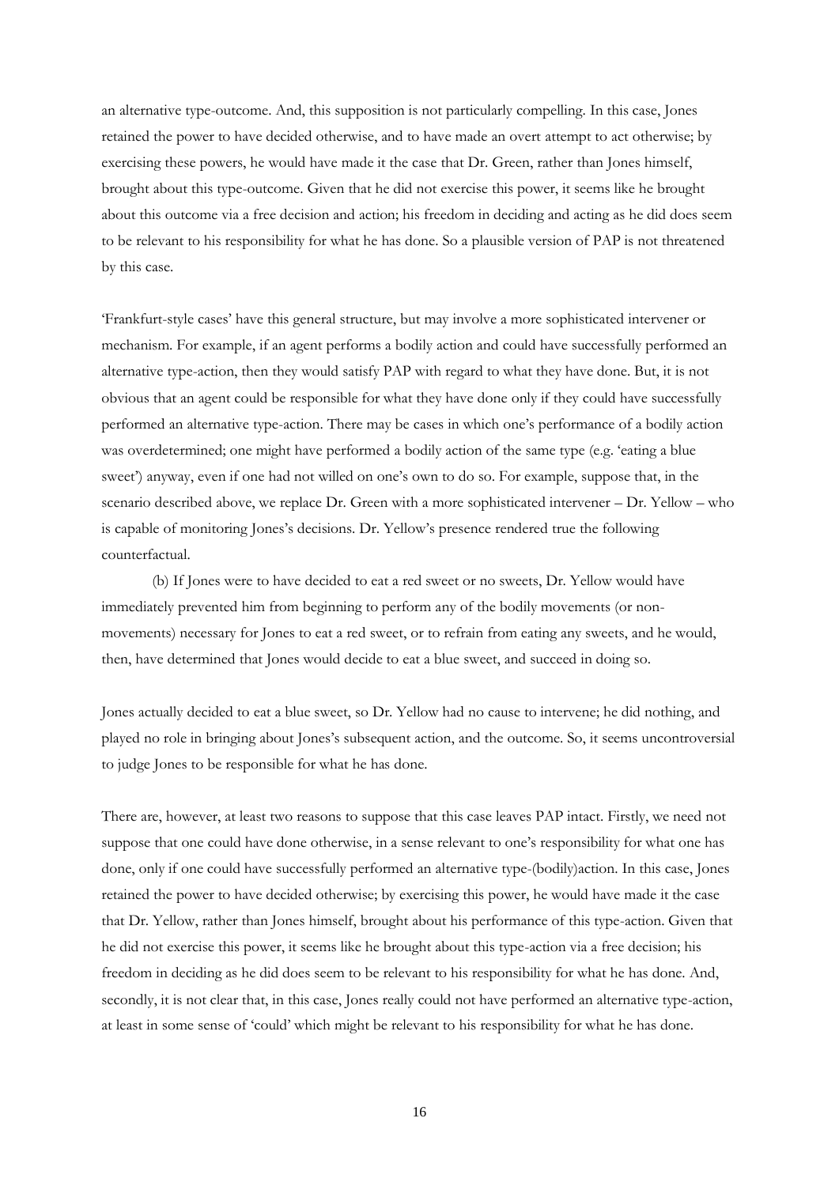an alternative type-outcome. And, this supposition is not particularly compelling. In this case, Jones retained the power to have decided otherwise, and to have made an overt attempt to act otherwise; by exercising these powers, he would have made it the case that Dr. Green, rather than Jones himself, brought about this type-outcome. Given that he did not exercise this power, it seems like he brought about this outcome via a free decision and action; his freedom in deciding and acting as he did does seem to be relevant to his responsibility for what he has done. So a plausible version of PAP is not threatened by this case.

'Frankfurt-style cases' have this general structure, but may involve a more sophisticated intervener or mechanism. For example, if an agent performs a bodily action and could have successfully performed an alternative type-action, then they would satisfy PAP with regard to what they have done. But, it is not obvious that an agent could be responsible for what they have done only if they could have successfully performed an alternative type-action. There may be cases in which one's performance of a bodily action was overdetermined; one might have performed a bodily action of the same type (e.g. 'eating a blue sweet') anyway, even if one had not willed on one's own to do so. For example, suppose that, in the scenario described above, we replace Dr. Green with a more sophisticated intervener – Dr. Yellow – who is capable of monitoring Jones's decisions. Dr. Yellow's presence rendered true the following counterfactual.

(b) If Jones were to have decided to eat a red sweet or no sweets, Dr. Yellow would have immediately prevented him from beginning to perform any of the bodily movements (or non-movements) necessary for Jones to eat a red sweet, or to refrain from eating any sweets, and he would, then, have determined that Jones would decide to eat a blue sweet, and succeed in doing so.

Jones actually decided to eat a blue sweet, so Dr. Yellow had no cause to intervene; he did nothing, and played no role in bringing about Jones's subsequent action, and the outcome. So, it seems uncontroversial to judge Jones to be responsible for what he has done.

There are, however, at least two reasons to suppose that this case leaves PAP intact. Firstly, we need not suppose that one could have done otherwise, in a sense relevant to one's responsibility for what one has done, only if one could have successfully performed an alternative type-(bodily)action. In this case, Jones retained the power to have decided otherwise; by exercising this power, he would have made it the case that Dr. Yellow, rather than Jones himself, brought about his performance of this type-action. Given that he did not exercise this power, it seems like he brought about this type-action via a free decision; his freedom in deciding as he did does seem to be relevant to his responsibility for what he has done. And, secondly, it is not clear that, in this case, Jones really could not have performed an alternative type-action, at least in some sense of 'could' which might be relevant to his responsibility for what he has done.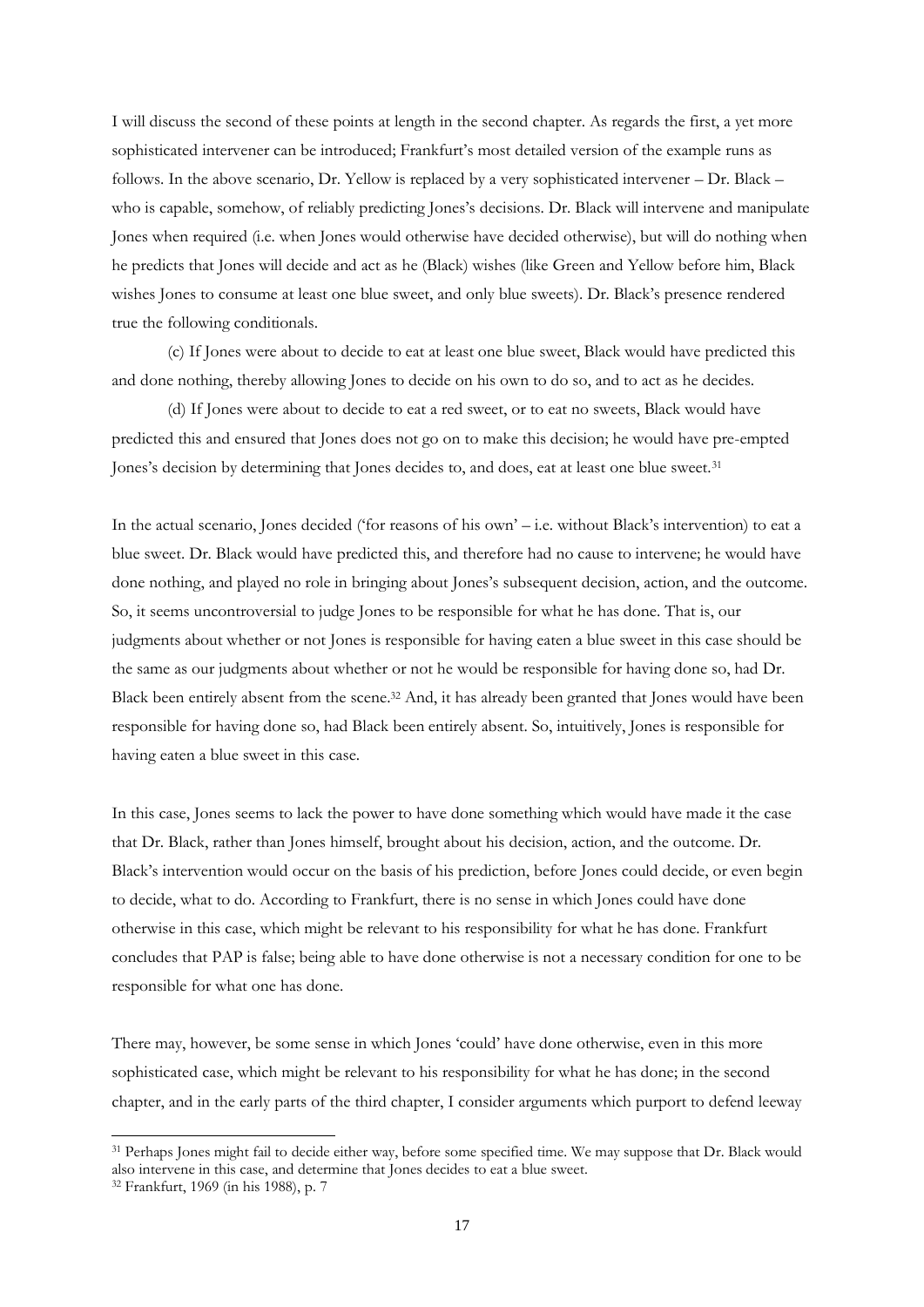I will discuss the second of these points at length in the second chapter. As regards the first, a yet more sophisticated intervener can be introduced; Frankfurt's most detailed version of the example runs as follows. In the above scenario, Dr. Yellow is replaced by a very sophisticated intervener – Dr. Black – who is capable, somehow, of reliably predicting Jones's decisions. Dr. Black will intervene and manipulate Jones when required (i.e. when Jones would otherwise have decided otherwise), but will do nothing when he predicts that Jones will decide and act as he (Black) wishes (like Green and Yellow before him, Black wishes Jones to consume at least one blue sweet, and only blue sweets). Dr. Black's presence rendered true the following conditionals.

(c) If Jones were about to decide to eat at least one blue sweet, Black would have predicted this and done nothing, thereby allowing Jones to decide on his own to do so, and to act as he decides.

(d) If Jones were about to decide to eat a red sweet, or to eat no sweets, Black would have predicted this and ensured that Jones does not go on to make this decision; he would have pre-empted Jones's decision by determining that Jones decides to, and does, eat at least one blue sweet.[31]

In the actual scenario, Jones decided ('for reasons of his own' – i.e. without Black's intervention) to eat a blue sweet. Dr. Black would have predicted this, and therefore had no cause to intervene; he would have done nothing, and played no role in bringing about Jones's subsequent decision, action, and the outcome. So, it seems uncontroversial to judge Jones to be responsible for what he has done. That is, our judgments about whether or not Jones is responsible for having eaten a blue sweet in this case should be the same as our judgments about whether or not he would be responsible for having done so, had Dr. Black been entirely absent from the scene.[32] And, it has already been granted that Jones would have been responsible for having done so, had Black been entirely absent. So, intuitively, Jones is responsible for having eaten a blue sweet in this case.

In this case, Jones seems to lack the power to have done something which would have made it the case that Dr. Black, rather than Jones himself, brought about his decision, action, and the outcome. Dr. Black's intervention would occur on the basis of his prediction, before Jones could decide, or even begin to decide, what to do. According to Frankfurt, there is no sense in which Jones could have done otherwise in this case, which might be relevant to his responsibility for what he has done. Frankfurt concludes that PAP is false; being able to have done otherwise is not a necessary condition for one to be responsible for what one has done.

There may, however, be some sense in which Jones 'could' have done otherwise, even in this more sophisticated case, which might be relevant to his responsibility for what he has done; in the second chapter, and in the early parts of the third chapter, I consider arguments which purport to defend leeway

---

[31] Perhaps Jones might fail to decide either way, before some specified time. We may suppose that Dr. Black would also intervene in this case, and determine that Jones decides to eat a blue sweet.

[32] Frankfurt, 1969 (in his 1988), p. 7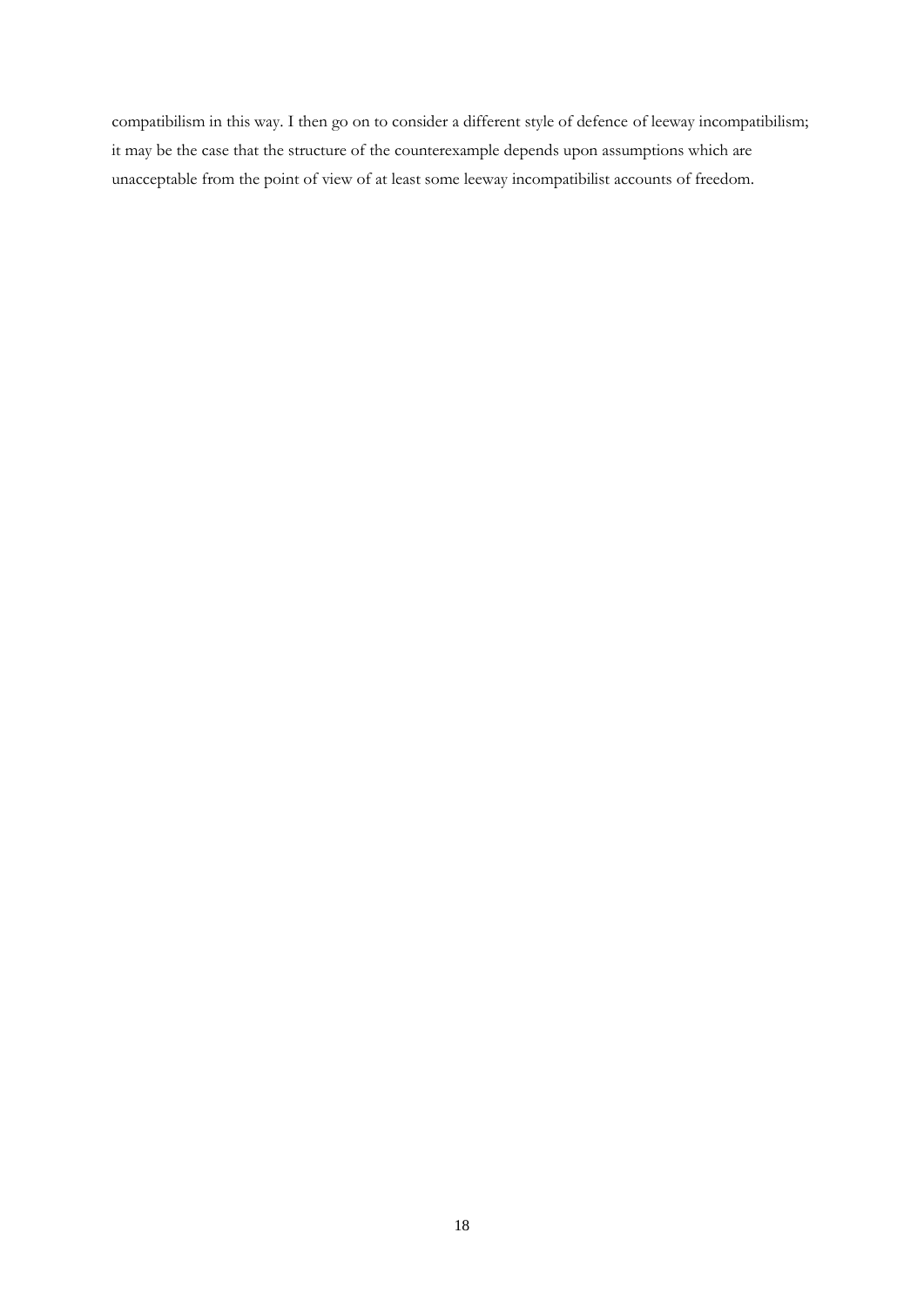compatibilism in this way. I then go on to consider a different style of defence of leeway incompatibilism; it may be the case that the structure of the counterexample depends upon assumptions which are unacceptable from the point of view of at least some leeway incompatibilist accounts of freedom.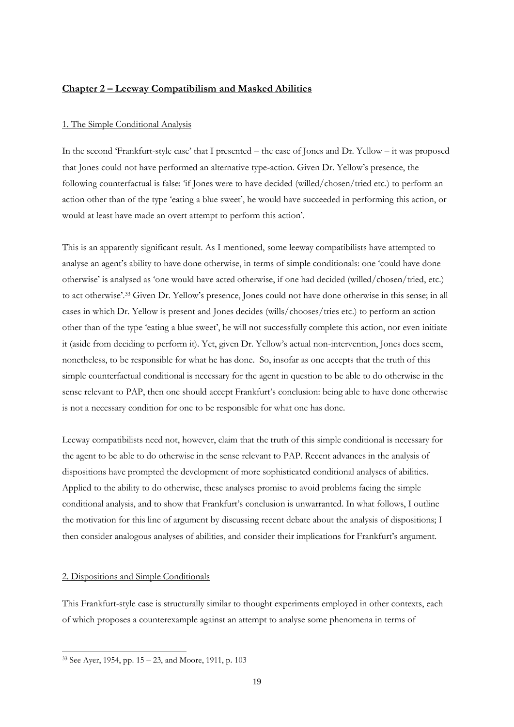## **Chapter 2 – Leeway Compatibilism and Masked Abilities**

### 1. The Simple Conditional Analysis

In the second 'Frankfurt-style case' that I presented – the case of Jones and Dr. Yellow – it was proposed that Jones could not have performed an alternative type-action. Given Dr. Yellow's presence, the following counterfactual is false: 'if Jones were to have decided (willed/chosen/tried etc.) to perform an action other than of the type 'eating a blue sweet', he would have succeeded in performing this action, or would at least have made an overt attempt to perform this action'.

This is an apparently significant result. As I mentioned, some leeway compatibilists have attempted to analyse an agent's ability to have done otherwise, in terms of simple conditionals: one 'could have done otherwise' is analysed as 'one would have acted otherwise, if one had decided (willed/chosen/tried, etc.) to act otherwise'.[33] Given Dr. Yellow's presence, Jones could not have done otherwise in this sense; in all cases in which Dr. Yellow is present and Jones decides (wills/chooses/tries etc.) to perform an action other than of the type 'eating a blue sweet', he will not successfully complete this action, nor even initiate it (aside from deciding to perform it). Yet, given Dr. Yellow's actual non-intervention, Jones does seem, nonetheless, to be responsible for what he has done. So, insofar as one accepts that the truth of this simple counterfactual conditional is necessary for the agent in question to be able to do otherwise in the sense relevant to PAP, then one should accept Frankfurt's conclusion: being able to have done otherwise is not a necessary condition for one to be responsible for what one has done.

Leeway compatibilists need not, however, claim that the truth of this simple conditional is necessary for the agent to be able to do otherwise in the sense relevant to PAP. Recent advances in the analysis of dispositions have prompted the development of more sophisticated conditional analyses of abilities. Applied to the ability to do otherwise, these analyses promise to avoid problems facing the simple conditional analysis, and to show that Frankfurt's conclusion is unwarranted. In what follows, I outline the motivation for this line of argument by discussing recent debate about the analysis of dispositions; I then consider analogous analyses of abilities, and consider their implications for Frankfurt's argument.

### 2. Dispositions and Simple Conditionals

This Frankfurt-style case is structurally similar to thought experiments employed in other contexts, each of which proposes a counterexample against an attempt to analyse some phenomena in terms of

---

[33] See Ayer, 1954, pp. 15 – 23, and Moore, 1911, p. 103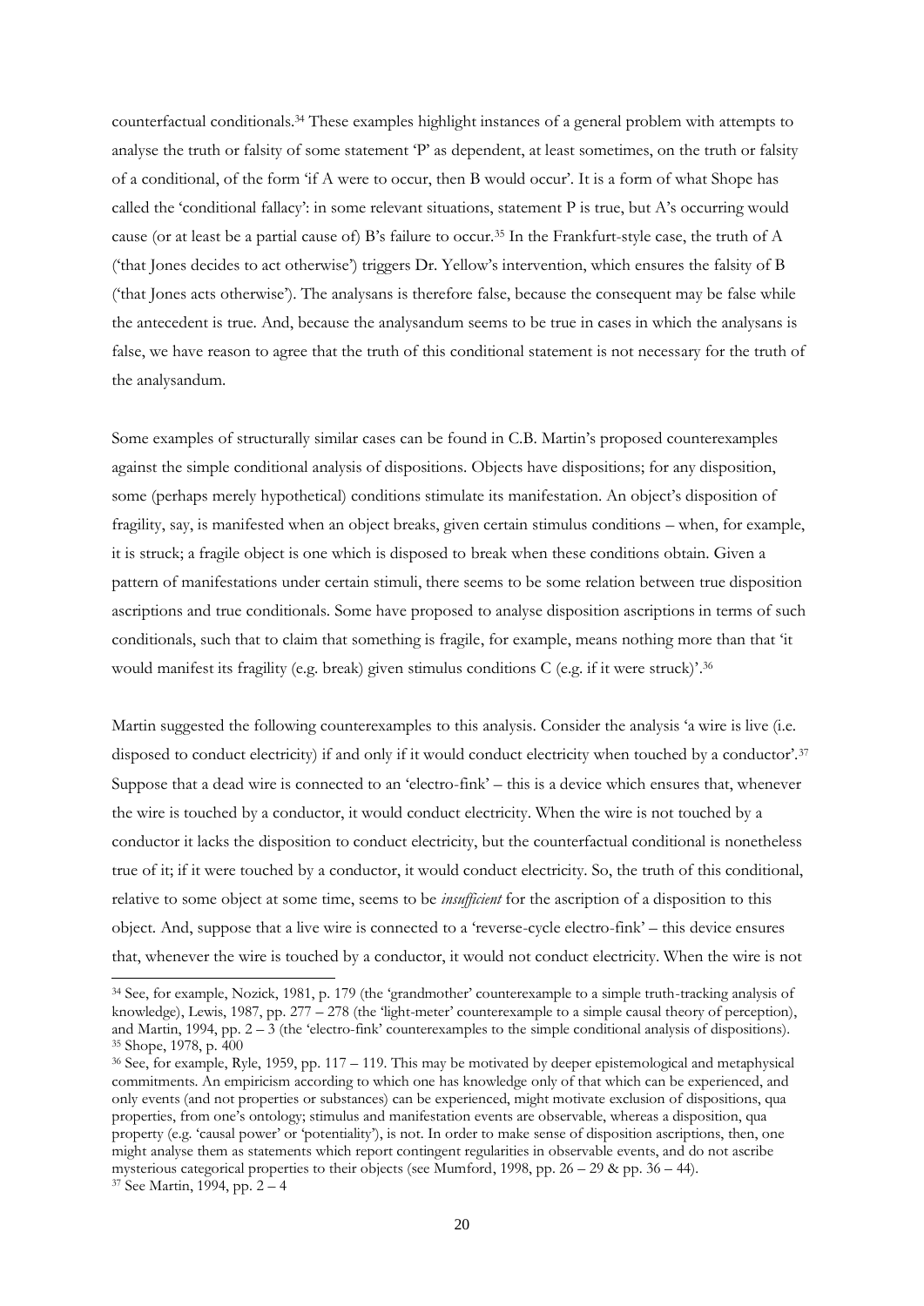counterfactual conditionals.[34] These examples highlight instances of a general problem with attempts to analyse the truth or falsity of some statement 'P' as dependent, at least sometimes, on the truth or falsity of a conditional, of the form 'if A were to occur, then B would occur'. It is a form of what Shope has called the 'conditional fallacy': in some relevant situations, statement P is true, but A's occurring would cause (or at least be a partial cause of) B's failure to occur.[35] In the Frankfurt-style case, the truth of A ('that Jones decides to act otherwise') triggers Dr. Yellow's intervention, which ensures the falsity of B ('that Jones acts otherwise'). The analysans is therefore false, because the consequent may be false while the antecedent is true. And, because the analysandum seems to be true in cases in which the analysans is false, we have reason to agree that the truth of this conditional statement is not necessary for the truth of the analysandum.

Some examples of structurally similar cases can be found in C.B. Martin's proposed counterexamples against the simple conditional analysis of dispositions. Objects have dispositions; for any disposition, some (perhaps merely hypothetical) conditions stimulate its manifestation. An object's disposition of fragility, say, is manifested when an object breaks, given certain stimulus conditions – when, for example, it is struck; a fragile object is one which is disposed to break when these conditions obtain. Given a pattern of manifestations under certain stimuli, there seems to be some relation between true disposition ascriptions and true conditionals. Some have proposed to analyse disposition ascriptions in terms of such conditionals, such that to claim that something is fragile, for example, means nothing more than that 'it would manifest its fragility (e.g. break) given stimulus conditions C (e.g. if it were struck)'.[36]

Martin suggested the following counterexamples to this analysis. Consider the analysis 'a wire is live (i.e. disposed to conduct electricity) if and only if it would conduct electricity when touched by a conductor'.[37] Suppose that a dead wire is connected to an 'electro-fink' – this is a device which ensures that, whenever the wire is touched by a conductor, it would conduct electricity. When the wire is not touched by a conductor it lacks the disposition to conduct electricity, but the counterfactual conditional is nonetheless true of it; if it were touched by a conductor, it would conduct electricity. So, the truth of this conditional, relative to some object at some time, seems to be *insufficient* for the ascription of a disposition to this object. And, suppose that a live wire is connected to a 'reverse-cycle electro-fink' – this device ensures that, whenever the wire is touched by a conductor, it would not conduct electricity. When the wire is not

---

[34] See, for example, Nozick, 1981, p. 179 (the 'grandmother' counterexample to a simple truth-tracking analysis of knowledge), Lewis, 1987, pp. 277 – 278 (the 'light-meter' counterexample to a simple causal theory of perception), and Martin, 1994, pp. 2 – 3 (the 'electro-fink' counterexamples to the simple conditional analysis of dispositions).

[35] Shope, 1978, p. 400

[36] See, for example, Ryle, 1959, pp. 117 – 119. This may be motivated by deeper epistemological and metaphysical commitments. An empiricism according to which one has knowledge only of that which can be experienced, and only events (and not properties or substances) can be experienced, might motivate exclusion of dispositions, qua properties, from one's ontology; stimulus and manifestation events are observable, whereas a disposition, qua property (e.g. 'causal power' or 'potentiality'), is not. In order to make sense of disposition ascriptions, then, one might analyse them as statements which report contingent regularities in observable events, and do not ascribe mysterious categorical properties to their objects (see Mumford, 1998, pp. 26 – 29 & pp. 36 – 44).

[37] See Martin, 1994, pp. 2 – 4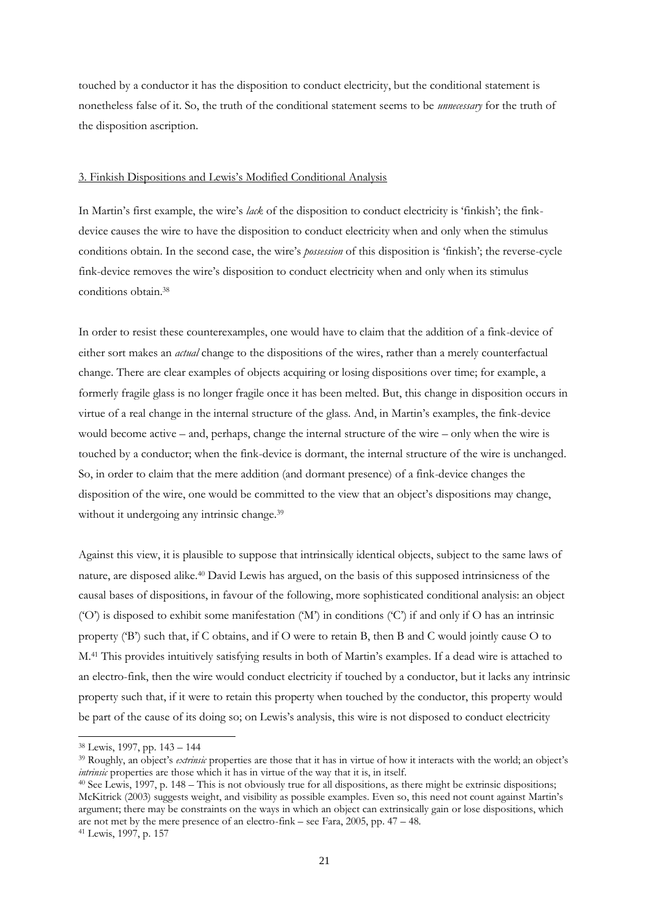touched by a conductor it has the disposition to conduct electricity, but the conditional statement is nonetheless false of it. So, the truth of the conditional statement seems to be *unnecessary* for the truth of the disposition ascription.

## 3. Finkish Dispositions and Lewis's Modified Conditional Analysis

In Martin's first example, the wire's *lack* of the disposition to conduct electricity is 'finkish'; the fink-device causes the wire to have the disposition to conduct electricity when and only when the stimulus conditions obtain. In the second case, the wire's *possession* of this disposition is 'finkish'; the reverse-cycle fink-device removes the wire's disposition to conduct electricity when and only when its stimulus conditions obtain.[38]

In order to resist these counterexamples, one would have to claim that the addition of a fink-device of either sort makes an *actual* change to the dispositions of the wires, rather than a merely counterfactual change. There are clear examples of objects acquiring or losing dispositions over time; for example, a formerly fragile glass is no longer fragile once it has been melted. But, this change in disposition occurs in virtue of a real change in the internal structure of the glass. And, in Martin's examples, the fink-device would become active – and, perhaps, change the internal structure of the wire – only when the wire is touched by a conductor; when the fink-device is dormant, the internal structure of the wire is unchanged. So, in order to claim that the mere addition (and dormant presence) of a fink-device changes the disposition of the wire, one would be committed to the view that an object's dispositions may change, without it undergoing any intrinsic change.[39]

Against this view, it is plausible to suppose that intrinsically identical objects, subject to the same laws of nature, are disposed alike.[40] David Lewis has argued, on the basis of this supposed intrinsicness of the causal bases of dispositions, in favour of the following, more sophisticated conditional analysis: an object ('O') is disposed to exhibit some manifestation ('M') in conditions ('C') if and only if O has an intrinsic property ('B') such that, if C obtains, and if O were to retain B, then B and C would jointly cause O to M.[41] This provides intuitively satisfying results in both of Martin's examples. If a dead wire is attached to an electro-fink, then the wire would conduct electricity if touched by a conductor, but it lacks any intrinsic property such that, if it were to retain this property when touched by the conductor, this property would be part of the cause of its doing so; on Lewis's analysis, this wire is not disposed to conduct electricity

---

[38] Lewis, 1997, pp. 143 – 144

[39] Roughly, an object's *extrinsic* properties are those that it has in virtue of how it interacts with the world; an object's *intrinsic* properties are those which it has in virtue of the way that it is, in itself.

[40] See Lewis, 1997, p. 148 – This is not obviously true for all dispositions, as there might be extrinsic dispositions; McKitrick (2003) suggests weight, and visibility as possible examples. Even so, this need not count against Martin's argument; there may be constraints on the ways in which an object can extrinsically gain or lose dispositions, which are not met by the mere presence of an electro-fink – see Fara, 2005, pp. 47 – 48.

[41] Lewis, 1997, p. 157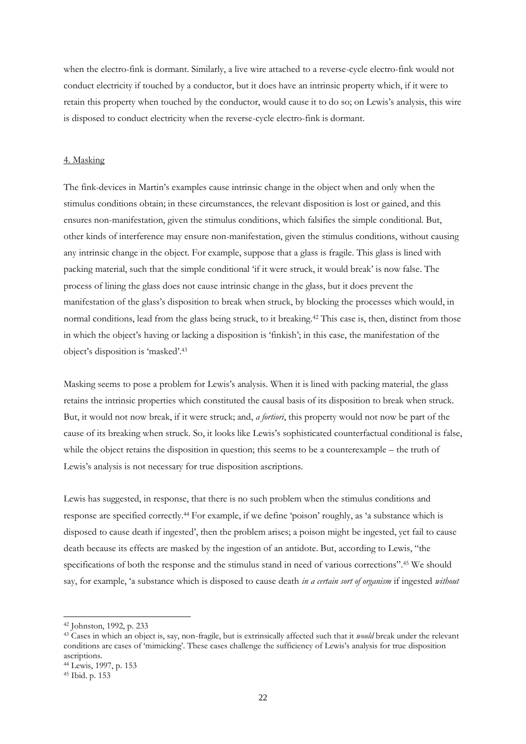when the electro-fink is dormant. Similarly, a live wire attached to a reverse-cycle electro-fink would not conduct electricity if touched by a conductor, but it does have an intrinsic property which, if it were to retain this property when touched by the conductor, would cause it to do so; on Lewis's analysis, this wire is disposed to conduct electricity when the reverse-cycle electro-fink is dormant.

## 4. Masking

The fink-devices in Martin's examples cause intrinsic change in the object when and only when the stimulus conditions obtain; in these circumstances, the relevant disposition is lost or gained, and this ensures non-manifestation, given the stimulus conditions, which falsifies the simple conditional. But, other kinds of interference may ensure non-manifestation, given the stimulus conditions, without causing any intrinsic change in the object. For example, suppose that a glass is fragile. This glass is lined with packing material, such that the simple conditional 'if it were struck, it would break' is now false. The process of lining the glass does not cause intrinsic change in the glass, but it does prevent the manifestation of the glass's disposition to break when struck, by blocking the processes which would, in normal conditions, lead from the glass being struck, to it breaking.[42] This case is, then, distinct from those in which the object's having or lacking a disposition is 'finkish'; in this case, the manifestation of the object's disposition is 'masked'.[43]

Masking seems to pose a problem for Lewis's analysis. When it is lined with packing material, the glass retains the intrinsic properties which constituted the causal basis of its disposition to break when struck. But, it would not now break, if it were struck; and, *a fortiori*, this property would not now be part of the cause of its breaking when struck. So, it looks like Lewis's sophisticated counterfactual conditional is false, while the object retains the disposition in question; this seems to be a counterexample – the truth of Lewis's analysis is not necessary for true disposition ascriptions.

Lewis has suggested, in response, that there is no such problem when the stimulus conditions and response are specified correctly.[44] For example, if we define 'poison' roughly, as 'a substance which is disposed to cause death if ingested', then the problem arises; a poison might be ingested, yet fail to cause death because its effects are masked by the ingestion of an antidote. But, according to Lewis, "the specifications of both the response and the stimulus stand in need of various corrections".[45] We should say, for example, 'a substance which is disposed to cause death *in a certain sort of organism* if ingested *without*

---

[42] Johnston, 1992, p. 233

[43] Cases in which an object is, say, non-fragile, but is extrinsically affected such that it *would* break under the relevant conditions are cases of 'mimicking'. These cases challenge the sufficiency of Lewis's analysis for true disposition ascriptions.

[44] Lewis, 1997, p. 153

[45] Ibid. p. 153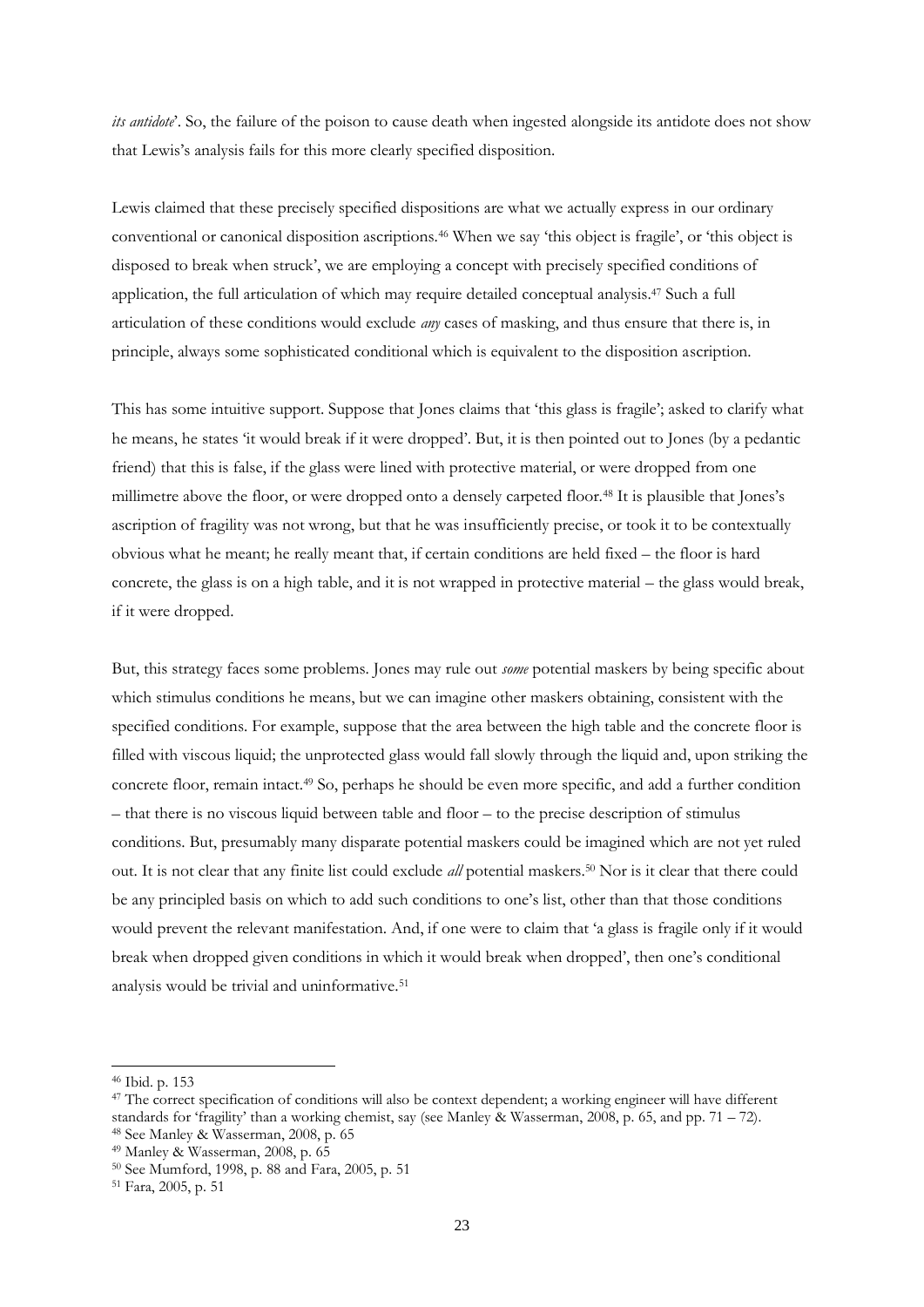*its antidote*'. So, the failure of the poison to cause death when ingested alongside its antidote does not show that Lewis's analysis fails for this more clearly specified disposition.

Lewis claimed that these precisely specified dispositions are what we actually express in our ordinary conventional or canonical disposition ascriptions.[46] When we say 'this object is fragile', or 'this object is disposed to break when struck', we are employing a concept with precisely specified conditions of application, the full articulation of which may require detailed conceptual analysis.[47] Such a full articulation of these conditions would exclude *any* cases of masking, and thus ensure that there is, in principle, always some sophisticated conditional which is equivalent to the disposition ascription.

This has some intuitive support. Suppose that Jones claims that 'this glass is fragile'; asked to clarify what he means, he states 'it would break if it were dropped'. But, it is then pointed out to Jones (by a pedantic friend) that this is false, if the glass were lined with protective material, or were dropped from one millimetre above the floor, or were dropped onto a densely carpeted floor.[48] It is plausible that Jones's ascription of fragility was not wrong, but that he was insufficiently precise, or took it to be contextually obvious what he meant; he really meant that, if certain conditions are held fixed – the floor is hard concrete, the glass is on a high table, and it is not wrapped in protective material – the glass would break, if it were dropped.

But, this strategy faces some problems. Jones may rule out *some* potential maskers by being specific about which stimulus conditions he means, but we can imagine other maskers obtaining, consistent with the specified conditions. For example, suppose that the area between the high table and the concrete floor is filled with viscous liquid; the unprotected glass would fall slowly through the liquid and, upon striking the concrete floor, remain intact.[49] So, perhaps he should be even more specific, and add a further condition – that there is no viscous liquid between table and floor – to the precise description of stimulus conditions. But, presumably many disparate potential maskers could be imagined which are not yet ruled out. It is not clear that any finite list could exclude *all* potential maskers.[50] Nor is it clear that there could be any principled basis on which to add such conditions to one's list, other than that those conditions would prevent the relevant manifestation. And, if one were to claim that 'a glass is fragile only if it would break when dropped given conditions in which it would break when dropped', then one's conditional analysis would be trivial and uninformative.[51]

---

[46] Ibid. p. 153

[47] The correct specification of conditions will also be context dependent; a working engineer will have different standards for 'fragility' than a working chemist, say (see Manley & Wasserman, 2008, p. 65, and pp. 71 – 72).

[48] See Manley & Wasserman, 2008, p. 65

[49] Manley & Wasserman, 2008, p. 65

[50] See Mumford, 1998, p. 88 and Fara, 2005, p. 51

[51] Fara, 2005, p. 51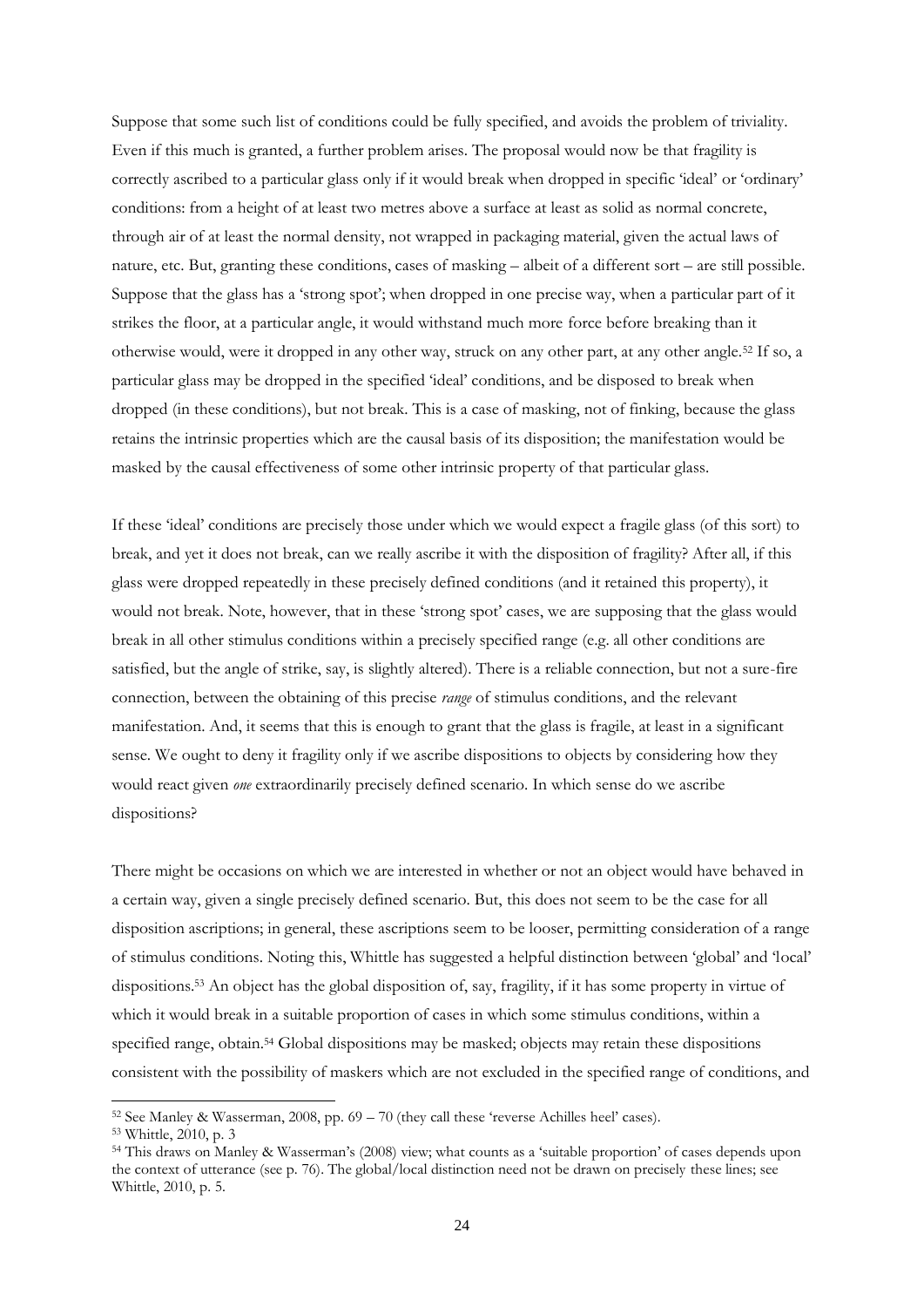Suppose that some such list of conditions could be fully specified, and avoids the problem of triviality. Even if this much is granted, a further problem arises. The proposal would now be that fragility is correctly ascribed to a particular glass only if it would break when dropped in specific 'ideal' or 'ordinary' conditions: from a height of at least two metres above a surface at least as solid as normal concrete, through air of at least the normal density, not wrapped in packaging material, given the actual laws of nature, etc. But, granting these conditions, cases of masking – albeit of a different sort – are still possible. Suppose that the glass has a 'strong spot'; when dropped in one precise way, when a particular part of it strikes the floor, at a particular angle, it would withstand much more force before breaking than it otherwise would, were it dropped in any other way, struck on any other part, at any other angle.[52] If so, a particular glass may be dropped in the specified 'ideal' conditions, and be disposed to break when dropped (in these conditions), but not break. This is a case of masking, not of finking, because the glass retains the intrinsic properties which are the causal basis of its disposition; the manifestation would be masked by the causal effectiveness of some other intrinsic property of that particular glass.

If these 'ideal' conditions are precisely those under which we would expect a fragile glass (of this sort) to break, and yet it does not break, can we really ascribe it with the disposition of fragility? After all, if this glass were dropped repeatedly in these precisely defined conditions (and it retained this property), it would not break. Note, however, that in these 'strong spot' cases, we are supposing that the glass would break in all other stimulus conditions within a precisely specified range (e.g. all other conditions are satisfied, but the angle of strike, say, is slightly altered). There is a reliable connection, but not a sure-fire connection, between the obtaining of this precise *range* of stimulus conditions, and the relevant manifestation. And, it seems that this is enough to grant that the glass is fragile, at least in a significant sense. We ought to deny it fragility only if we ascribe dispositions to objects by considering how they would react given *one* extraordinarily precisely defined scenario. In which sense do we ascribe dispositions?

There might be occasions on which we are interested in whether or not an object would have behaved in a certain way, given a single precisely defined scenario. But, this does not seem to be the case for all disposition ascriptions; in general, these ascriptions seem to be looser, permitting consideration of a range of stimulus conditions. Noting this, Whittle has suggested a helpful distinction between 'global' and 'local' dispositions.[53] An object has the global disposition of, say, fragility, if it has some property in virtue of which it would break in a suitable proportion of cases in which some stimulus conditions, within a specified range, obtain.[54] Global dispositions may be masked; objects may retain these dispositions consistent with the possibility of maskers which are not excluded in the specified range of conditions, and

[52] See Manley & Wasserman, 2008, pp. 69 – 70 (they call these 'reverse Achilles heel' cases).

[53] Whittle, 2010, p. 3

[54] This draws on Manley & Wasserman's (2008) view; what counts as a 'suitable proportion' of cases depends upon the context of utterance (see p. 76). The global/local distinction need not be drawn on precisely these lines; see Whittle, 2010, p. 5.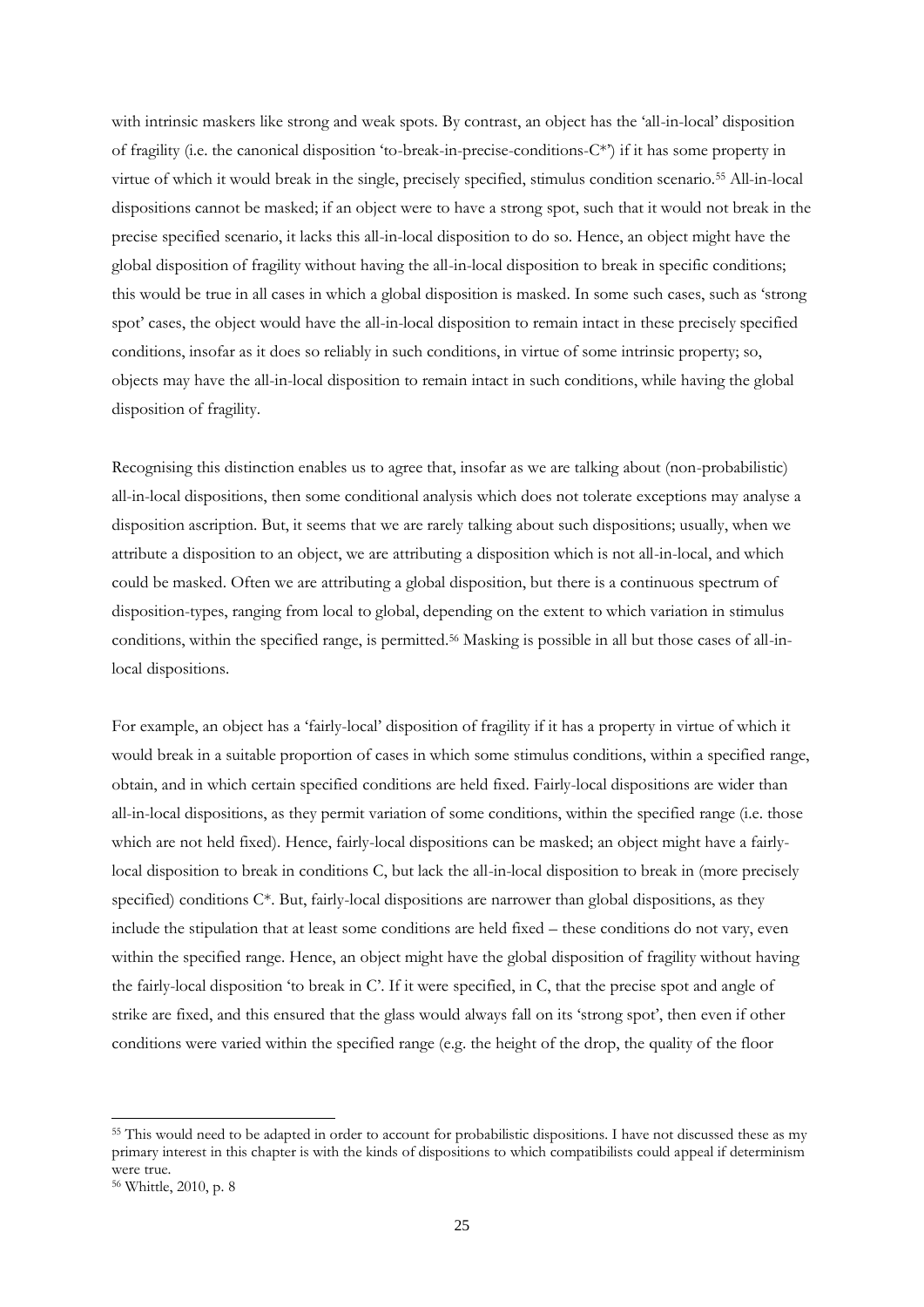with intrinsic maskers like strong and weak spots. By contrast, an object has the 'all-in-local' disposition of fragility (i.e. the canonical disposition 'to-break-in-precise-conditions-C*') if it has some property in virtue of which it would break in the single, precisely specified, stimulus condition scenario.[55] All-in-local dispositions cannot be masked; if an object were to have a strong spot, such that it would not break in the precise specified scenario, it lacks this all-in-local disposition to do so. Hence, an object might have the global disposition of fragility without having the all-in-local disposition to break in specific conditions; this would be true in all cases in which a global disposition is masked. In some such cases, such as 'strong spot' cases, the object would have the all-in-local disposition to remain intact in these precisely specified conditions, insofar as it does so reliably in such conditions, in virtue of some intrinsic property; so, objects may have the all-in-local disposition to remain intact in such conditions, while having the global disposition of fragility.

Recognising this distinction enables us to agree that, insofar as we are talking about (non-probabilistic) all-in-local dispositions, then some conditional analysis which does not tolerate exceptions may analyse a disposition ascription. But, it seems that we are rarely talking about such dispositions; usually, when we attribute a disposition to an object, we are attributing a disposition which is not all-in-local, and which could be masked. Often we are attributing a global disposition, but there is a continuous spectrum of disposition-types, ranging from local to global, depending on the extent to which variation in stimulus conditions, within the specified range, is permitted.[56] Masking is possible in all but those cases of all-in-local dispositions.

For example, an object has a 'fairly-local' disposition of fragility if it has a property in virtue of which it would break in a suitable proportion of cases in which some stimulus conditions, within a specified range, obtain, and in which certain specified conditions are held fixed. Fairly-local dispositions are wider than all-in-local dispositions, as they permit variation of some conditions, within the specified range (i.e. those which are not held fixed). Hence, fairly-local dispositions can be masked; an object might have a fairly-local disposition to break in conditions C, but lack the all-in-local disposition to break in (more precisely specified) conditions C*. But, fairly-local dispositions are narrower than global dispositions, as they include the stipulation that at least some conditions are held fixed – these conditions do not vary, even within the specified range. Hence, an object might have the global disposition of fragility without having the fairly-local disposition 'to break in C'. If it were specified, in C, that the precise spot and angle of strike are fixed, and this ensured that the glass would always fall on its 'strong spot', then even if other conditions were varied within the specified range (e.g. the height of the drop, the quality of the floor

---

[55] This would need to be adapted in order to account for probabilistic dispositions. I have not discussed these as my primary interest in this chapter is with the kinds of dispositions to which compatibilists could appeal if determinism were true.

[56] Whittle, 2010, p. 8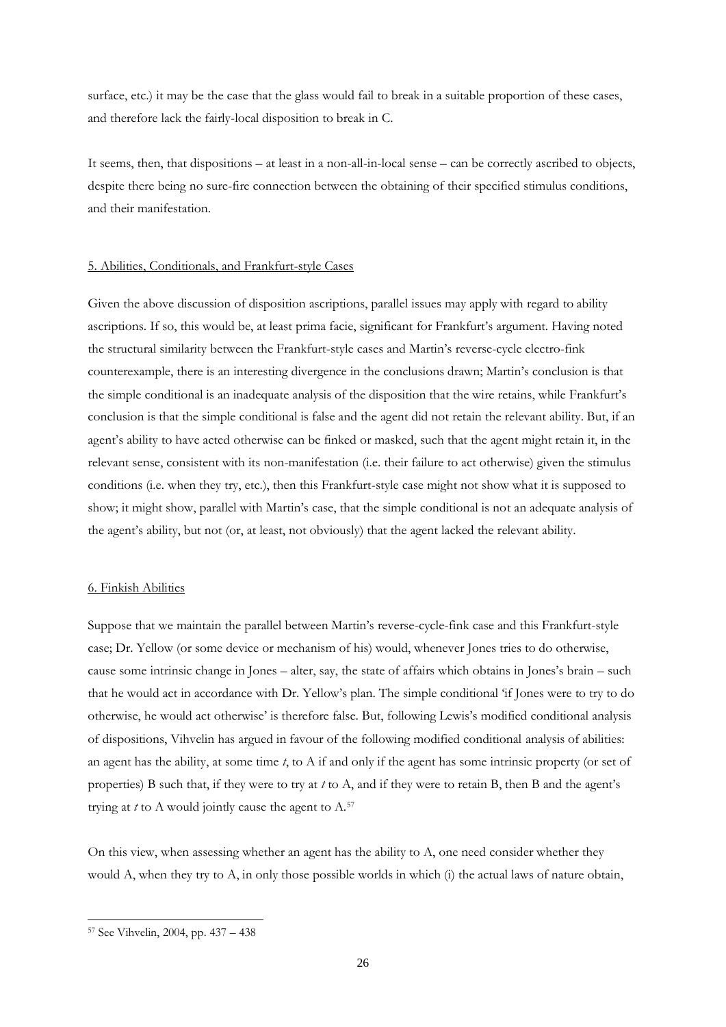surface, etc.) it may be the case that the glass would fail to break in a suitable proportion of these cases, and therefore lack the fairly-local disposition to break in C.

It seems, then, that dispositions – at least in a non-all-in-local sense – can be correctly ascribed to objects, despite there being no sure-fire connection between the obtaining of their specified stimulus conditions, and their manifestation.

## 5. Abilities, Conditionals, and Frankfurt-style Cases

Given the above discussion of disposition ascriptions, parallel issues may apply with regard to ability ascriptions. If so, this would be, at least prima facie, significant for Frankfurt's argument. Having noted the structural similarity between the Frankfurt-style cases and Martin's reverse-cycle electro-fink counterexample, there is an interesting divergence in the conclusions drawn; Martin's conclusion is that the simple conditional is an inadequate analysis of the disposition that the wire retains, while Frankfurt's conclusion is that the simple conditional is false and the agent did not retain the relevant ability. But, if an agent's ability to have acted otherwise can be finked or masked, such that the agent might retain it, in the relevant sense, consistent with its non-manifestation (i.e. their failure to act otherwise) given the stimulus conditions (i.e. when they try, etc.), then this Frankfurt-style case might not show what it is supposed to show; it might show, parallel with Martin's case, that the simple conditional is not an adequate analysis of the agent's ability, but not (or, at least, not obviously) that the agent lacked the relevant ability.

## 6. Finkish Abilities

Suppose that we maintain the parallel between Martin's reverse-cycle-fink case and this Frankfurt-style case; Dr. Yellow (or some device or mechanism of his) would, whenever Jones tries to do otherwise, cause some intrinsic change in Jones – alter, say, the state of affairs which obtains in Jones's brain – such that he would act in accordance with Dr. Yellow's plan. The simple conditional 'if Jones were to try to do otherwise, he would act otherwise' is therefore false. But, following Lewis's modified conditional analysis of dispositions, Vihvelin has argued in favour of the following modified conditional analysis of abilities: an agent has the ability, at some time *t*, to A if and only if the agent has some intrinsic property (or set of properties) B such that, if they were to try at *t* to A, and if they were to retain B, then B and the agent's trying at *t* to A would jointly cause the agent to A.[57]

On this view, when assessing whether an agent has the ability to A, one need consider whether they would A, when they try to A, in only those possible worlds in which (i) the actual laws of nature obtain,

---

[57] See Vihvelin, 2004, pp. 437 – 438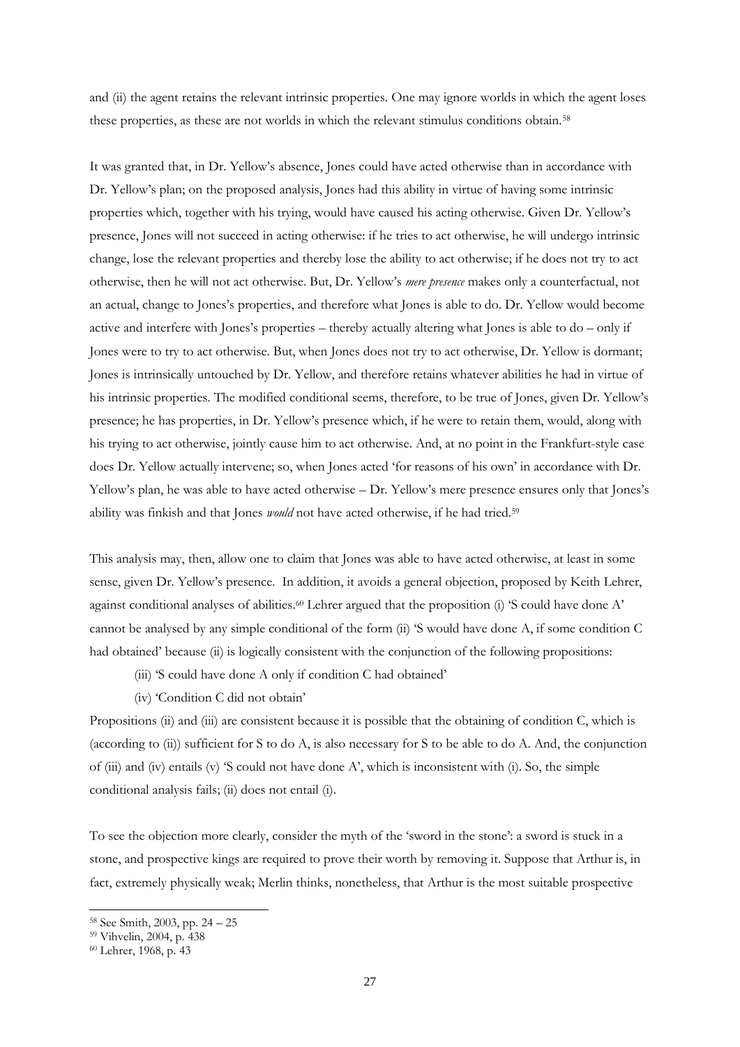and (ii) the agent retains the relevant intrinsic properties. One may ignore worlds in which the agent loses these properties, as these are not worlds in which the relevant stimulus conditions obtain.[58]

It was granted that, in Dr. Yellow's absence, Jones could have acted otherwise than in accordance with Dr. Yellow's plan; on the proposed analysis, Jones had this ability in virtue of having some intrinsic properties which, together with his trying, would have caused his acting otherwise. Given Dr. Yellow's presence, Jones will not succeed in acting otherwise: if he tries to act otherwise, he will undergo intrinsic change, lose the relevant properties and thereby lose the ability to act otherwise; if he does not try to act otherwise, then he will not act otherwise. But, Dr. Yellow's *mere presence* makes only a counterfactual, not an actual, change to Jones's properties, and therefore what Jones is able to do. Dr. Yellow would become active and interfere with Jones's properties – thereby actually altering what Jones is able to do – only if Jones were to try to act otherwise. But, when Jones does not try to act otherwise, Dr. Yellow is dormant; Jones is intrinsically untouched by Dr. Yellow, and therefore retains whatever abilities he had in virtue of his intrinsic properties. The modified conditional seems, therefore, to be true of Jones, given Dr. Yellow's presence; he has properties, in Dr. Yellow's presence which, if he were to retain them, would, along with his trying to act otherwise, jointly cause him to act otherwise. And, at no point in the Frankfurt-style case does Dr. Yellow actually intervene; so, when Jones acted 'for reasons of his own' in accordance with Dr. Yellow's plan, he was able to have acted otherwise – Dr. Yellow's mere presence ensures only that Jones's ability was finkish and that Jones *would* not have acted otherwise, if he had tried.[59]

This analysis may, then, allow one to claim that Jones was able to have acted otherwise, at least in some sense, given Dr. Yellow's presence. In addition, it avoids a general objection, proposed by Keith Lehrer, against conditional analyses of abilities.[60] Lehrer argued that the proposition (i) 'S could have done A' cannot be analysed by any simple conditional of the form (ii) 'S would have done A, if some condition C had obtained' because (ii) is logically consistent with the conjunction of the following propositions:

(iii) 'S could have done A only if condition C had obtained'

(iv) 'Condition C did not obtain'

Propositions (ii) and (iii) are consistent because it is possible that the obtaining of condition C, which is (according to (ii)) sufficient for S to do A, is also necessary for S to be able to do A. And, the conjunction of (iii) and (iv) entails (v) 'S could not have done A', which is inconsistent with (i). So, the simple conditional analysis fails; (ii) does not entail (i).

To see the objection more clearly, consider the myth of the 'sword in the stone': a sword is stuck in a stone, and prospective kings are required to prove their worth by removing it. Suppose that Arthur is, in fact, extremely physically weak; Merlin thinks, nonetheless, that Arthur is the most suitable prospective

[58] See Smith, 2003, pp. 24 – 25

[59] Vihvelin, 2004, p. 438

[60] Lehrer, 1968, p. 43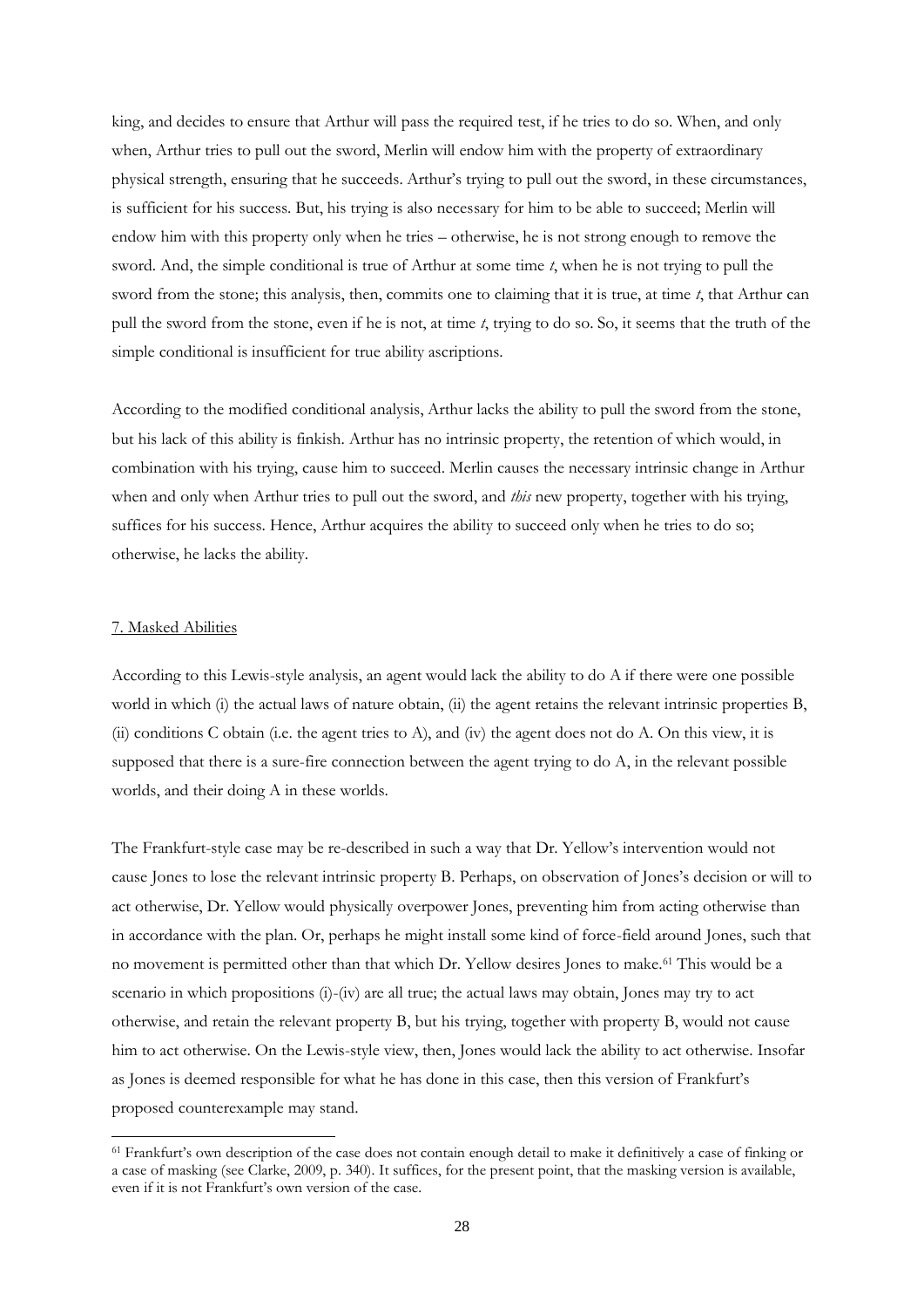king, and decides to ensure that Arthur will pass the required test, if he tries to do so. When, and only when, Arthur tries to pull out the sword, Merlin will endow him with the property of extraordinary physical strength, ensuring that he succeeds. Arthur's trying to pull out the sword, in these circumstances, is sufficient for his success. But, his trying is also necessary for him to be able to succeed; Merlin will endow him with this property only when he tries – otherwise, he is not strong enough to remove the sword. And, the simple conditional is true of Arthur at some time *t*, when he is not trying to pull the sword from the stone; this analysis, then, commits one to claiming that it is true, at time *t*, that Arthur can pull the sword from the stone, even if he is not, at time *t*, trying to do so. So, it seems that the truth of the simple conditional is insufficient for true ability ascriptions.

According to the modified conditional analysis, Arthur lacks the ability to pull the sword from the stone, but his lack of this ability is finkish. Arthur has no intrinsic property, the retention of which would, in combination with his trying, cause him to succeed. Merlin causes the necessary intrinsic change in Arthur when and only when Arthur tries to pull out the sword, and *this* new property, together with his trying, suffices for his success. Hence, Arthur acquires the ability to succeed only when he tries to do so; otherwise, he lacks the ability.

## 7. Masked Abilities

According to this Lewis-style analysis, an agent would lack the ability to do A if there were one possible world in which (i) the actual laws of nature obtain, (ii) the agent retains the relevant intrinsic properties B, (ii) conditions C obtain (i.e. the agent tries to A), and (iv) the agent does not do A. On this view, it is supposed that there is a sure-fire connection between the agent trying to do A, in the relevant possible worlds, and their doing A in these worlds.

The Frankfurt-style case may be re-described in such a way that Dr. Yellow's intervention would not cause Jones to lose the relevant intrinsic property B. Perhaps, on observation of Jones's decision or will to act otherwise, Dr. Yellow would physically overpower Jones, preventing him from acting otherwise than in accordance with the plan. Or, perhaps he might install some kind of force-field around Jones, such that no movement is permitted other than that which Dr. Yellow desires Jones to make.[61] This would be a scenario in which propositions (i)-(iv) are all true; the actual laws may obtain, Jones may try to act otherwise, and retain the relevant property B, but his trying, together with property B, would not cause him to act otherwise. On the Lewis-style view, then, Jones would lack the ability to act otherwise. Insofar as Jones is deemed responsible for what he has done in this case, then this version of Frankfurt's proposed counterexample may stand.

[61] Frankfurt's own description of the case does not contain enough detail to make it definitively a case of finking or a case of masking (see Clarke, 2009, p. 340). It suffices, for the present point, that the masking version is available, even if it is not Frankfurt's own version of the case.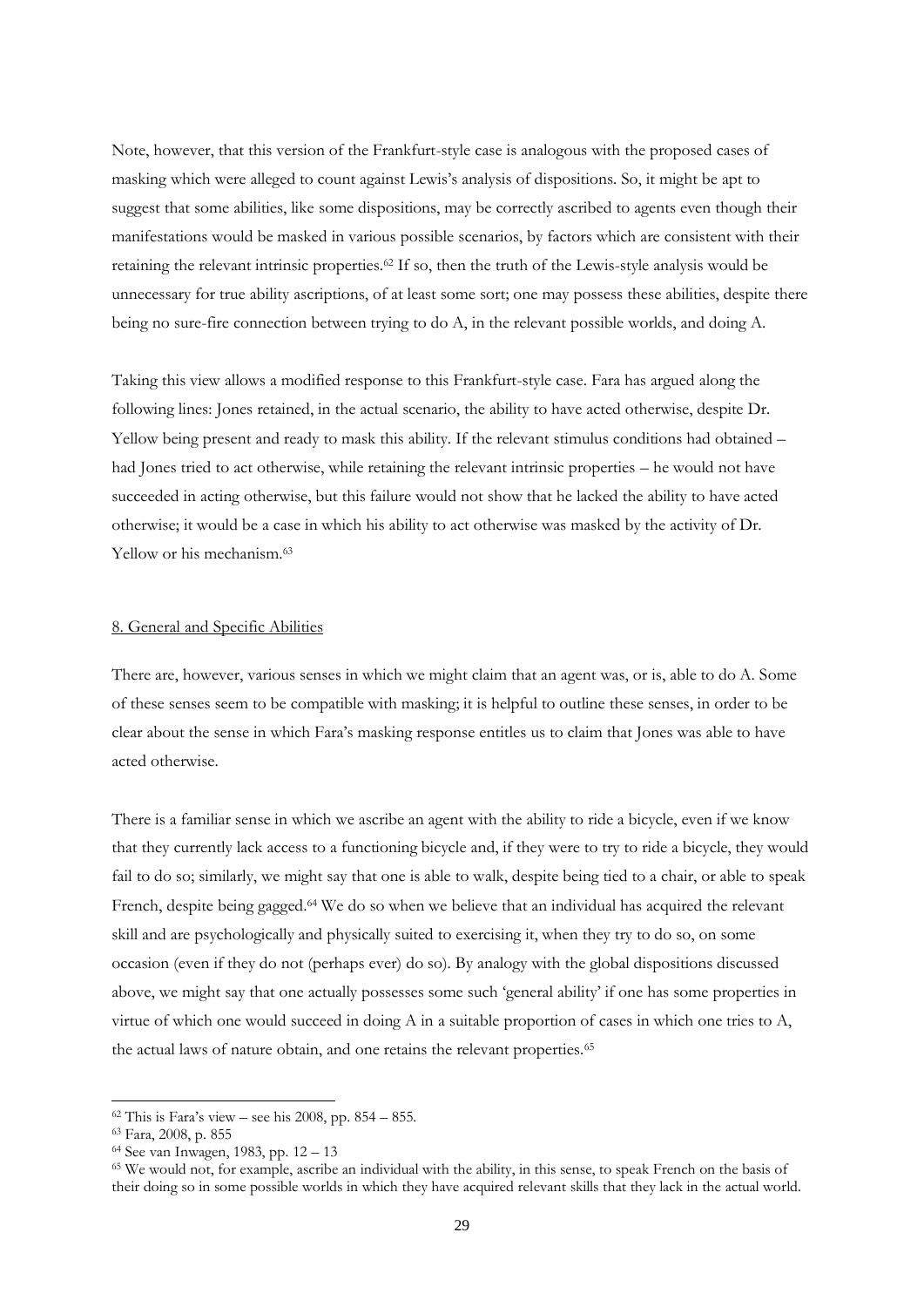Note, however, that this version of the Frankfurt-style case is analogous with the proposed cases of masking which were alleged to count against Lewis's analysis of dispositions. So, it might be apt to suggest that some abilities, like some dispositions, may be correctly ascribed to agents even though their manifestations would be masked in various possible scenarios, by factors which are consistent with their retaining the relevant intrinsic properties.[62] If so, then the truth of the Lewis-style analysis would be unnecessary for true ability ascriptions, of at least some sort; one may possess these abilities, despite there being no sure-fire connection between trying to do A, in the relevant possible worlds, and doing A.

Taking this view allows a modified response to this Frankfurt-style case. Fara has argued along the following lines: Jones retained, in the actual scenario, the ability to have acted otherwise, despite Dr. Yellow being present and ready to mask this ability. If the relevant stimulus conditions had obtained – had Jones tried to act otherwise, while retaining the relevant intrinsic properties – he would not have succeeded in acting otherwise, but this failure would not show that he lacked the ability to have acted otherwise; it would be a case in which his ability to act otherwise was masked by the activity of Dr. Yellow or his mechanism.[63]

## 8. General and Specific Abilities

There are, however, various senses in which we might claim that an agent was, or is, able to do A. Some of these senses seem to be compatible with masking; it is helpful to outline these senses, in order to be clear about the sense in which Fara's masking response entitles us to claim that Jones was able to have acted otherwise.

There is a familiar sense in which we ascribe an agent with the ability to ride a bicycle, even if we know that they currently lack access to a functioning bicycle and, if they were to try to ride a bicycle, they would fail to do so; similarly, we might say that one is able to walk, despite being tied to a chair, or able to speak French, despite being gagged.[64] We do so when we believe that an individual has acquired the relevant skill and are psychologically and physically suited to exercising it, when they try to do so, on some occasion (even if they do not (perhaps ever) do so). By analogy with the global dispositions discussed above, we might say that one actually possesses some such 'general ability' if one has some properties in virtue of which one would succeed in doing A in a suitable proportion of cases in which one tries to A, the actual laws of nature obtain, and one retains the relevant properties.[65]

---

[62] This is Fara's view – see his 2008, pp. 854 – 855.

[63] Fara, 2008, p. 855

[64] See van Inwagen, 1983, pp. 12 – 13

[65] We would not, for example, ascribe an individual with the ability, in this sense, to speak French on the basis of their doing so in some possible worlds in which they have acquired relevant skills that they lack in the actual world.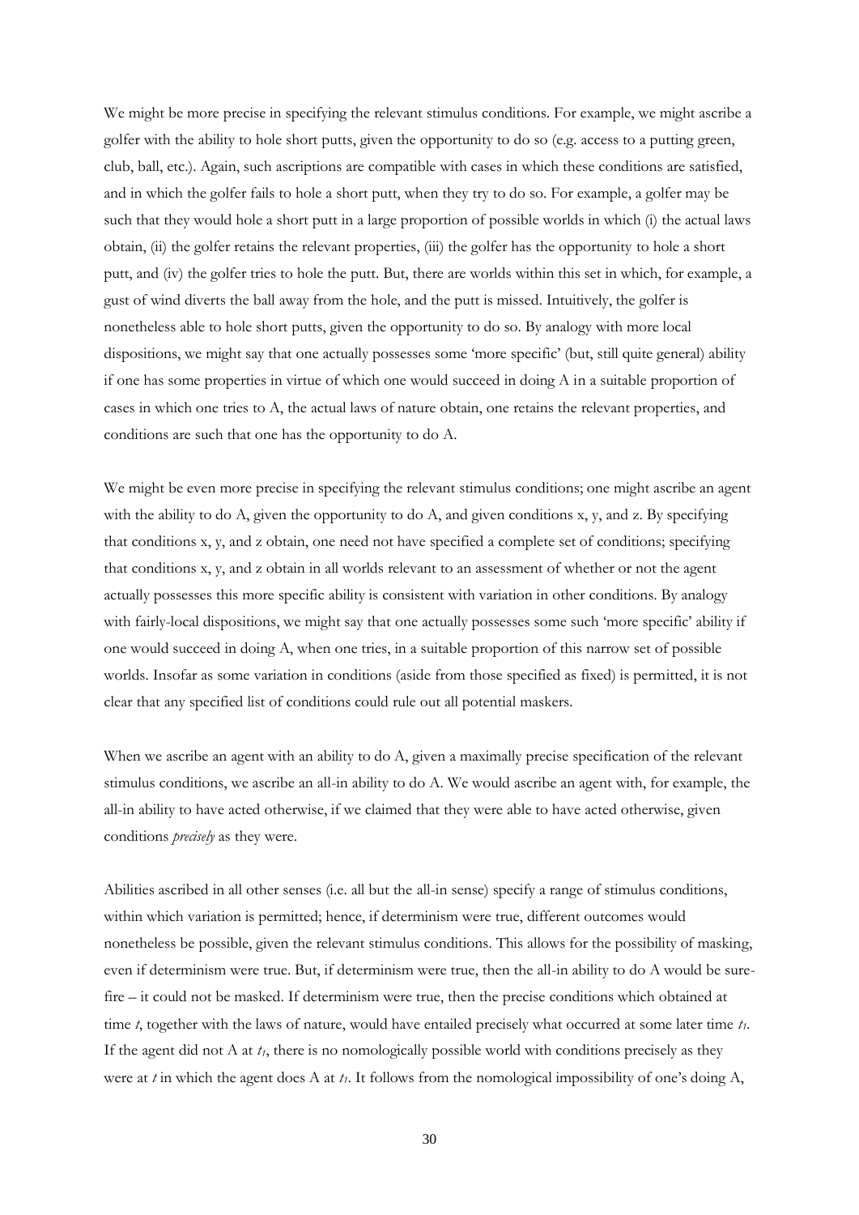We might be more precise in specifying the relevant stimulus conditions. For example, we might ascribe a golfer with the ability to hole short putts, given the opportunity to do so (e.g. access to a putting green, club, ball, etc.). Again, such ascriptions are compatible with cases in which these conditions are satisfied, and in which the golfer fails to hole a short putt, when they try to do so. For example, a golfer may be such that they would hole a short putt in a large proportion of possible worlds in which (i) the actual laws obtain, (ii) the golfer retains the relevant properties, (iii) the golfer has the opportunity to hole a short putt, and (iv) the golfer tries to hole the putt. But, there are worlds within this set in which, for example, a gust of wind diverts the ball away from the hole, and the putt is missed. Intuitively, the golfer is nonetheless able to hole short putts, given the opportunity to do so. By analogy with more local dispositions, we might say that one actually possesses some 'more specific' (but, still quite general) ability if one has some properties in virtue of which one would succeed in doing A in a suitable proportion of cases in which one tries to A, the actual laws of nature obtain, one retains the relevant properties, and conditions are such that one has the opportunity to do A.

We might be even more precise in specifying the relevant stimulus conditions; one might ascribe an agent with the ability to do A, given the opportunity to do A, and given conditions x, y, and z. By specifying that conditions x, y, and z obtain, one need not have specified a complete set of conditions; specifying that conditions x, y, and z obtain in all worlds relevant to an assessment of whether or not the agent actually possesses this more specific ability is consistent with variation in other conditions. By analogy with fairly-local dispositions, we might say that one actually possesses some such 'more specific' ability if one would succeed in doing A, when one tries, in a suitable proportion of this narrow set of possible worlds. Insofar as some variation in conditions (aside from those specified as fixed) is permitted, it is not clear that any specified list of conditions could rule out all potential maskers.

When we ascribe an agent with an ability to do A, given a maximally precise specification of the relevant stimulus conditions, we ascribe an all-in ability to do A. We would ascribe an agent with, for example, the all-in ability to have acted otherwise, if we claimed that they were able to have acted otherwise, given conditions *precisely* as they were.

Abilities ascribed in all other senses (i.e. all but the all-in sense) specify a range of stimulus conditions, within which variation is permitted; hence, if determinism were true, different outcomes would nonetheless be possible, given the relevant stimulus conditions. This allows for the possibility of masking, even if determinism were true. But, if determinism were true, then the all-in ability to do A would be sure-fire – it could not be masked. If determinism were true, then the precise conditions which obtained at time *t*, together with the laws of nature, would have entailed precisely what occurred at some later time $t_1$. If the agent did not A at $t_1$, there is no nomologically possible world with conditions precisely as they were at *t* in which the agent does A at $t_1$. It follows from the nomological impossibility of one's doing A,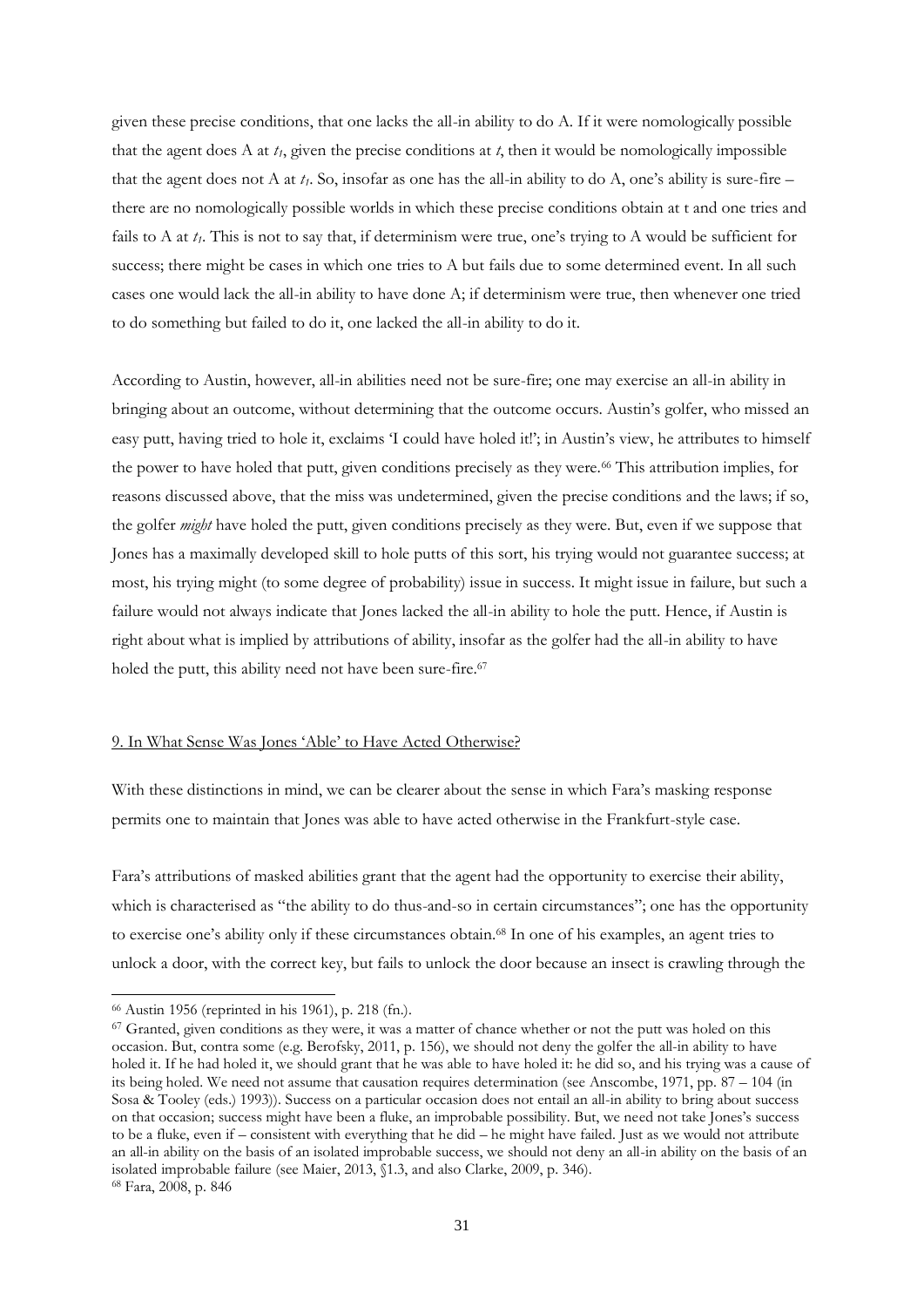given these precise conditions, that one lacks the all-in ability to do A. If it were nomologically possible that the agent does A at $t_1$, given the precise conditions at $t$, then it would be nomologically impossible that the agent does not A at $t_1$. So, insofar as one has the all-in ability to do A, one's ability is sure-fire – there are no nomologically possible worlds in which these precise conditions obtain at t and one tries and fails to A at $t_1$. This is not to say that, if determinism were true, one's trying to A would be sufficient for success; there might be cases in which one tries to A but fails due to some determined event. In all such cases one would lack the all-in ability to have done A; if determinism were true, then whenever one tried to do something but failed to do it, one lacked the all-in ability to do it.

According to Austin, however, all-in abilities need not be sure-fire; one may exercise an all-in ability in bringing about an outcome, without determining that the outcome occurs. Austin's golfer, who missed an easy putt, having tried to hole it, exclaims 'I could have holed it!'; in Austin's view, he attributes to himself the power to have holed that putt, given conditions precisely as they were.[66] This attribution implies, for reasons discussed above, that the miss was undetermined, given the precise conditions and the laws; if so, the golfer *might* have holed the putt, given conditions precisely as they were. But, even if we suppose that Jones has a maximally developed skill to hole putts of this sort, his trying would not guarantee success; at most, his trying might (to some degree of probability) issue in success. It might issue in failure, but such a failure would not always indicate that Jones lacked the all-in ability to hole the putt. Hence, if Austin is right about what is implied by attributions of ability, insofar as the golfer had the all-in ability to have holed the putt, this ability need not have been sure-fire.[67]

## 9. In What Sense Was Jones 'Able' to Have Acted Otherwise?

With these distinctions in mind, we can be clearer about the sense in which Fara's masking response permits one to maintain that Jones was able to have acted otherwise in the Frankfurt-style case.

Fara's attributions of masked abilities grant that the agent had the opportunity to exercise their ability, which is characterised as "the ability to do thus-and-so in certain circumstances"; one has the opportunity to exercise one's ability only if these circumstances obtain.[68] In one of his examples, an agent tries to unlock a door, with the correct key, but fails to unlock the door because an insect is crawling through the

---

[66] Austin 1956 (reprinted in his 1961), p. 218 (fn.).

[67] Granted, given conditions as they were, it was a matter of chance whether or not the putt was holed on this occasion. But, contra some (e.g. Berofsky, 2011, p. 156), we should not deny the golfer the all-in ability to have holed it. If he had holed it, we should grant that he was able to have holed it: he did so, and his trying was a cause of its being holed. We need not assume that causation requires determination (see Anscombe, 1971, pp. 87 – 104 (in Sosa & Tooley (eds.) 1993)). Success on a particular occasion does not entail an all-in ability to bring about success on that occasion; success might have been a fluke, an improbable possibility. But, we need not take Jones's success to be a fluke, even if – consistent with everything that he did – he might have failed. Just as we would not attribute an all-in ability on the basis of an isolated improbable success, we should not deny an all-in ability on the basis of an isolated improbable failure (see Maier, 2013, §1.3, and also Clarke, 2009, p. 346).

[68] Fara, 2008, p. 846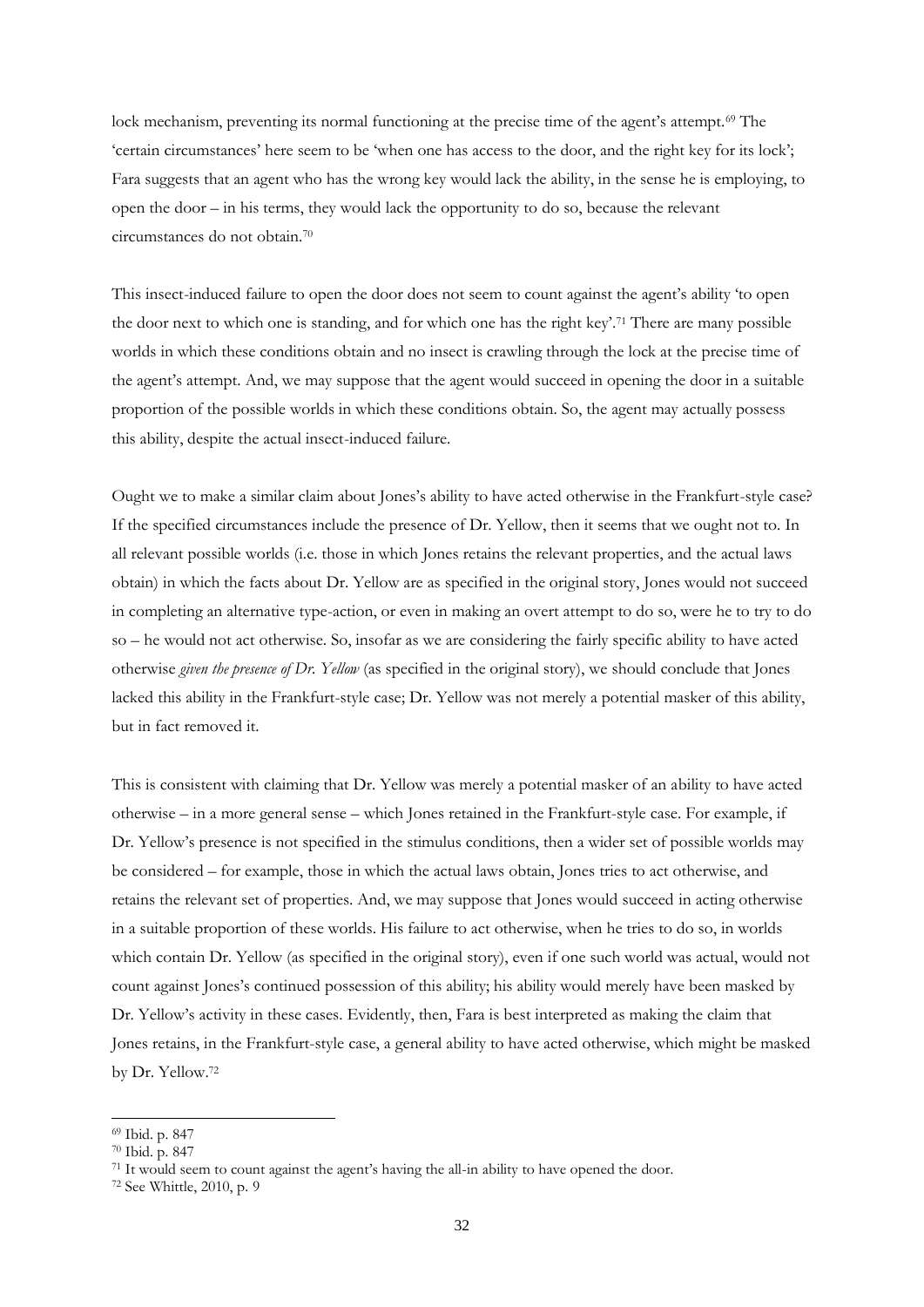lock mechanism, preventing its normal functioning at the precise time of the agent's attempt.[69] The 'certain circumstances' here seem to be 'when one has access to the door, and the right key for its lock'; Fara suggests that an agent who has the wrong key would lack the ability, in the sense he is employing, to open the door – in his terms, they would lack the opportunity to do so, because the relevant circumstances do not obtain.[70]

This insect-induced failure to open the door does not seem to count against the agent's ability 'to open the door next to which one is standing, and for which one has the right key'.[71] There are many possible worlds in which these conditions obtain and no insect is crawling through the lock at the precise time of the agent's attempt. And, we may suppose that the agent would succeed in opening the door in a suitable proportion of the possible worlds in which these conditions obtain. So, the agent may actually possess this ability, despite the actual insect-induced failure.

Ought we to make a similar claim about Jones's ability to have acted otherwise in the Frankfurt-style case? If the specified circumstances include the presence of Dr. Yellow, then it seems that we ought not to. In all relevant possible worlds (i.e. those in which Jones retains the relevant properties, and the actual laws obtain) in which the facts about Dr. Yellow are as specified in the original story, Jones would not succeed in completing an alternative type-action, or even in making an overt attempt to do so, were he to try to do so – he would not act otherwise. So, insofar as we are considering the fairly specific ability to have acted otherwise *given the presence of Dr. Yellow* (as specified in the original story), we should conclude that Jones lacked this ability in the Frankfurt-style case; Dr. Yellow was not merely a potential masker of this ability, but in fact removed it.

This is consistent with claiming that Dr. Yellow was merely a potential masker of an ability to have acted otherwise – in a more general sense – which Jones retained in the Frankfurt-style case. For example, if Dr. Yellow's presence is not specified in the stimulus conditions, then a wider set of possible worlds may be considered – for example, those in which the actual laws obtain, Jones tries to act otherwise, and retains the relevant set of properties. And, we may suppose that Jones would succeed in acting otherwise in a suitable proportion of these worlds. His failure to act otherwise, when he tries to do so, in worlds which contain Dr. Yellow (as specified in the original story), even if one such world was actual, would not count against Jones's continued possession of this ability; his ability would merely have been masked by Dr. Yellow's activity in these cases. Evidently, then, Fara is best interpreted as making the claim that Jones retains, in the Frankfurt-style case, a general ability to have acted otherwise, which might be masked by Dr. Yellow.[72]

---

[69] Ibid. p. 847

[70] Ibid. p. 847

[71] It would seem to count against the agent's having the all-in ability to have opened the door.

[72] See Whittle, 2010, p. 9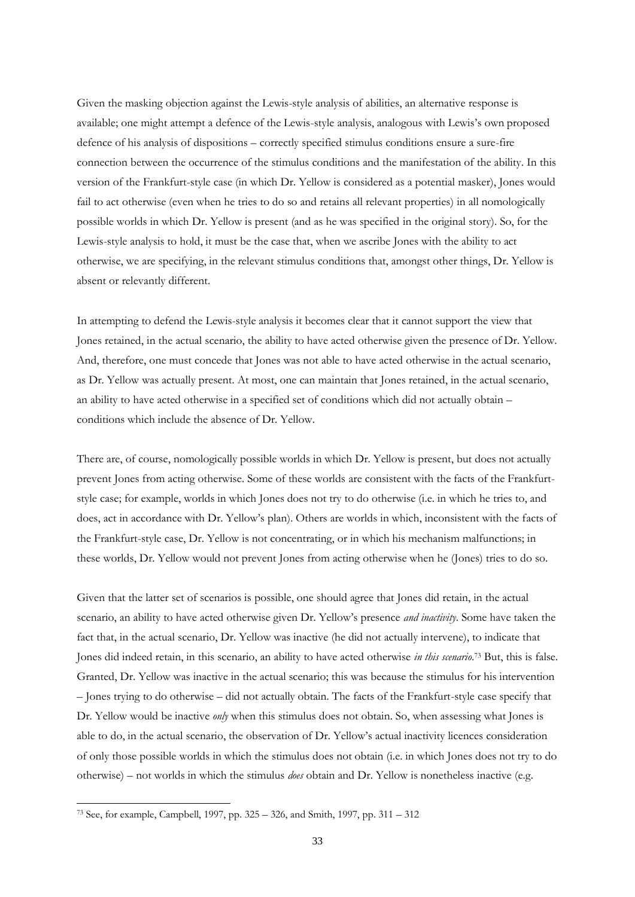Given the masking objection against the Lewis-style analysis of abilities, an alternative response is available; one might attempt a defence of the Lewis-style analysis, analogous with Lewis's own proposed defence of his analysis of dispositions – correctly specified stimulus conditions ensure a sure-fire connection between the occurrence of the stimulus conditions and the manifestation of the ability. In this version of the Frankfurt-style case (in which Dr. Yellow is considered as a potential masker), Jones would fail to act otherwise (even when he tries to do so and retains all relevant properties) in all nomologically possible worlds in which Dr. Yellow is present (and as he was specified in the original story). So, for the Lewis-style analysis to hold, it must be the case that, when we ascribe Jones with the ability to act otherwise, we are specifying, in the relevant stimulus conditions that, amongst other things, Dr. Yellow is absent or relevantly different.

In attempting to defend the Lewis-style analysis it becomes clear that it cannot support the view that Jones retained, in the actual scenario, the ability to have acted otherwise given the presence of Dr. Yellow. And, therefore, one must concede that Jones was not able to have acted otherwise in the actual scenario, as Dr. Yellow was actually present. At most, one can maintain that Jones retained, in the actual scenario, an ability to have acted otherwise in a specified set of conditions which did not actually obtain – conditions which include the absence of Dr. Yellow.

There are, of course, nomologically possible worlds in which Dr. Yellow is present, but does not actually prevent Jones from acting otherwise. Some of these worlds are consistent with the facts of the Frankfurt-style case; for example, worlds in which Jones does not try to do otherwise (i.e. in which he tries to, and does, act in accordance with Dr. Yellow's plan). Others are worlds in which, inconsistent with the facts of the Frankfurt-style case, Dr. Yellow is not concentrating, or in which his mechanism malfunctions; in these worlds, Dr. Yellow would not prevent Jones from acting otherwise when he (Jones) tries to do so.

Given that the latter set of scenarios is possible, one should agree that Jones did retain, in the actual scenario, an ability to have acted otherwise given Dr. Yellow's presence *and inactivity*. Some have taken the fact that, in the actual scenario, Dr. Yellow was inactive (he did not actually intervene), to indicate that Jones did indeed retain, in this scenario, an ability to have acted otherwise *in this scenario*.[73] But, this is false. Granted, Dr. Yellow was inactive in the actual scenario; this was because the stimulus for his intervention – Jones trying to do otherwise – did not actually obtain. The facts of the Frankfurt-style case specify that Dr. Yellow would be inactive *only* when this stimulus does not obtain. So, when assessing what Jones is able to do, in the actual scenario, the observation of Dr. Yellow's actual inactivity licences consideration of only those possible worlds in which the stimulus does not obtain (i.e. in which Jones does not try to do otherwise) – not worlds in which the stimulus *does* obtain and Dr. Yellow is nonetheless inactive (e.g.

[73] See, for example, Campbell, 1997, pp. 325 – 326, and Smith, 1997, pp. 311 – 312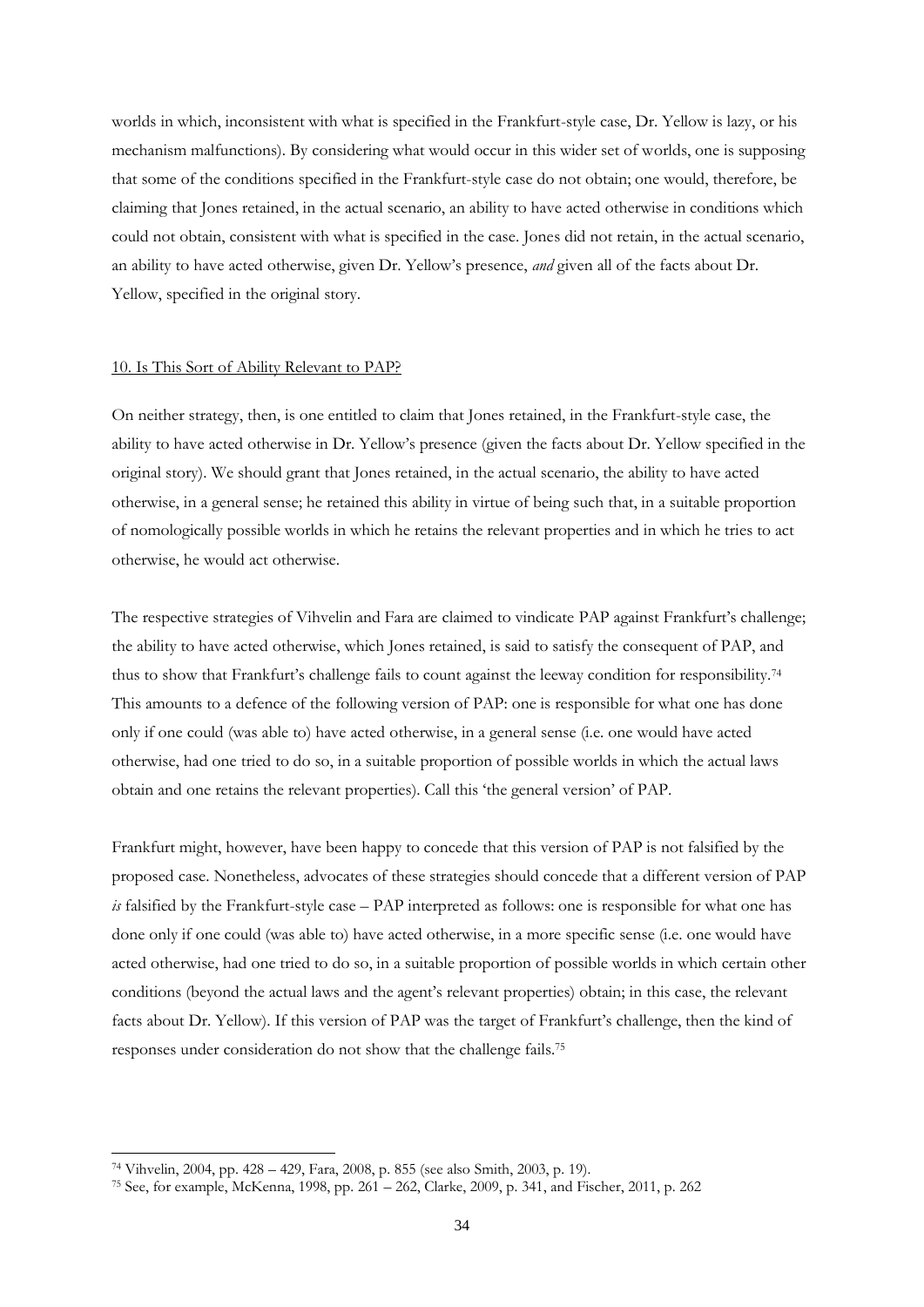worlds in which, inconsistent with what is specified in the Frankfurt-style case, Dr. Yellow is lazy, or his mechanism malfunctions). By considering what would occur in this wider set of worlds, one is supposing that some of the conditions specified in the Frankfurt-style case do not obtain; one would, therefore, be claiming that Jones retained, in the actual scenario, an ability to have acted otherwise in conditions which could not obtain, consistent with what is specified in the case. Jones did not retain, in the actual scenario, an ability to have acted otherwise, given Dr. Yellow's presence, *and* given all of the facts about Dr. Yellow, specified in the original story.

## 10. Is This Sort of Ability Relevant to PAP?

On neither strategy, then, is one entitled to claim that Jones retained, in the Frankfurt-style case, the ability to have acted otherwise in Dr. Yellow's presence (given the facts about Dr. Yellow specified in the original story). We should grant that Jones retained, in the actual scenario, the ability to have acted otherwise, in a general sense; he retained this ability in virtue of being such that, in a suitable proportion of nomologically possible worlds in which he retains the relevant properties and in which he tries to act otherwise, he would act otherwise.

The respective strategies of Vihvelin and Fara are claimed to vindicate PAP against Frankfurt's challenge; the ability to have acted otherwise, which Jones retained, is said to satisfy the consequent of PAP, and thus to show that Frankfurt's challenge fails to count against the leeway condition for responsibility.[74] This amounts to a defence of the following version of PAP: one is responsible for what one has done only if one could (was able to) have acted otherwise, in a general sense (i.e. one would have acted otherwise, had one tried to do so, in a suitable proportion of possible worlds in which the actual laws obtain and one retains the relevant properties). Call this 'the general version' of PAP.

Frankfurt might, however, have been happy to concede that this version of PAP is not falsified by the proposed case. Nonetheless, advocates of these strategies should concede that a different version of PAP *is* falsified by the Frankfurt-style case – PAP interpreted as follows: one is responsible for what one has done only if one could (was able to) have acted otherwise, in a more specific sense (i.e. one would have acted otherwise, had one tried to do so, in a suitable proportion of possible worlds in which certain other conditions (beyond the actual laws and the agent's relevant properties) obtain; in this case, the relevant facts about Dr. Yellow). If this version of PAP was the target of Frankfurt's challenge, then the kind of responses under consideration do not show that the challenge fails.[75]

---

[74] Vihvelin, 2004, pp. 428 – 429, Fara, 2008, p. 855 (see also Smith, 2003, p. 19).

[75] See, for example, McKenna, 1998, pp. 261 – 262, Clarke, 2009, p. 341, and Fischer, 2011, p. 262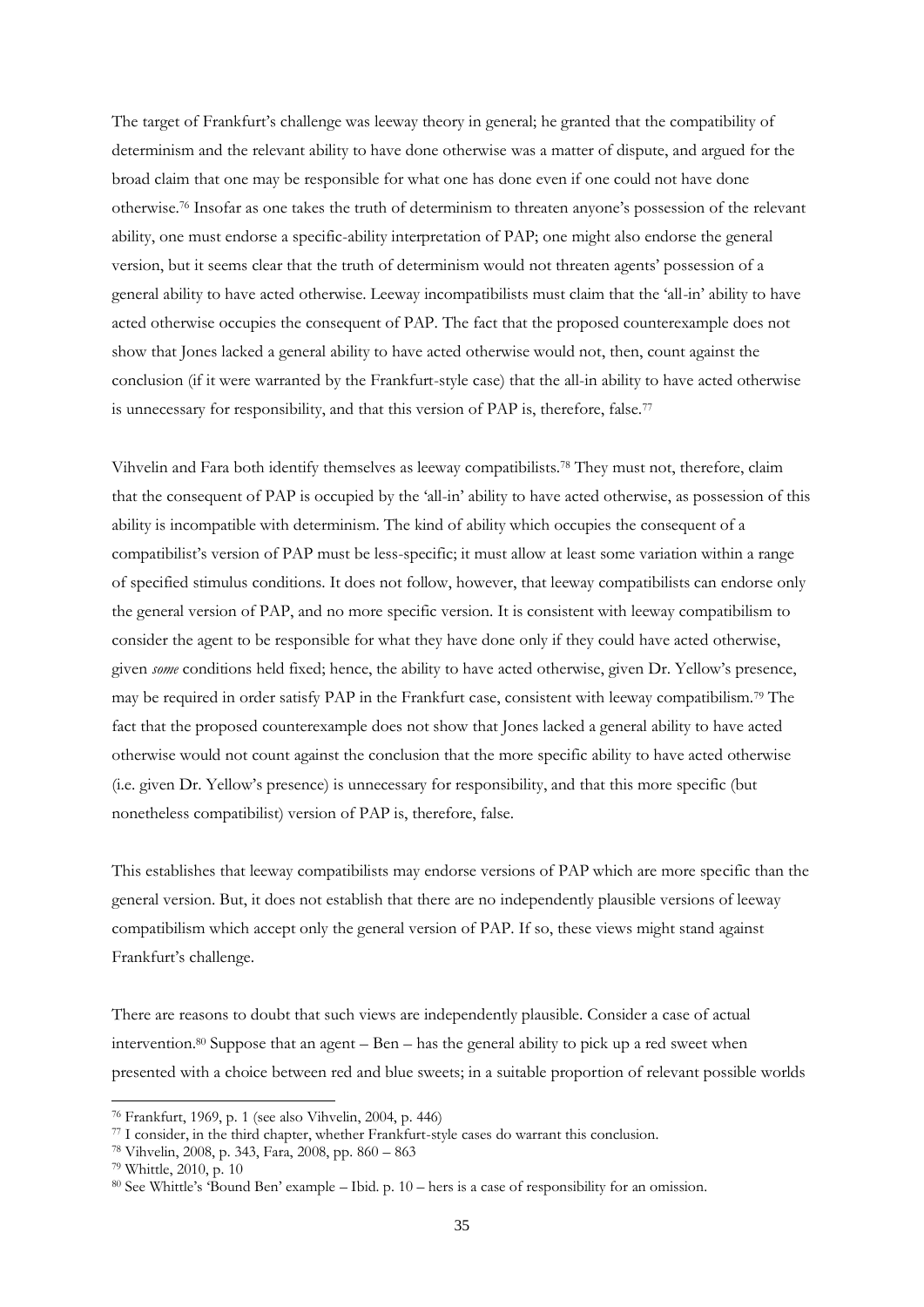The target of Frankfurt's challenge was leeway theory in general; he granted that the compatibility of determinism and the relevant ability to have done otherwise was a matter of dispute, and argued for the broad claim that one may be responsible for what one has done even if one could not have done otherwise.[76] Insofar as one takes the truth of determinism to threaten anyone's possession of the relevant ability, one must endorse a specific-ability interpretation of PAP; one might also endorse the general version, but it seems clear that the truth of determinism would not threaten agents' possession of a general ability to have acted otherwise. Leeway incompatibilists must claim that the 'all-in' ability to have acted otherwise occupies the consequent of PAP. The fact that the proposed counterexample does not show that Jones lacked a general ability to have acted otherwise would not, then, count against the conclusion (if it were warranted by the Frankfurt-style case) that the all-in ability to have acted otherwise is unnecessary for responsibility, and that this version of PAP is, therefore, false.[77]

Vihvelin and Fara both identify themselves as leeway compatibilists.[78] They must not, therefore, claim that the consequent of PAP is occupied by the 'all-in' ability to have acted otherwise, as possession of this ability is incompatible with determinism. The kind of ability which occupies the consequent of a compatibilist's version of PAP must be less-specific; it must allow at least some variation within a range of specified stimulus conditions. It does not follow, however, that leeway compatibilists can endorse only the general version of PAP, and no more specific version. It is consistent with leeway compatibilism to consider the agent to be responsible for what they have done only if they could have acted otherwise, given *some* conditions held fixed; hence, the ability to have acted otherwise, given Dr. Yellow's presence, may be required in order satisfy PAP in the Frankfurt case, consistent with leeway compatibilism.[79] The fact that the proposed counterexample does not show that Jones lacked a general ability to have acted otherwise would not count against the conclusion that the more specific ability to have acted otherwise (i.e. given Dr. Yellow's presence) is unnecessary for responsibility, and that this more specific (but nonetheless compatibilist) version of PAP is, therefore, false.

This establishes that leeway compatibilists may endorse versions of PAP which are more specific than the general version. But, it does not establish that there are no independently plausible versions of leeway compatibilism which accept only the general version of PAP. If so, these views might stand against Frankfurt's challenge.

There are reasons to doubt that such views are independently plausible. Consider a case of actual intervention.[80] Suppose that an agent – Ben – has the general ability to pick up a red sweet when presented with a choice between red and blue sweets; in a suitable proportion of relevant possible worlds

---

[76] Frankfurt, 1969, p. 1 (see also Vihvelin, 2004, p. 446)

[77] I consider, in the third chapter, whether Frankfurt-style cases do warrant this conclusion.

[78] Vihvelin, 2008, p. 343, Fara, 2008, pp. 860 – 863

[79] Whittle, 2010, p. 10

[80] See Whittle's 'Bound Ben' example – Ibid. p. 10 – hers is a case of responsibility for an omission.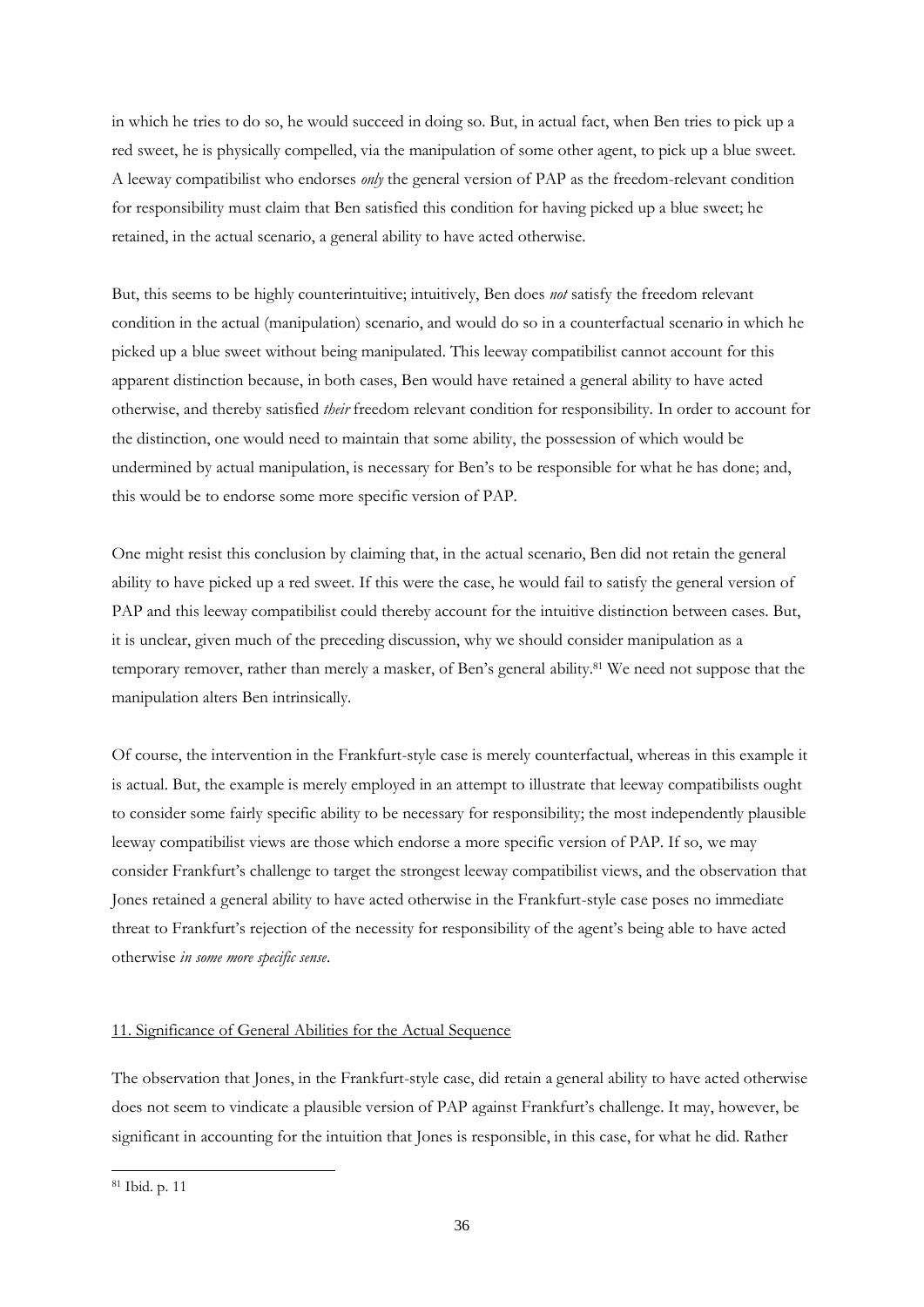in which he tries to do so, he would succeed in doing so. But, in actual fact, when Ben tries to pick up a red sweet, he is physically compelled, via the manipulation of some other agent, to pick up a blue sweet. A leeway compatibilist who endorses *only* the general version of PAP as the freedom-relevant condition for responsibility must claim that Ben satisfied this condition for having picked up a blue sweet; he retained, in the actual scenario, a general ability to have acted otherwise.

But, this seems to be highly counterintuitive; intuitively, Ben does *not* satisfy the freedom relevant condition in the actual (manipulation) scenario, and would do so in a counterfactual scenario in which he picked up a blue sweet without being manipulated. This leeway compatibilist cannot account for this apparent distinction because, in both cases, Ben would have retained a general ability to have acted otherwise, and thereby satisfied *their* freedom relevant condition for responsibility. In order to account for the distinction, one would need to maintain that some ability, the possession of which would be undermined by actual manipulation, is necessary for Ben's to be responsible for what he has done; and, this would be to endorse some more specific version of PAP.

One might resist this conclusion by claiming that, in the actual scenario, Ben did not retain the general ability to have picked up a red sweet. If this were the case, he would fail to satisfy the general version of PAP and this leeway compatibilist could thereby account for the intuitive distinction between cases. But, it is unclear, given much of the preceding discussion, why we should consider manipulation as a temporary remover, rather than merely a masker, of Ben's general ability.[81] We need not suppose that the manipulation alters Ben intrinsically.

Of course, the intervention in the Frankfurt-style case is merely counterfactual, whereas in this example it is actual. But, the example is merely employed in an attempt to illustrate that leeway compatibilists ought to consider some fairly specific ability to be necessary for responsibility; the most independently plausible leeway compatibilist views are those which endorse a more specific version of PAP. If so, we may consider Frankfurt's challenge to target the strongest leeway compatibilist views, and the observation that Jones retained a general ability to have acted otherwise in the Frankfurt-style case poses no immediate threat to Frankfurt's rejection of the necessity for responsibility of the agent's being able to have acted otherwise *in some more specific sense*.

## 11. Significance of General Abilities for the Actual Sequence

The observation that Jones, in the Frankfurt-style case, did retain a general ability to have acted otherwise does not seem to vindicate a plausible version of PAP against Frankfurt's challenge. It may, however, be significant in accounting for the intuition that Jones is responsible, in this case, for what he did. Rather

[81] Ibid. p. 11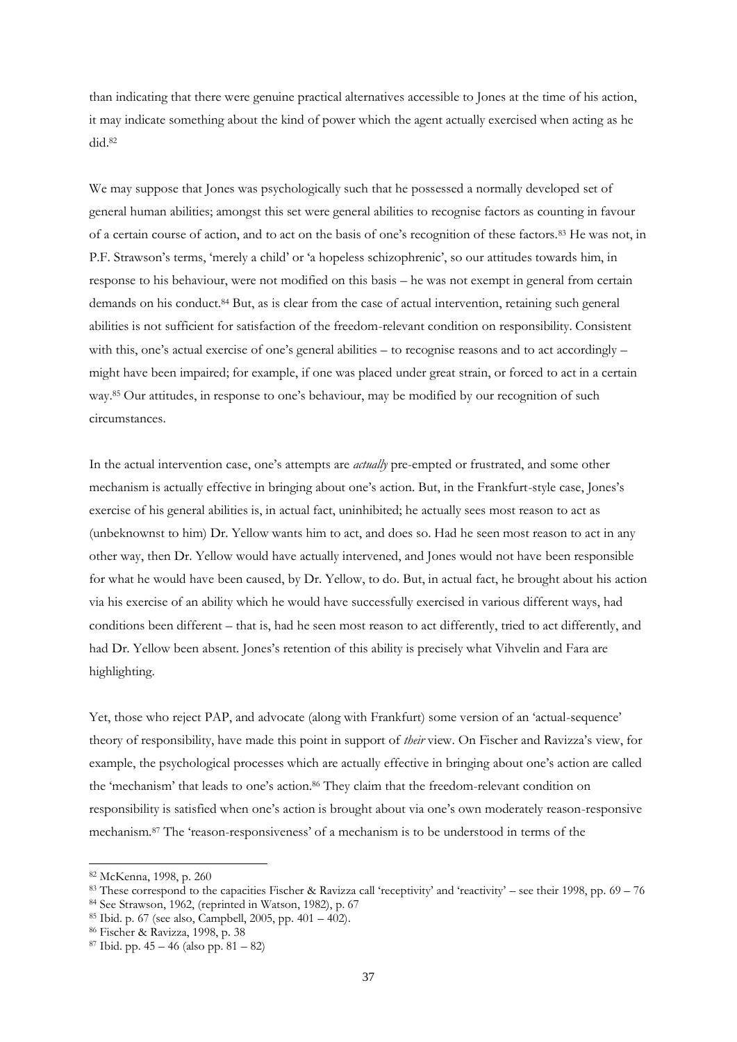than indicating that there were genuine practical alternatives accessible to Jones at the time of his action, it may indicate something about the kind of power which the agent actually exercised when acting as he did.[82]

We may suppose that Jones was psychologically such that he possessed a normally developed set of general human abilities; amongst this set were general abilities to recognise factors as counting in favour of a certain course of action, and to act on the basis of one's recognition of these factors.[83] He was not, in P.F. Strawson's terms, 'merely a child' or 'a hopeless schizophrenic', so our attitudes towards him, in response to his behaviour, were not modified on this basis – he was not exempt in general from certain demands on his conduct.[84] But, as is clear from the case of actual intervention, retaining such general abilities is not sufficient for satisfaction of the freedom-relevant condition on responsibility. Consistent with this, one's actual exercise of one's general abilities – to recognise reasons and to act accordingly – might have been impaired; for example, if one was placed under great strain, or forced to act in a certain way.[85] Our attitudes, in response to one's behaviour, may be modified by our recognition of such circumstances.

In the actual intervention case, one's attempts are *actually* pre-empted or frustrated, and some other mechanism is actually effective in bringing about one's action. But, in the Frankfurt-style case, Jones's exercise of his general abilities is, in actual fact, uninhibited; he actually sees most reason to act as (unbeknownst to him) Dr. Yellow wants him to act, and does so. Had he seen most reason to act in any other way, then Dr. Yellow would have actually intervened, and Jones would not have been responsible for what he would have been caused, by Dr. Yellow, to do. But, in actual fact, he brought about his action via his exercise of an ability which he would have successfully exercised in various different ways, had conditions been different – that is, had he seen most reason to act differently, tried to act differently, and had Dr. Yellow been absent. Jones's retention of this ability is precisely what Vihvelin and Fara are highlighting.

Yet, those who reject PAP, and advocate (along with Frankfurt) some version of an 'actual-sequence' theory of responsibility, have made this point in support of *their* view. On Fischer and Ravizza's view, for example, the psychological processes which are actually effective in bringing about one's action are called the 'mechanism' that leads to one's action.[86] They claim that the freedom-relevant condition on responsibility is satisfied when one's action is brought about via one's own moderately reason-responsive mechanism.[87] The 'reason-responsiveness' of a mechanism is to be understood in terms of the

---

[82] McKenna, 1998, p. 260

[83] These correspond to the capacities Fischer & Ravizza call 'receptivity' and 'reactivity' – see their 1998, pp. 69 – 76

[84] See Strawson, 1962, (reprinted in Watson, 1982), p. 67

[85] Ibid. p. 67 (see also, Campbell, 2005, pp. 401 – 402).

[86] Fischer & Ravizza, 1998, p. 38

[87] Ibid. pp. 45 – 46 (also pp. 81 – 82)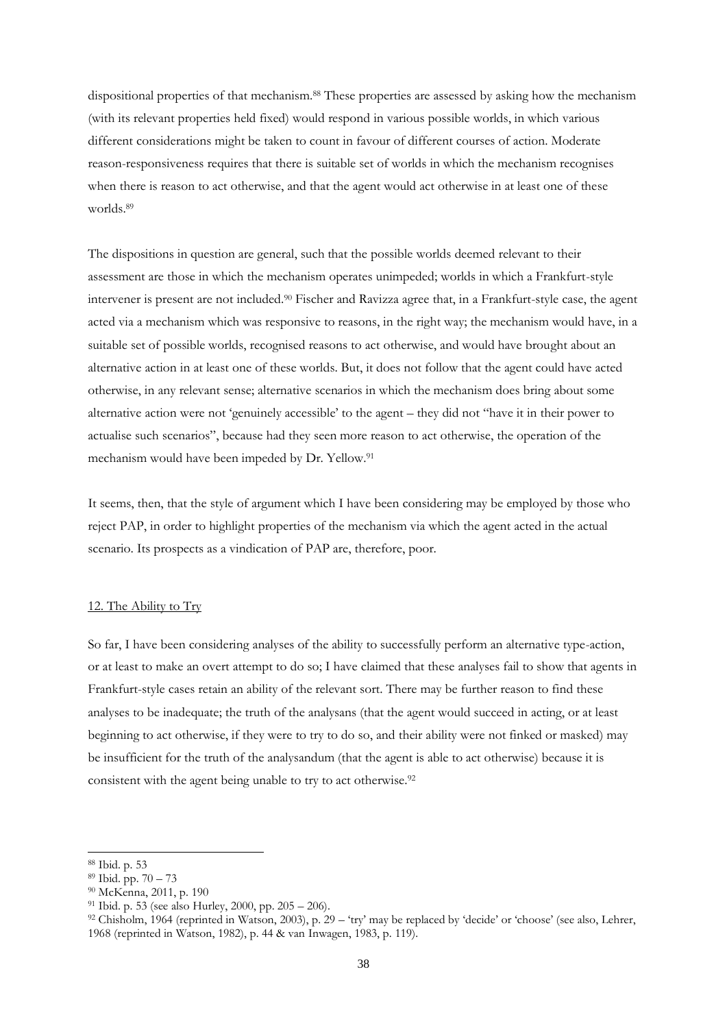dispositional properties of that mechanism.[88] These properties are assessed by asking how the mechanism (with its relevant properties held fixed) would respond in various possible worlds, in which various different considerations might be taken to count in favour of different courses of action. Moderate reason-responsiveness requires that there is suitable set of worlds in which the mechanism recognises when there is reason to act otherwise, and that the agent would act otherwise in at least one of these worlds.[89]

The dispositions in question are general, such that the possible worlds deemed relevant to their assessment are those in which the mechanism operates unimpeded; worlds in which a Frankfurt-style intervener is present are not included.[90] Fischer and Ravizza agree that, in a Frankfurt-style case, the agent acted via a mechanism which was responsive to reasons, in the right way; the mechanism would have, in a suitable set of possible worlds, recognised reasons to act otherwise, and would have brought about an alternative action in at least one of these worlds. But, it does not follow that the agent could have acted otherwise, in any relevant sense; alternative scenarios in which the mechanism does bring about some alternative action were not 'genuinely accessible' to the agent – they did not "have it in their power to actualise such scenarios", because had they seen more reason to act otherwise, the operation of the mechanism would have been impeded by Dr. Yellow.[91]

It seems, then, that the style of argument which I have been considering may be employed by those who reject PAP, in order to highlight properties of the mechanism via which the agent acted in the actual scenario. Its prospects as a vindication of PAP are, therefore, poor.

## 12. The Ability to Try

So far, I have been considering analyses of the ability to successfully perform an alternative type-action, or at least to make an overt attempt to do so; I have claimed that these analyses fail to show that agents in Frankfurt-style cases retain an ability of the relevant sort. There may be further reason to find these analyses to be inadequate; the truth of the analysans (that the agent would succeed in acting, or at least beginning to act otherwise, if they were to try to do so, and their ability were not finked or masked) may be insufficient for the truth of the analysandum (that the agent is able to act otherwise) because it is consistent with the agent being unable to try to act otherwise.[92]

---

[88] Ibid. p. 53

[89] Ibid. pp. 70 – 73

[90] McKenna, 2011, p. 190

[91] Ibid. p. 53 (see also Hurley, 2000, pp. 205 – 206).

[92] Chisholm, 1964 (reprinted in Watson, 2003), p. 29 – 'try' may be replaced by 'decide' or 'choose' (see also, Lehrer, 1968 (reprinted in Watson, 1982), p. 44 & van Inwagen, 1983, p. 119).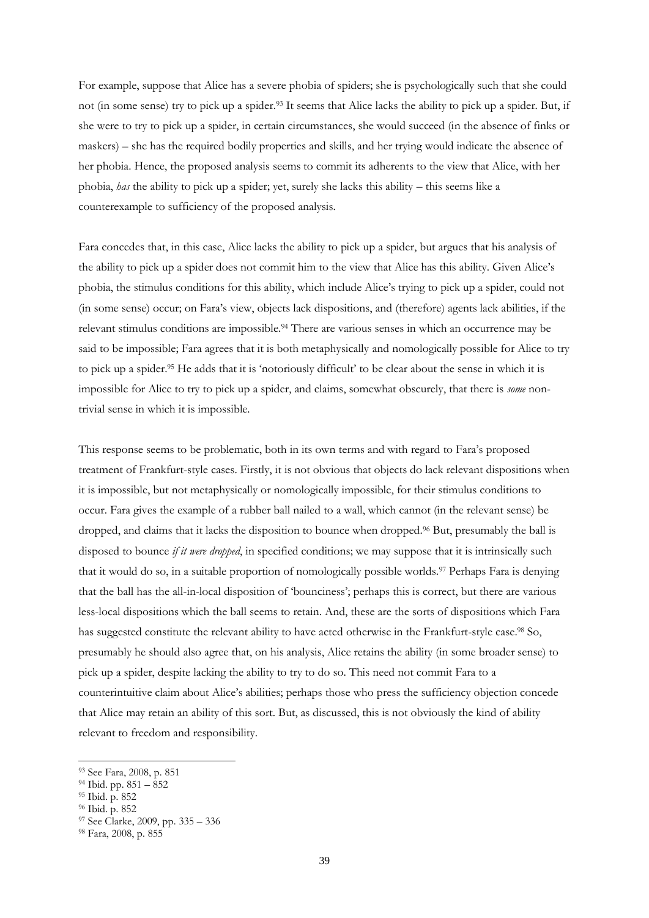For example, suppose that Alice has a severe phobia of spiders; she is psychologically such that she could not (in some sense) try to pick up a spider.[93] It seems that Alice lacks the ability to pick up a spider. But, if she were to try to pick up a spider, in certain circumstances, she would succeed (in the absence of finks or maskers) – she has the required bodily properties and skills, and her trying would indicate the absence of her phobia. Hence, the proposed analysis seems to commit its adherents to the view that Alice, with her phobia, *has* the ability to pick up a spider; yet, surely she lacks this ability – this seems like a counterexample to sufficiency of the proposed analysis.

Fara concedes that, in this case, Alice lacks the ability to pick up a spider, but argues that his analysis of the ability to pick up a spider does not commit him to the view that Alice has this ability. Given Alice's phobia, the stimulus conditions for this ability, which include Alice's trying to pick up a spider, could not (in some sense) occur; on Fara's view, objects lack dispositions, and (therefore) agents lack abilities, if the relevant stimulus conditions are impossible.[94] There are various senses in which an occurrence may be said to be impossible; Fara agrees that it is both metaphysically and nomologically possible for Alice to try to pick up a spider.[95] He adds that it is 'notoriously difficult' to be clear about the sense in which it is impossible for Alice to try to pick up a spider, and claims, somewhat obscurely, that there is *some* non-trivial sense in which it is impossible.

This response seems to be problematic, both in its own terms and with regard to Fara's proposed treatment of Frankfurt-style cases. Firstly, it is not obvious that objects do lack relevant dispositions when it is impossible, but not metaphysically or nomologically impossible, for their stimulus conditions to occur. Fara gives the example of a rubber ball nailed to a wall, which cannot (in the relevant sense) be dropped, and claims that it lacks the disposition to bounce when dropped.[96] But, presumably the ball is disposed to bounce *if it were dropped*, in specified conditions; we may suppose that it is intrinsically such that it would do so, in a suitable proportion of nomologically possible worlds.[97] Perhaps Fara is denying that the ball has the all-in-local disposition of 'bounciness'; perhaps this is correct, but there are various less-local dispositions which the ball seems to retain. And, these are the sorts of dispositions which Fara has suggested constitute the relevant ability to have acted otherwise in the Frankfurt-style case.[98] So, presumably he should also agree that, on his analysis, Alice retains the ability (in some broader sense) to pick up a spider, despite lacking the ability to try to do so. This need not commit Fara to a counterintuitive claim about Alice's abilities; perhaps those who press the sufficiency objection concede that Alice may retain an ability of this sort. But, as discussed, this is not obviously the kind of ability relevant to freedom and responsibility.

---

[93] See Fara, 2008, p. 851

[94] Ibid. pp. 851 – 852

[95] Ibid. p. 852

[96] Ibid. p. 852

[97] See Clarke, 2009, pp. 335 – 336

[98] Fara, 2008, p. 855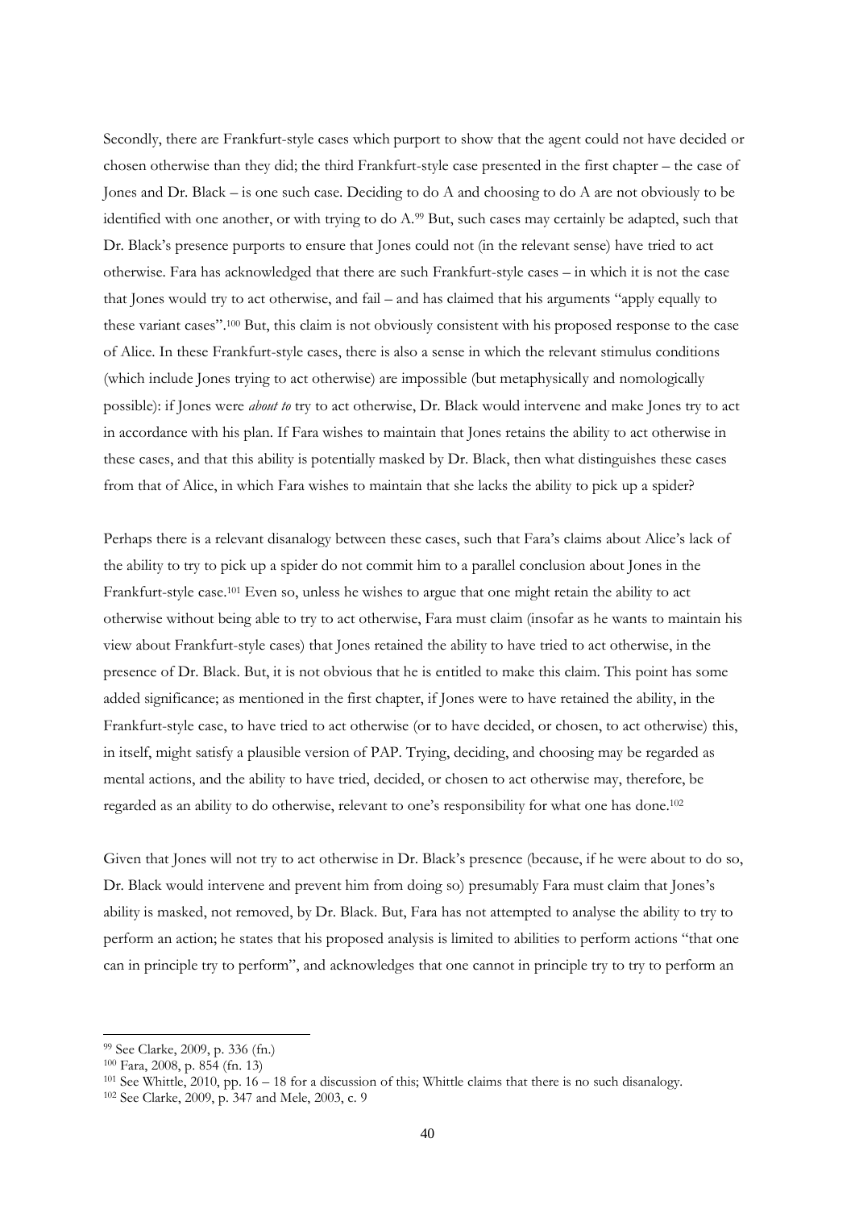Secondly, there are Frankfurt-style cases which purport to show that the agent could not have decided or chosen otherwise than they did; the third Frankfurt-style case presented in the first chapter – the case of Jones and Dr. Black – is one such case. Deciding to do A and choosing to do A are not obviously to be identified with one another, or with trying to do A.[99] But, such cases may certainly be adapted, such that Dr. Black's presence purports to ensure that Jones could not (in the relevant sense) have tried to act otherwise. Fara has acknowledged that there are such Frankfurt-style cases – in which it is not the case that Jones would try to act otherwise, and fail – and has claimed that his arguments "apply equally to these variant cases".[100] But, this claim is not obviously consistent with his proposed response to the case of Alice. In these Frankfurt-style cases, there is also a sense in which the relevant stimulus conditions (which include Jones trying to act otherwise) are impossible (but metaphysically and nomologically possible): if Jones were *about to* try to act otherwise, Dr. Black would intervene and make Jones try to act in accordance with his plan. If Fara wishes to maintain that Jones retains the ability to act otherwise in these cases, and that this ability is potentially masked by Dr. Black, then what distinguishes these cases from that of Alice, in which Fara wishes to maintain that she lacks the ability to pick up a spider?

Perhaps there is a relevant disanalogy between these cases, such that Fara's claims about Alice's lack of the ability to try to pick up a spider do not commit him to a parallel conclusion about Jones in the Frankfurt-style case.[101] Even so, unless he wishes to argue that one might retain the ability to act otherwise without being able to try to act otherwise, Fara must claim (insofar as he wants to maintain his view about Frankfurt-style cases) that Jones retained the ability to have tried to act otherwise, in the presence of Dr. Black. But, it is not obvious that he is entitled to make this claim. This point has some added significance; as mentioned in the first chapter, if Jones were to have retained the ability, in the Frankfurt-style case, to have tried to act otherwise (or to have decided, or chosen, to act otherwise) this, in itself, might satisfy a plausible version of PAP. Trying, deciding, and choosing may be regarded as mental actions, and the ability to have tried, decided, or chosen to act otherwise may, therefore, be regarded as an ability to do otherwise, relevant to one's responsibility for what one has done.[102]

Given that Jones will not try to act otherwise in Dr. Black's presence (because, if he were about to do so, Dr. Black would intervene and prevent him from doing so) presumably Fara must claim that Jones's ability is masked, not removed, by Dr. Black. But, Fara has not attempted to analyse the ability to try to perform an action; he states that his proposed analysis is limited to abilities to perform actions "that one can in principle try to perform", and acknowledges that one cannot in principle try to try to perform an

---

[99] See Clarke, 2009, p. 336 (fn.)

[100] Fara, 2008, p. 854 (fn. 13)

[101] See Whittle, 2010, pp. 16 – 18 for a discussion of this; Whittle claims that there is no such disanalogy.

[102] See Clarke, 2009, p. 347 and Mele, 2003, c. 9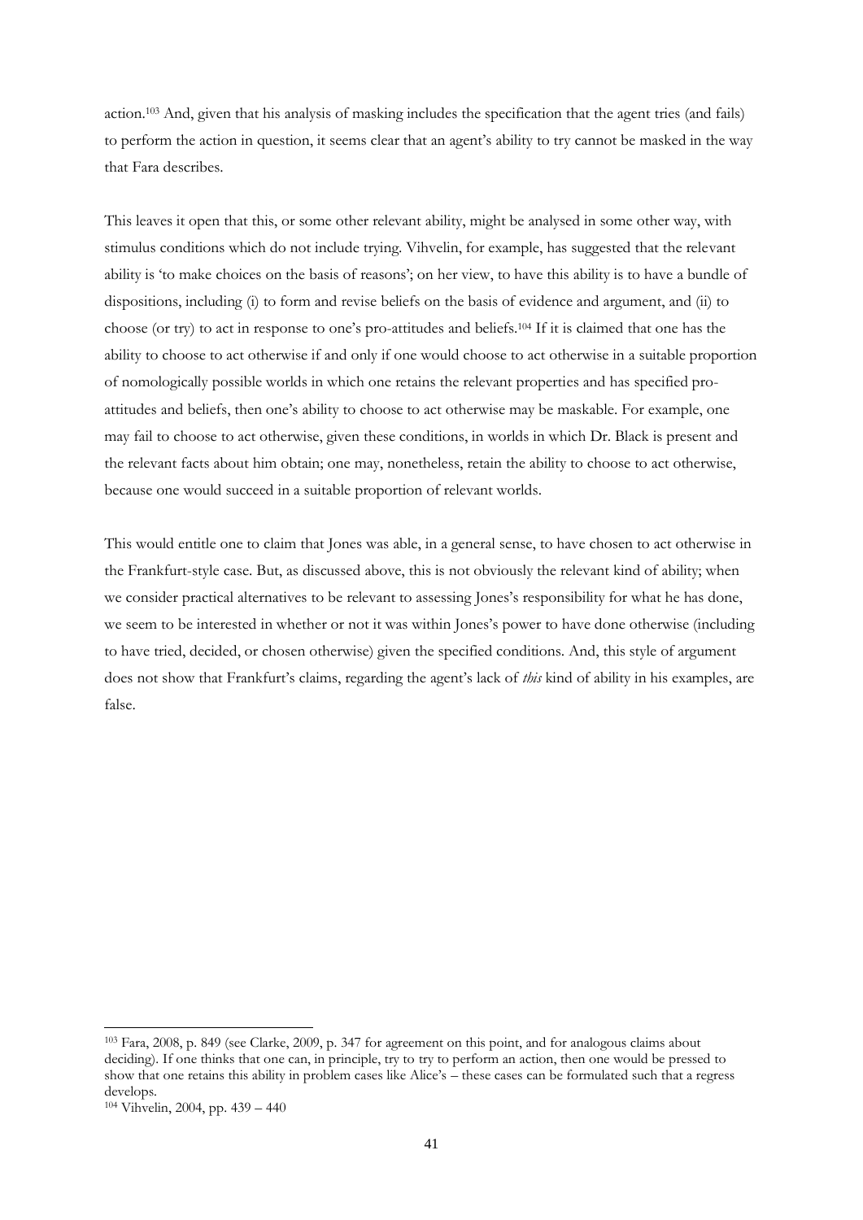action.[103] And, given that his analysis of masking includes the specification that the agent tries (and fails) to perform the action in question, it seems clear that an agent's ability to try cannot be masked in the way that Fara describes.

This leaves it open that this, or some other relevant ability, might be analysed in some other way, with stimulus conditions which do not include trying. Vihvelin, for example, has suggested that the relevant ability is 'to make choices on the basis of reasons'; on her view, to have this ability is to have a bundle of dispositions, including (i) to form and revise beliefs on the basis of evidence and argument, and (ii) to choose (or try) to act in response to one's pro-attitudes and beliefs.[104] If it is claimed that one has the ability to choose to act otherwise if and only if one would choose to act otherwise in a suitable proportion of nomologically possible worlds in which one retains the relevant properties and has specified pro-attitudes and beliefs, then one's ability to choose to act otherwise may be maskable. For example, one may fail to choose to act otherwise, given these conditions, in worlds in which Dr. Black is present and the relevant facts about him obtain; one may, nonetheless, retain the ability to choose to act otherwise, because one would succeed in a suitable proportion of relevant worlds.

This would entitle one to claim that Jones was able, in a general sense, to have chosen to act otherwise in the Frankfurt-style case. But, as discussed above, this is not obviously the relevant kind of ability; when we consider practical alternatives to be relevant to assessing Jones's responsibility for what he has done, we seem to be interested in whether or not it was within Jones's power to have done otherwise (including to have tried, decided, or chosen otherwise) given the specified conditions. And, this style of argument does not show that Frankfurt's claims, regarding the agent's lack of *this* kind of ability in his examples, are false.

---

[103] Fara, 2008, p. 849 (see Clarke, 2009, p. 347 for agreement on this point, and for analogous claims about deciding). If one thinks that one can, in principle, try to try to perform an action, then one would be pressed to show that one retains this ability in problem cases like Alice's – these cases can be formulated such that a regress develops.

[104] Vihvelin, 2004, pp. 439 – 440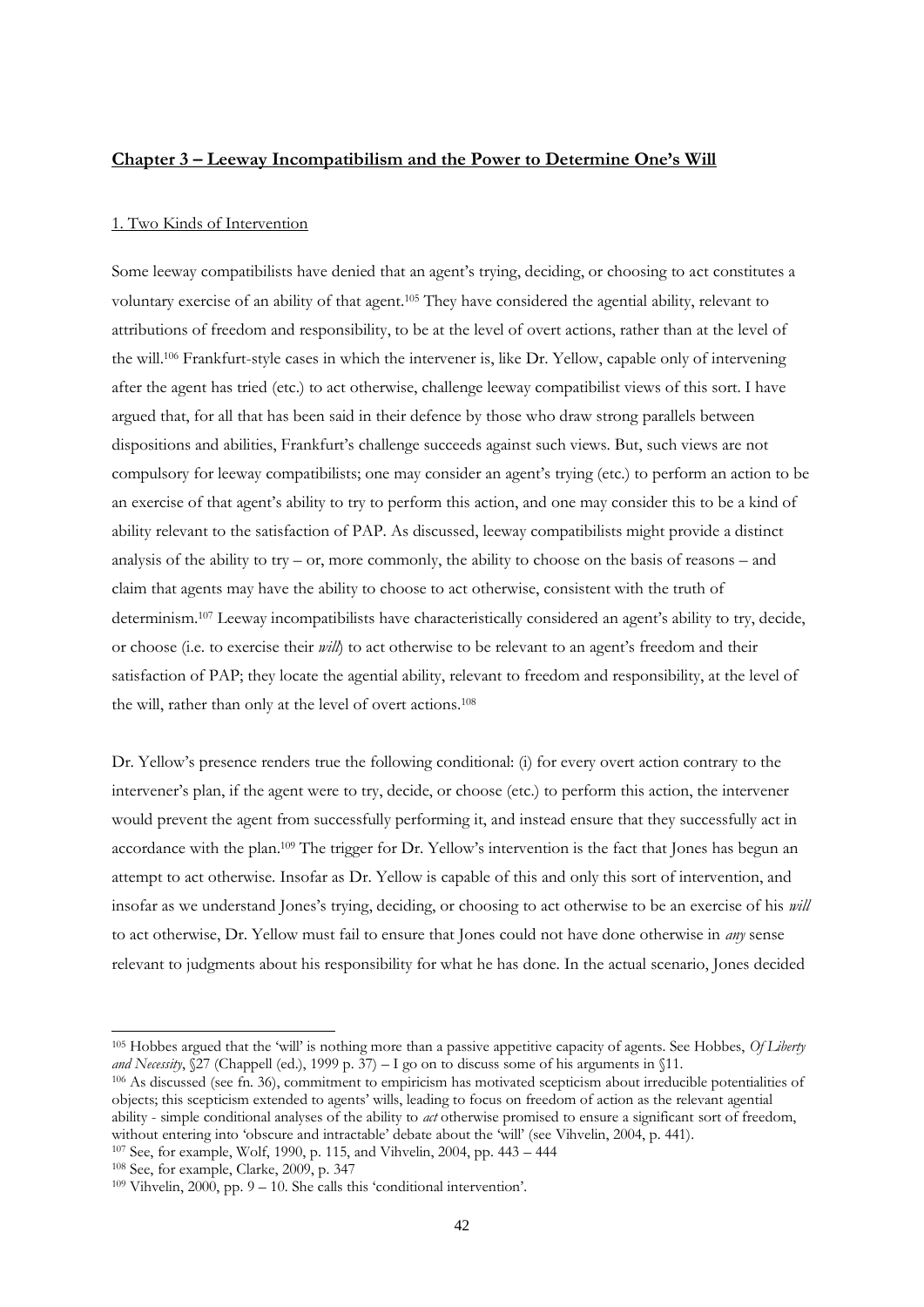## Chapter 3 – Leeway Incompatibilism and the Power to Determine One's Will

### 1. Two Kinds of Intervention

Some leeway compatibilists have denied that an agent's trying, deciding, or choosing to act constitutes a voluntary exercise of an ability of that agent.[105] They have considered the agential ability, relevant to attributions of freedom and responsibility, to be at the level of overt actions, rather than at the level of the will.[106] Frankfurt-style cases in which the intervener is, like Dr. Yellow, capable only of intervening after the agent has tried (etc.) to act otherwise, challenge leeway compatibilist views of this sort. I have argued that, for all that has been said in their defence by those who draw strong parallels between dispositions and abilities, Frankfurt's challenge succeeds against such views. But, such views are not compulsory for leeway compatibilists; one may consider an agent's trying (etc.) to perform an action to be an exercise of that agent's ability to try to perform this action, and one may consider this to be a kind of ability relevant to the satisfaction of PAP. As discussed, leeway compatibilists might provide a distinct analysis of the ability to try – or, more commonly, the ability to choose on the basis of reasons – and claim that agents may have the ability to choose to act otherwise, consistent with the truth of determinism.[107] Leeway incompatibilists have characteristically considered an agent's ability to try, decide, or choose (i.e. to exercise their *will*) to act otherwise to be relevant to an agent's freedom and their satisfaction of PAP; they locate the agential ability, relevant to freedom and responsibility, at the level of the will, rather than only at the level of overt actions.[108]

Dr. Yellow's presence renders true the following conditional: (i) for every overt action contrary to the intervener's plan, if the agent were to try, decide, or choose (etc.) to perform this action, the intervener would prevent the agent from successfully performing it, and instead ensure that they successfully act in accordance with the plan.[109] The trigger for Dr. Yellow's intervention is the fact that Jones has begun an attempt to act otherwise. Insofar as Dr. Yellow is capable of this and only this sort of intervention, and insofar as we understand Jones's trying, deciding, or choosing to act otherwise to be an exercise of his *will* to act otherwise, Dr. Yellow must fail to ensure that Jones could not have done otherwise in *any* sense relevant to judgments about his responsibility for what he has done. In the actual scenario, Jones decided

---

[105] Hobbes argued that the 'will' is nothing more than a passive appetitive capacity of agents. See Hobbes, *Of Liberty and Necessity*, §27 (Chappell (ed.), 1999 p. 37) – I go on to discuss some of his arguments in §11.

[106] As discussed (see fn. 36), commitment to empiricism has motivated scepticism about irreducible potentialities of objects; this scepticism extended to agents' wills, leading to focus on freedom of action as the relevant agential ability - simple conditional analyses of the ability to *act* otherwise promised to ensure a significant sort of freedom, without entering into 'obscure and intractable' debate about the 'will' (see Vihvelin, 2004, p. 441).

[107] See, for example, Wolf, 1990, p. 115, and Vihvelin, 2004, pp. 443 – 444

[108] See, for example, Clarke, 2009, p. 347

[109] Vihvelin, 2000, pp. 9 – 10. She calls this 'conditional intervention'.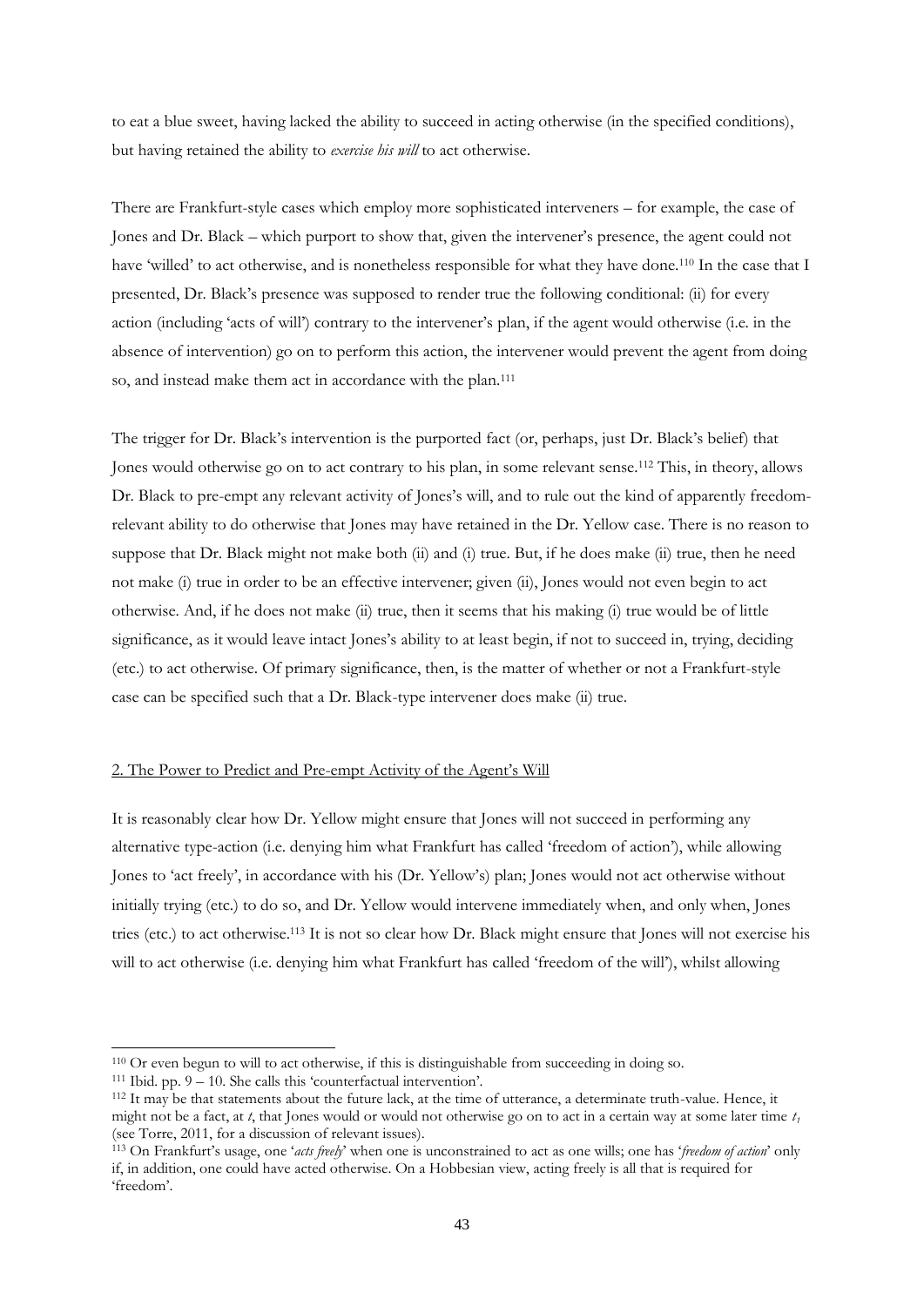to eat a blue sweet, having lacked the ability to succeed in acting otherwise (in the specified conditions), but having retained the ability to *exercise his will* to act otherwise.

There are Frankfurt-style cases which employ more sophisticated interveners – for example, the case of Jones and Dr. Black – which purport to show that, given the intervener's presence, the agent could not have 'willed' to act otherwise, and is nonetheless responsible for what they have done.[110] In the case that I presented, Dr. Black's presence was supposed to render true the following conditional: (ii) for every action (including 'acts of will') contrary to the intervener's plan, if the agent would otherwise (i.e. in the absence of intervention) go on to perform this action, the intervener would prevent the agent from doing so, and instead make them act in accordance with the plan.[111]

The trigger for Dr. Black's intervention is the purported fact (or, perhaps, just Dr. Black's belief) that Jones would otherwise go on to act contrary to his plan, in some relevant sense.[112] This, in theory, allows Dr. Black to pre-empt any relevant activity of Jones's will, and to rule out the kind of apparently freedom-relevant ability to do otherwise that Jones may have retained in the Dr. Yellow case. There is no reason to suppose that Dr. Black might not make both (ii) and (i) true. But, if he does make (ii) true, then he need not make (i) true in order to be an effective intervener; given (ii), Jones would not even begin to act otherwise. And, if he does not make (ii) true, then it seems that his making (i) true would be of little significance, as it would leave intact Jones's ability to at least begin, if not to succeed in, trying, deciding (etc.) to act otherwise. Of primary significance, then, is the matter of whether or not a Frankfurt-style case can be specified such that a Dr. Black-type intervener does make (ii) true.

## 2. The Power to Predict and Pre-empt Activity of the Agent's Will

It is reasonably clear how Dr. Yellow might ensure that Jones will not succeed in performing any alternative type-action (i.e. denying him what Frankfurt has called 'freedom of action'), while allowing Jones to 'act freely', in accordance with his (Dr. Yellow's) plan; Jones would not act otherwise without initially trying (etc.) to do so, and Dr. Yellow would intervene immediately when, and only when, Jones tries (etc.) to act otherwise.[113] It is not so clear how Dr. Black might ensure that Jones will not exercise his will to act otherwise (i.e. denying him what Frankfurt has called 'freedom of the will'), whilst allowing

---

[110] Or even begun to will to act otherwise, if this is distinguishable from succeeding in doing so.

[111] Ibid. pp. 9 – 10. She calls this 'counterfactual intervention'.

[112] It may be that statements about the future lack, at the time of utterance, a determinate truth-value. Hence, it might not be a fact, at *t*, that Jones would or would not otherwise go on to act in a certain way at some later time $t_1$ (see Torre, 2011, for a discussion of relevant issues).

[113] On Frankfurt's usage, one '*acts freely*' when one is unconstrained to act as one wills; one has '*freedom of action*' only if, in addition, one could have acted otherwise. On a Hobbesian view, acting freely is all that is required for 'freedom'.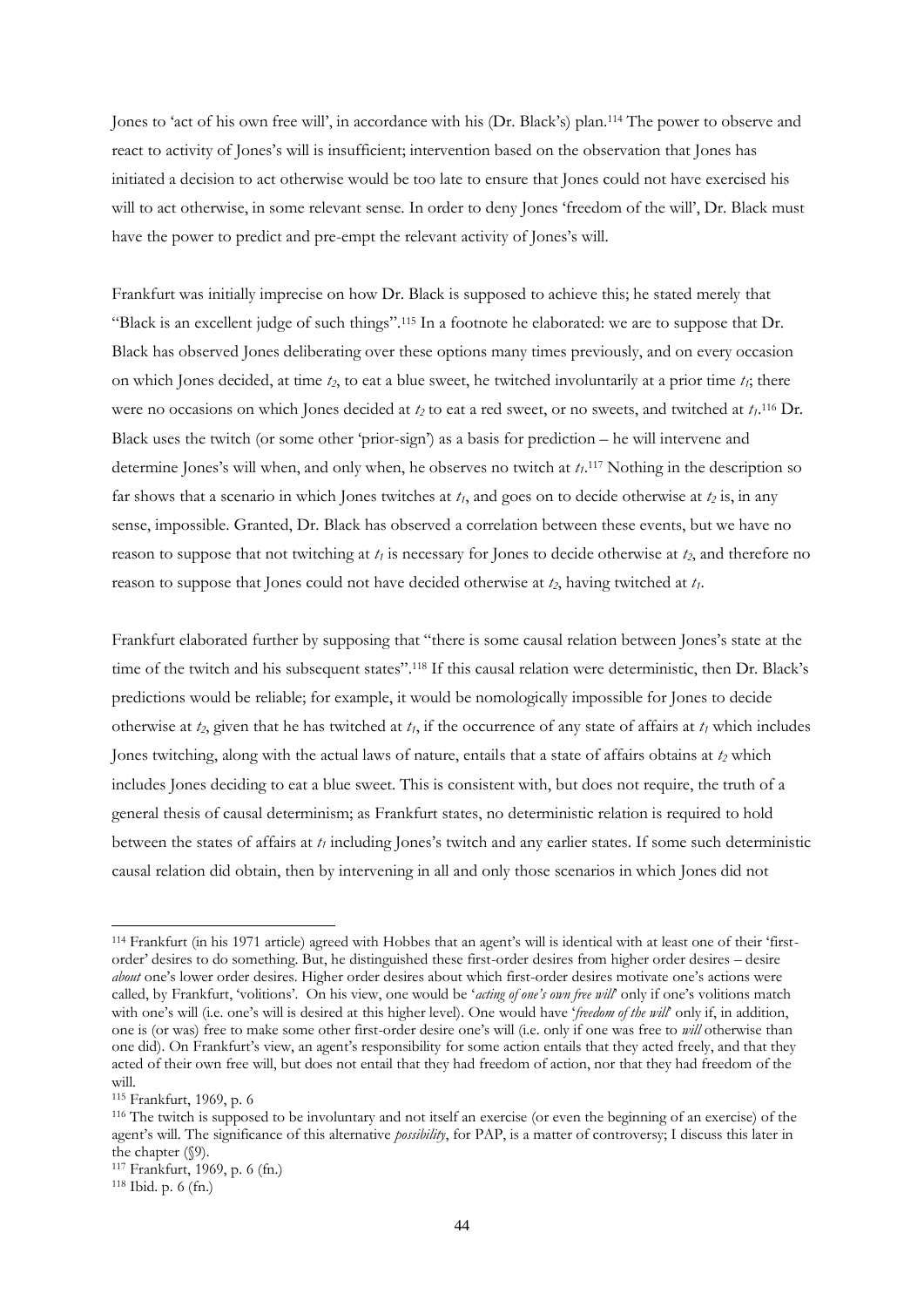Jones to 'act of his own free will', in accordance with his (Dr. Black's) plan.[114] The power to observe and react to activity of Jones's will is insufficient; intervention based on the observation that Jones has initiated a decision to act otherwise would be too late to ensure that Jones could not have exercised his will to act otherwise, in some relevant sense. In order to deny Jones 'freedom of the will', Dr. Black must have the power to predict and pre-empt the relevant activity of Jones's will.

Frankfurt was initially imprecise on how Dr. Black is supposed to achieve this; he stated merely that "Black is an excellent judge of such things".[115] In a footnote he elaborated: we are to suppose that Dr. Black has observed Jones deliberating over these options many times previously, and on every occasion on which Jones decided, at time $t_2$, to eat a blue sweet, he twitched involuntarily at a prior time $t_1$; there were no occasions on which Jones decided at $t_2$ to eat a red sweet, or no sweets, and twitched at $t_1$.[116] Dr. Black uses the twitch (or some other 'prior-sign') as a basis for prediction – he will intervene and determine Jones's will when, and only when, he observes no twitch at $t_1$.[117] Nothing in the description so far shows that a scenario in which Jones twitches at $t_1$, and goes on to decide otherwise at $t_2$ is, in any sense, impossible. Granted, Dr. Black has observed a correlation between these events, but we have no reason to suppose that not twitching at $t_1$ is necessary for Jones to decide otherwise at $t_2$, and therefore no reason to suppose that Jones could not have decided otherwise at $t_2$, having twitched at $t_1$.

Frankfurt elaborated further by supposing that "there is some causal relation between Jones's state at the time of the twitch and his subsequent states".[118] If this causal relation were deterministic, then Dr. Black's predictions would be reliable; for example, it would be nomologically impossible for Jones to decide otherwise at $t_2$, given that he has twitched at $t_1$, if the occurrence of any state of affairs at $t_1$ which includes Jones twitching, along with the actual laws of nature, entails that a state of affairs obtains at $t_2$ which includes Jones deciding to eat a blue sweet. This is consistent with, but does not require, the truth of a general thesis of causal determinism; as Frankfurt states, no deterministic relation is required to hold between the states of affairs at $t_1$ including Jones's twitch and any earlier states. If some such deterministic causal relation did obtain, then by intervening in all and only those scenarios in which Jones did not

---

[114] Frankfurt (in his 1971 article) agreed with Hobbes that an agent's will is identical with at least one of their 'first-order' desires to do something. But, he distinguished these first-order desires from higher order desires – desire *about* one's lower order desires. Higher order desires about which first-order desires motivate one's actions were called, by Frankfurt, 'volitions'. On his view, one would be '*acting of one's own free will*' only if one's volitions match with one's will (i.e. one's will is desired at this higher level). One would have '*freedom of the will*' only if, in addition, one is (or was) free to make some other first-order desire one's will (i.e. only if one was free to *will* otherwise than one did). On Frankfurt's view, an agent's responsibility for some action entails that they acted freely, and that they acted of their own free will, but does not entail that they had freedom of action, nor that they had freedom of the will.

[115] Frankfurt, 1969, p. 6

[116] The twitch is supposed to be involuntary and not itself an exercise (or even the beginning of an exercise) of the agent's will. The significance of this alternative *possibility*, for PAP, is a matter of controversy; I discuss this later in the chapter (§9).

[117] Frankfurt, 1969, p. 6 (fn.)

[118] Ibid. p. 6 (fn.)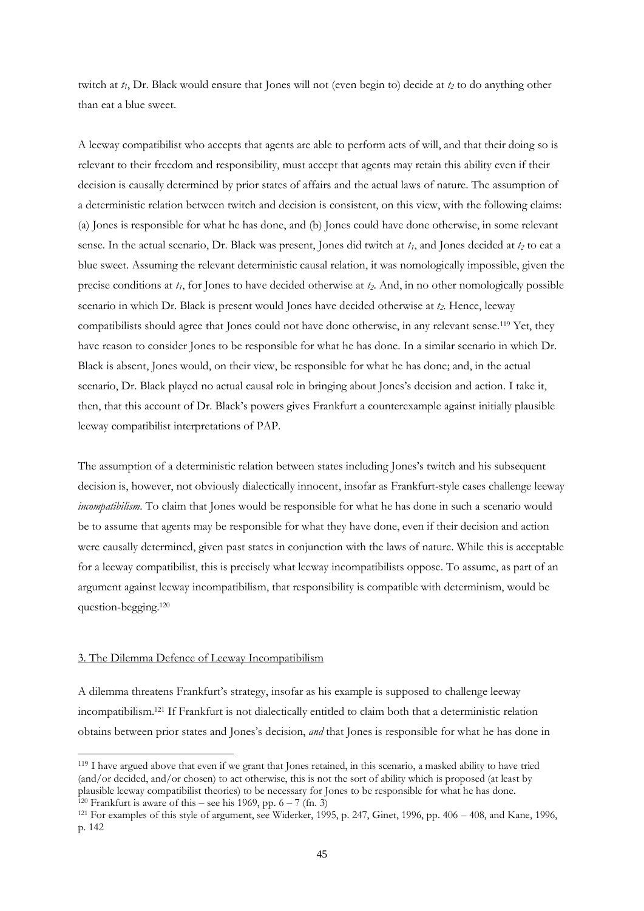twitch at $t_1$, Dr. Black would ensure that Jones will not (even begin to) decide at $t_2$ to do anything other than eat a blue sweet.

A leeway compatibilist who accepts that agents are able to perform acts of will, and that their doing so is relevant to their freedom and responsibility, must accept that agents may retain this ability even if their decision is causally determined by prior states of affairs and the actual laws of nature. The assumption of a deterministic relation between twitch and decision is consistent, on this view, with the following claims: (a) Jones is responsible for what he has done, and (b) Jones could have done otherwise, in some relevant sense. In the actual scenario, Dr. Black was present, Jones did twitch at $t_1$, and Jones decided at $t_2$ to eat a blue sweet. Assuming the relevant deterministic causal relation, it was nomologically impossible, given the precise conditions at $t_1$, for Jones to have decided otherwise at $t_2$. And, in no other nomologically possible scenario in which Dr. Black is present would Jones have decided otherwise at $t_2$. Hence, leeway compatibilists should agree that Jones could not have done otherwise, in any relevant sense.[119] Yet, they have reason to consider Jones to be responsible for what he has done. In a similar scenario in which Dr. Black is absent, Jones would, on their view, be responsible for what he has done; and, in the actual scenario, Dr. Black played no actual causal role in bringing about Jones's decision and action. I take it, then, that this account of Dr. Black's powers gives Frankfurt a counterexample against initially plausible leeway compatibilist interpretations of PAP.

The assumption of a deterministic relation between states including Jones's twitch and his subsequent decision is, however, not obviously dialectically innocent, insofar as Frankfurt-style cases challenge leeway *incompatibilism*. To claim that Jones would be responsible for what he has done in such a scenario would be to assume that agents may be responsible for what they have done, even if their decision and action were causally determined, given past states in conjunction with the laws of nature. While this is acceptable for a leeway compatibilist, this is precisely what leeway incompatibilists oppose. To assume, as part of an argument against leeway incompatibilism, that responsibility is compatible with determinism, would be question-begging.[120]

## 3. The Dilemma Defence of Leeway Incompatibilism

A dilemma threatens Frankfurt's strategy, insofar as his example is supposed to challenge leeway incompatibilism.[121] If Frankfurt is not dialectically entitled to claim both that a deterministic relation obtains between prior states and Jones's decision, *and* that Jones is responsible for what he has done in

---

[119] I have argued above that even if we grant that Jones retained, in this scenario, a masked ability to have tried (and/or decided, and/or chosen) to act otherwise, this is not the sort of ability which is proposed (at least by plausible leeway compatibilist theories) to be necessary for Jones to be responsible for what he has done.

[120] Frankfurt is aware of this – see his 1969, pp. 6 – 7 (fn. 3)

[121] For examples of this style of argument, see Widerker, 1995, p. 247, Ginet, 1996, pp. 406 – 408, and Kane, 1996, p. 142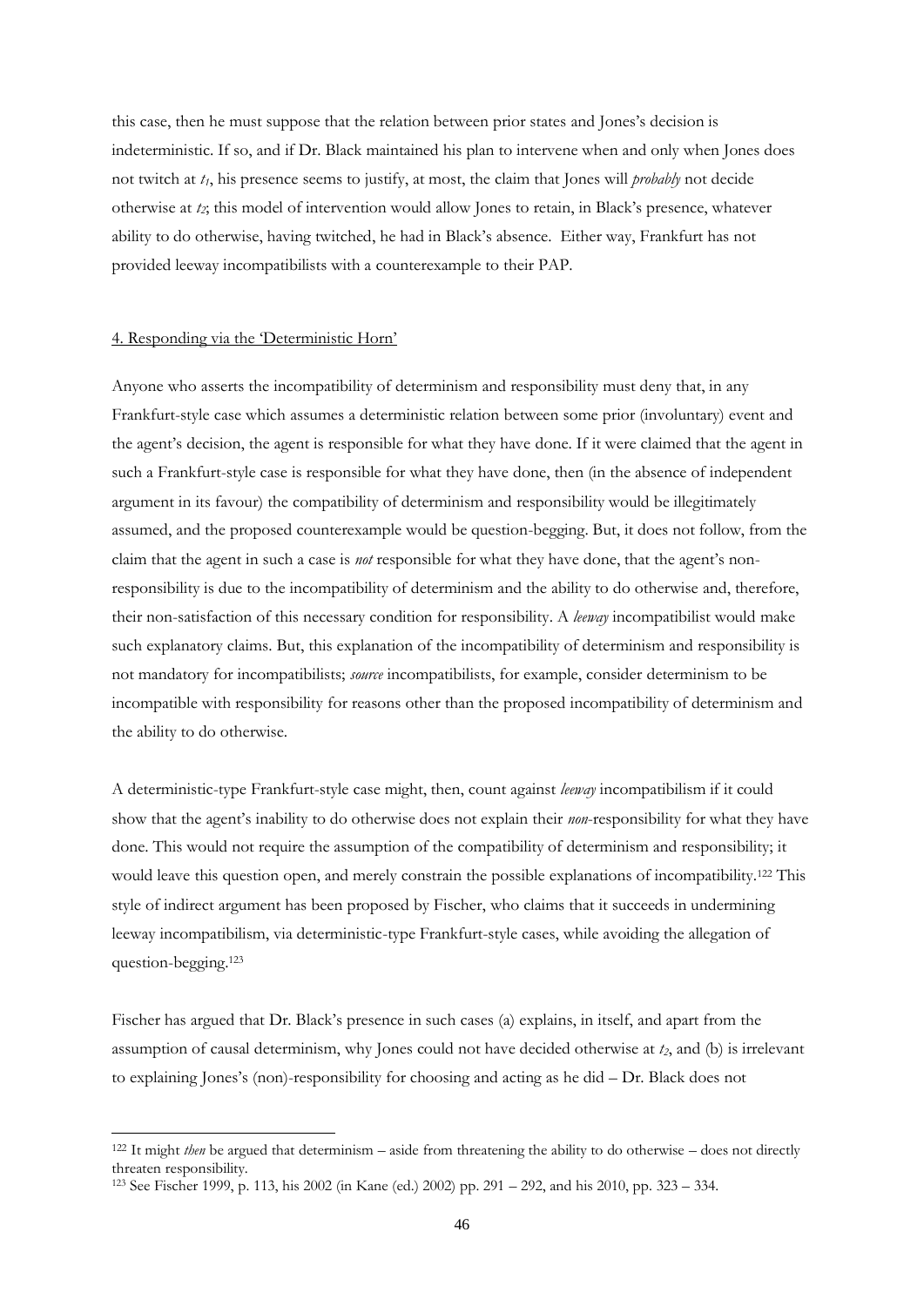this case, then he must suppose that the relation between prior states and Jones's decision is indeterministic. If so, and if Dr. Black maintained his plan to intervene when and only when Jones does not twitch at $t_1$, his presence seems to justify, at most, the claim that Jones will *probably* not decide otherwise at $t_2$; this model of intervention would allow Jones to retain, in Black's presence, whatever ability to do otherwise, having twitched, he had in Black's absence. Either way, Frankfurt has not provided leeway incompatibilists with a counterexample to their PAP.

## 4. Responding via the 'Deterministic Horn'

Anyone who asserts the incompatibility of determinism and responsibility must deny that, in any Frankfurt-style case which assumes a deterministic relation between some prior (involuntary) event and the agent's decision, the agent is responsible for what they have done. If it were claimed that the agent in such a Frankfurt-style case is responsible for what they have done, then (in the absence of independent argument in its favour) the compatibility of determinism and responsibility would be illegitimately assumed, and the proposed counterexample would be question-begging. But, it does not follow, from the claim that the agent in such a case is *not* responsible for what they have done, that the agent's non-responsibility is due to the incompatibility of determinism and the ability to do otherwise and, therefore, their non-satisfaction of this necessary condition for responsibility. A *leeway* incompatibilist would make such explanatory claims. But, this explanation of the incompatibility of determinism and responsibility is not mandatory for incompatibilists; *source* incompatibilists, for example, consider determinism to be incompatible with responsibility for reasons other than the proposed incompatibility of determinism and the ability to do otherwise.

A deterministic-type Frankfurt-style case might, then, count against *leeway* incompatibilism if it could show that the agent's inability to do otherwise does not explain their *non*-responsibility for what they have done. This would not require the assumption of the compatibility of determinism and responsibility; it would leave this question open, and merely constrain the possible explanations of incompatibility.[122] This style of indirect argument has been proposed by Fischer, who claims that it succeeds in undermining leeway incompatibilism, via deterministic-type Frankfurt-style cases, while avoiding the allegation of question-begging.[123]

Fischer has argued that Dr. Black's presence in such cases (a) explains, in itself, and apart from the assumption of causal determinism, why Jones could not have decided otherwise at $t_2$, and (b) is irrelevant to explaining Jones's (non)-responsibility for choosing and acting as he did – Dr. Black does not

---

[122] It might *then* be argued that determinism – aside from threatening the ability to do otherwise – does not directly threaten responsibility.

[123] See Fischer 1999, p. 113, his 2002 (in Kane (ed.) 2002) pp. 291 – 292, and his 2010, pp. 323 – 334.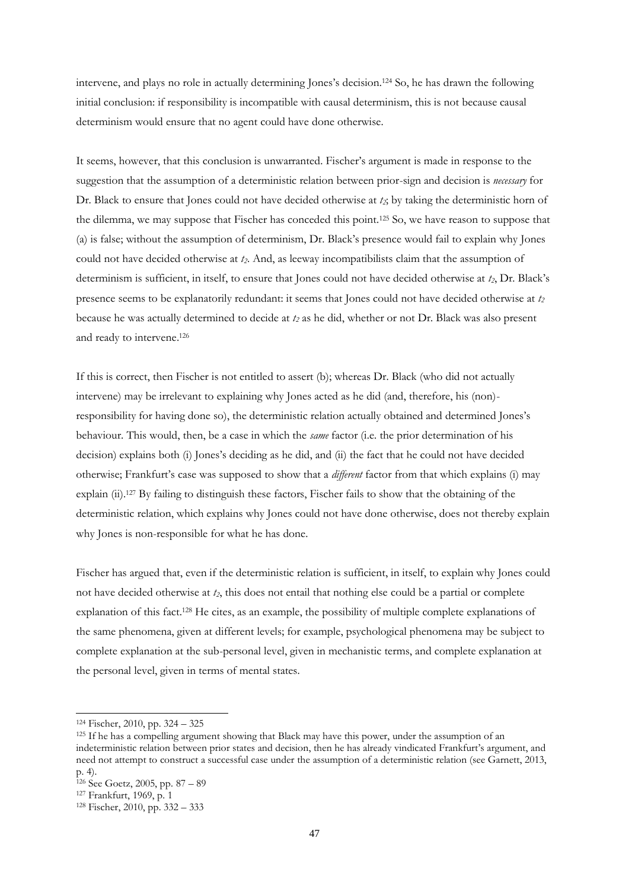intervene, and plays no role in actually determining Jones's decision.[124] So, he has drawn the following initial conclusion: if responsibility is incompatible with causal determinism, this is not because causal determinism would ensure that no agent could have done otherwise.

It seems, however, that this conclusion is unwarranted. Fischer's argument is made in response to the suggestion that the assumption of a deterministic relation between prior-sign and decision is *necessary* for Dr. Black to ensure that Jones could not have decided otherwise at $t_2$; by taking the deterministic horn of the dilemma, we may suppose that Fischer has conceded this point.[125] So, we have reason to suppose that (a) is false; without the assumption of determinism, Dr. Black's presence would fail to explain why Jones could not have decided otherwise at $t_2$. And, as leeway incompatibilists claim that the assumption of determinism is sufficient, in itself, to ensure that Jones could not have decided otherwise at $t_2$, Dr. Black's presence seems to be explanatorily redundant: it seems that Jones could not have decided otherwise at $t_2$ because he was actually determined to decide at $t_2$ as he did, whether or not Dr. Black was also present and ready to intervene.[126]

If this is correct, then Fischer is not entitled to assert (b); whereas Dr. Black (who did not actually intervene) may be irrelevant to explaining why Jones acted as he did (and, therefore, his (non)-responsibility for having done so), the deterministic relation actually obtained and determined Jones's behaviour. This would, then, be a case in which the *same* factor (i.e. the prior determination of his decision) explains both (i) Jones's deciding as he did, and (ii) the fact that he could not have decided otherwise; Frankfurt's case was supposed to show that a *different* factor from that which explains (i) may explain (ii).[127] By failing to distinguish these factors, Fischer fails to show that the obtaining of the deterministic relation, which explains why Jones could not have done otherwise, does not thereby explain why Jones is non-responsible for what he has done.

Fischer has argued that, even if the deterministic relation is sufficient, in itself, to explain why Jones could not have decided otherwise at $t_2$, this does not entail that nothing else could be a partial or complete explanation of this fact.[128] He cites, as an example, the possibility of multiple complete explanations of the same phenomena, given at different levels; for example, psychological phenomena may be subject to complete explanation at the sub-personal level, given in mechanistic terms, and complete explanation at the personal level, given in terms of mental states.

---

[124] Fischer, 2010, pp. 324 – 325

[125] If he has a compelling argument showing that Black may have this power, under the assumption of an indeterministic relation between prior states and decision, then he has already vindicated Frankfurt's argument, and need not attempt to construct a successful case under the assumption of a deterministic relation (see Garnett, 2013, p. 4).

[126] See Goetz, 2005, pp. 87 – 89

[127] Frankfurt, 1969, p. 1

[128] Fischer, 2010, pp. 332 – 333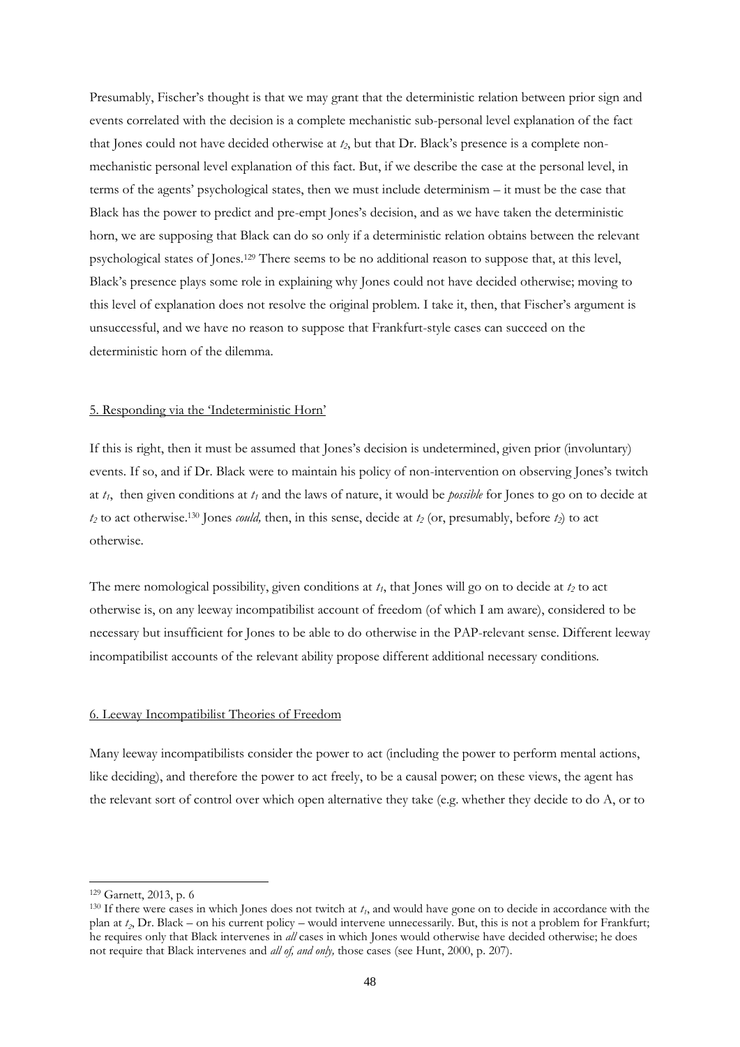Presumably, Fischer's thought is that we may grant that the deterministic relation between prior sign and events correlated with the decision is a complete mechanistic sub-personal level explanation of the fact that Jones could not have decided otherwise at $t_2$, but that Dr. Black's presence is a complete non-mechanistic personal level explanation of this fact. But, if we describe the case at the personal level, in terms of the agents' psychological states, then we must include determinism – it must be the case that Black has the power to predict and pre-empt Jones's decision, and as we have taken the deterministic horn, we are supposing that Black can do so only if a deterministic relation obtains between the relevant psychological states of Jones.[129] There seems to be no additional reason to suppose that, at this level, Black's presence plays some role in explaining why Jones could not have decided otherwise; moving to this level of explanation does not resolve the original problem. I take it, then, that Fischer's argument is unsuccessful, and we have no reason to suppose that Frankfurt-style cases can succeed on the deterministic horn of the dilemma.

## 5. Responding via the 'Indeterministic Horn'

If this is right, then it must be assumed that Jones's decision is undetermined, given prior (involuntary) events. If so, and if Dr. Black were to maintain his policy of non-intervention on observing Jones's twitch at $t_1$, then given conditions at $t_1$ and the laws of nature, it would be *possible* for Jones to go on to decide at $t_2$ to act otherwise.[130] Jones *could,* then, in this sense, decide at $t_2$ (or, presumably, before $t_2$) to act otherwise.

The mere nomological possibility, given conditions at $t_1$, that Jones will go on to decide at $t_2$ to act otherwise is, on any leeway incompatibilist account of freedom (of which I am aware), considered to be necessary but insufficient for Jones to be able to do otherwise in the PAP-relevant sense. Different leeway incompatibilist accounts of the relevant ability propose different additional necessary conditions.

## 6. Leeway Incompatibilist Theories of Freedom

Many leeway incompatibilists consider the power to act (including the power to perform mental actions, like deciding), and therefore the power to act freely, to be a causal power; on these views, the agent has the relevant sort of control over which open alternative they take (e.g. whether they decide to do A, or to

---

[129] Garnett, 2013, p. 6

[130] If there were cases in which Jones does not twitch at $t_1$, and would have gone on to decide in accordance with the plan at $t_2$, Dr. Black – on his current policy – would intervene unnecessarily. But, this is not a problem for Frankfurt; he requires only that Black intervenes in *all* cases in which Jones would otherwise have decided otherwise; he does not require that Black intervenes and *all of, and only,* those cases (see Hunt, 2000, p. 207).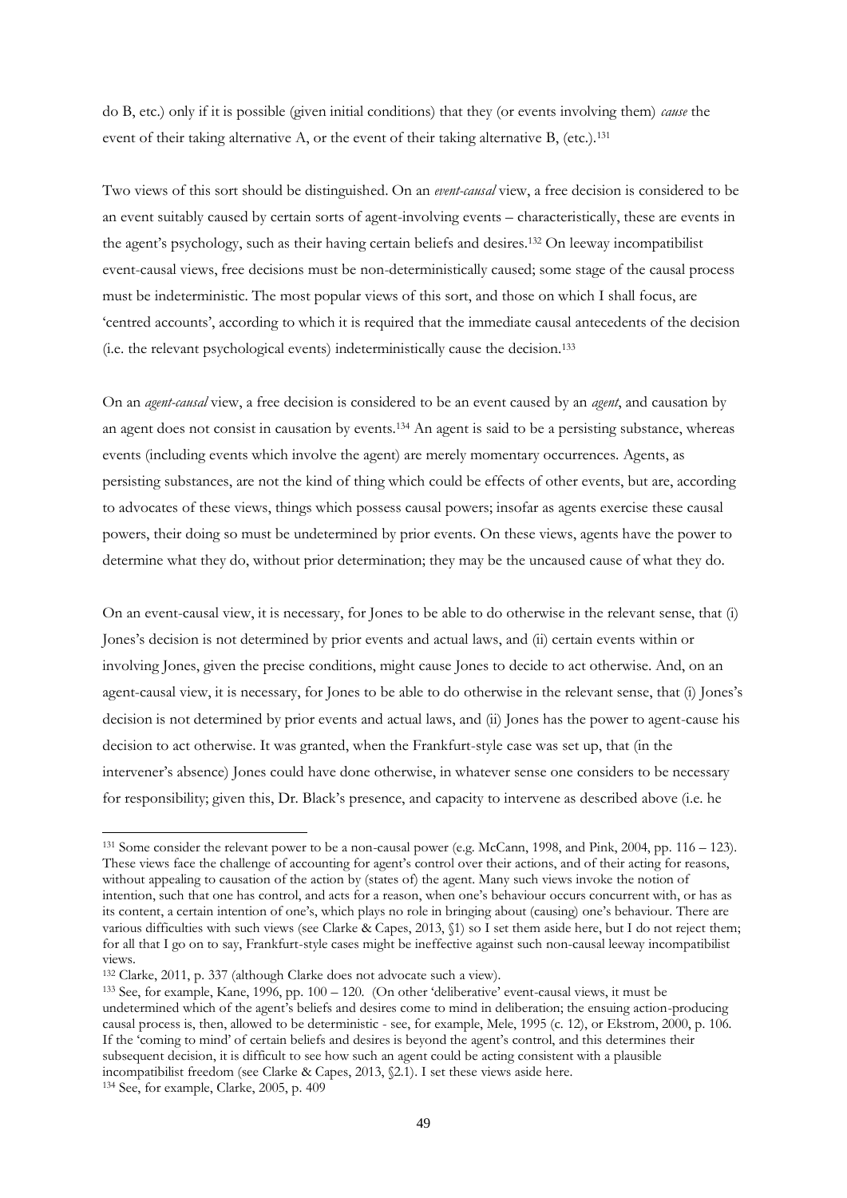do B, etc.) only if it is possible (given initial conditions) that they (or events involving them) *cause* the event of their taking alternative A, or the event of their taking alternative B, (etc.).[131]

Two views of this sort should be distinguished. On an *event-causal* view, a free decision is considered to be an event suitably caused by certain sorts of agent-involving events – characteristically, these are events in the agent's psychology, such as their having certain beliefs and desires.[132] On leeway incompatibilist event-causal views, free decisions must be non-deterministically caused; some stage of the causal process must be indeterministic. The most popular views of this sort, and those on which I shall focus, are 'centred accounts', according to which it is required that the immediate causal antecedents of the decision (i.e. the relevant psychological events) indeterministically cause the decision.[133]

On an *agent-causal* view, a free decision is considered to be an event caused by an *agent*, and causation by an agent does not consist in causation by events.[134] An agent is said to be a persisting substance, whereas events (including events which involve the agent) are merely momentary occurrences. Agents, as persisting substances, are not the kind of thing which could be effects of other events, but are, according to advocates of these views, things which possess causal powers; insofar as agents exercise these causal powers, their doing so must be undetermined by prior events. On these views, agents have the power to determine what they do, without prior determination; they may be the uncaused cause of what they do.

On an event-causal view, it is necessary, for Jones to be able to do otherwise in the relevant sense, that (i) Jones's decision is not determined by prior events and actual laws, and (ii) certain events within or involving Jones, given the precise conditions, might cause Jones to decide to act otherwise. And, on an agent-causal view, it is necessary, for Jones to be able to do otherwise in the relevant sense, that (i) Jones's decision is not determined by prior events and actual laws, and (ii) Jones has the power to agent-cause his decision to act otherwise. It was granted, when the Frankfurt-style case was set up, that (in the intervener's absence) Jones could have done otherwise, in whatever sense one considers to be necessary for responsibility; given this, Dr. Black's presence, and capacity to intervene as described above (i.e. he

---

[131] Some consider the relevant power to be a non-causal power (e.g. McCann, 1998, and Pink, 2004, pp. 116 – 123). These views face the challenge of accounting for agent's control over their actions, and of their acting for reasons, without appealing to causation of the action by (states of) the agent. Many such views invoke the notion of intention, such that one has control, and acts for a reason, when one's behaviour occurs concurrent with, or has as its content, a certain intention of one's, which plays no role in bringing about (causing) one's behaviour. There are various difficulties with such views (see Clarke & Capes, 2013, §1) so I set them aside here, but I do not reject them; for all that I go on to say, Frankfurt-style cases might be ineffective against such non-causal leeway incompatibilist views.

[132] Clarke, 2011, p. 337 (although Clarke does not advocate such a view).

[133] See, for example, Kane, 1996, pp. 100 – 120. (On other 'deliberative' event-causal views, it must be undetermined which of the agent's beliefs and desires come to mind in deliberation; the ensuing action-producing causal process is, then, allowed to be deterministic - see, for example, Mele, 1995 (c. 12), or Ekstrom, 2000, p. 106. If the 'coming to mind' of certain beliefs and desires is beyond the agent's control, and this determines their subsequent decision, it is difficult to see how such an agent could be acting consistent with a plausible incompatibilist freedom (see Clarke & Capes, 2013, §2.1). I set these views aside here.

[134] See, for example, Clarke, 2005, p. 409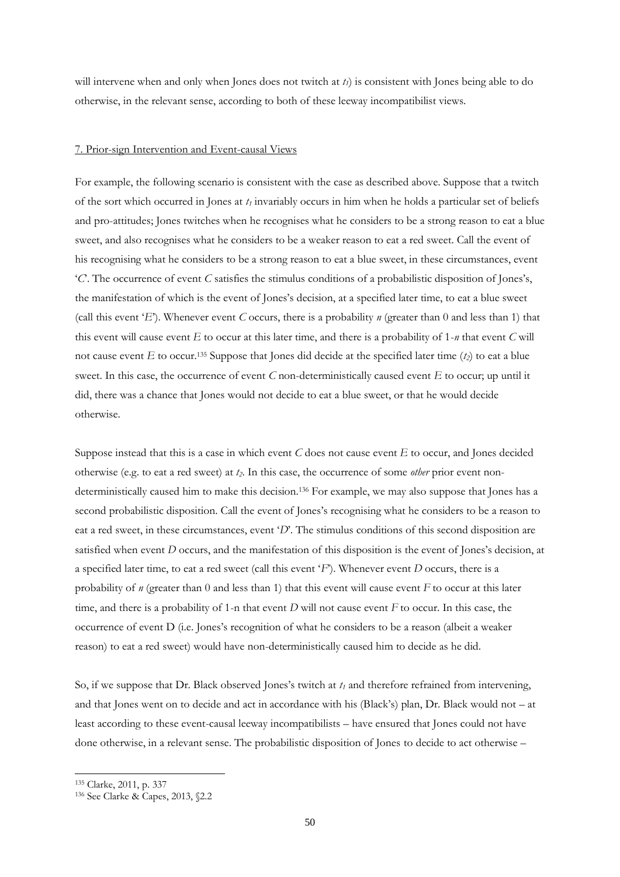will intervene when and only when Jones does not twitch at $t_1$) is consistent with Jones being able to do otherwise, in the relevant sense, according to both of these leeway incompatibilist views.

## 7. Prior-sign Intervention and Event-causal Views

For example, the following scenario is consistent with the case as described above. Suppose that a twitch of the sort which occurred in Jones at $t_1$ invariably occurs in him when he holds a particular set of beliefs and pro-attitudes; Jones twitches when he recognises what he considers to be a strong reason to eat a blue sweet, and also recognises what he considers to be a weaker reason to eat a red sweet. Call the event of his recognising what he considers to be a strong reason to eat a blue sweet, in these circumstances, event '*C*'. The occurrence of event *C* satisfies the stimulus conditions of a probabilistic disposition of Jones's, the manifestation of which is the event of Jones's decision, at a specified later time, to eat a blue sweet (call this event '*E*'). Whenever event *C* occurs, there is a probability $n$ (greater than 0 and less than 1) that this event will cause event *E* to occur at this later time, and there is a probability of $1-n$ that event *C* will not cause event *E* to occur.[135] Suppose that Jones did decide at the specified later time ($t_2$) to eat a blue sweet. In this case, the occurrence of event *C* non-deterministically caused event *E* to occur; up until it did, there was a chance that Jones would not decide to eat a blue sweet, or that he would decide otherwise.

Suppose instead that this is a case in which event *C* does not cause event *E* to occur, and Jones decided otherwise (e.g. to eat a red sweet) at $t_2$. In this case, the occurrence of some *other* prior event non-deterministically caused him to make this decision.[136] For example, we may also suppose that Jones has a second probabilistic disposition. Call the event of Jones's recognising what he considers to be a reason to eat a red sweet, in these circumstances, event '*D*'. The stimulus conditions of this second disposition are satisfied when event *D* occurs, and the manifestation of this disposition is the event of Jones's decision, at a specified later time, to eat a red sweet (call this event '*F*'). Whenever event *D* occurs, there is a probability of $n$ (greater than 0 and less than 1) that this event will cause event *F* to occur at this later time, and there is a probability of 1-n that event *D* will not cause event *F* to occur. In this case, the occurrence of event D (i.e. Jones's recognition of what he considers to be a reason (albeit a weaker reason) to eat a red sweet) would have non-deterministically caused him to decide as he did.

So, if we suppose that Dr. Black observed Jones's twitch at $t_1$ and therefore refrained from intervening, and that Jones went on to decide and act in accordance with his (Black's) plan, Dr. Black would not – at least according to these event-causal leeway incompatibilists – have ensured that Jones could not have done otherwise, in a relevant sense. The probabilistic disposition of Jones to decide to act otherwise –

[135] Clarke, 2011, p. 337

[136] See Clarke & Capes, 2013, §2.2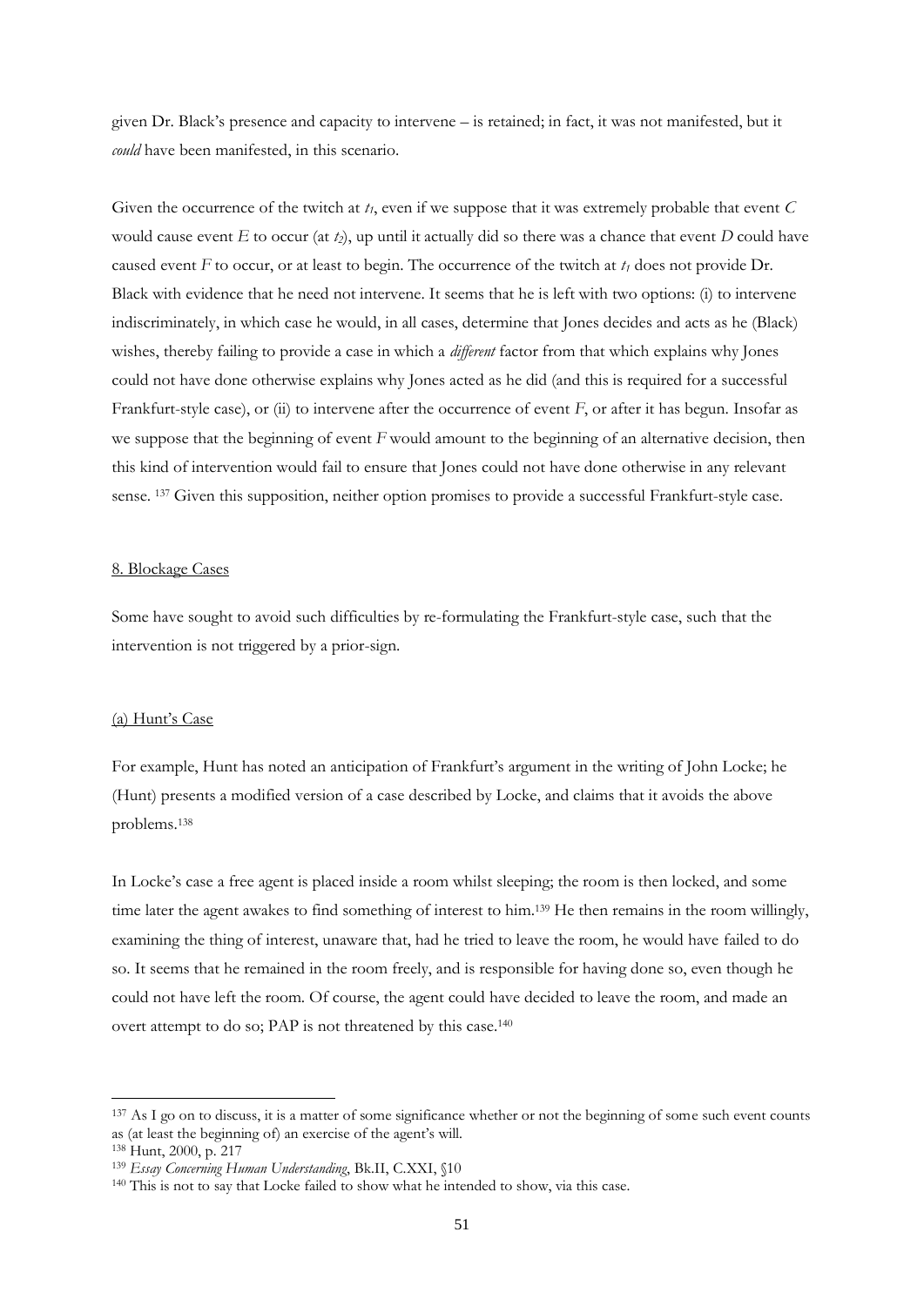given Dr. Black's presence and capacity to intervene – is retained; in fact, it was not manifested, but it *could* have been manifested, in this scenario.

Given the occurrence of the twitch at $t_1$, even if we suppose that it was extremely probable that event *C* would cause event *E* to occur (at $t_2$), up until it actually did so there was a chance that event *D* could have caused event *F* to occur, or at least to begin. The occurrence of the twitch at $t_1$ does not provide Dr. Black with evidence that he need not intervene. It seems that he is left with two options: (i) to intervene indiscriminately, in which case he would, in all cases, determine that Jones decides and acts as he (Black) wishes, thereby failing to provide a case in which a *different* factor from that which explains why Jones could not have done otherwise explains why Jones acted as he did (and this is required for a successful Frankfurt-style case), or (ii) to intervene after the occurrence of event *F*, or after it has begun. Insofar as we suppose that the beginning of event *F* would amount to the beginning of an alternative decision, then this kind of intervention would fail to ensure that Jones could not have done otherwise in any relevant sense. [137] Given this supposition, neither option promises to provide a successful Frankfurt-style case.

## 8. Blockage Cases

Some have sought to avoid such difficulties by re-formulating the Frankfurt-style case, such that the intervention is not triggered by a prior-sign.

### (a) Hunt's Case

For example, Hunt has noted an anticipation of Frankfurt's argument in the writing of John Locke; he (Hunt) presents a modified version of a case described by Locke, and claims that it avoids the above problems.[138]

In Locke's case a free agent is placed inside a room whilst sleeping; the room is then locked, and some time later the agent awakes to find something of interest to him.[139] He then remains in the room willingly, examining the thing of interest, unaware that, had he tried to leave the room, he would have failed to do so. It seems that he remained in the room freely, and is responsible for having done so, even though he could not have left the room. Of course, the agent could have decided to leave the room, and made an overt attempt to do so; PAP is not threatened by this case.[140]

---

[137] As I go on to discuss, it is a matter of some significance whether or not the beginning of some such event counts as (at least the beginning of) an exercise of the agent's will.

[138] Hunt, 2000, p. 217

[139] *Essay Concerning Human Understanding*, Bk.II, C.XXI, §10

[140] This is not to say that Locke failed to show what he intended to show, via this case.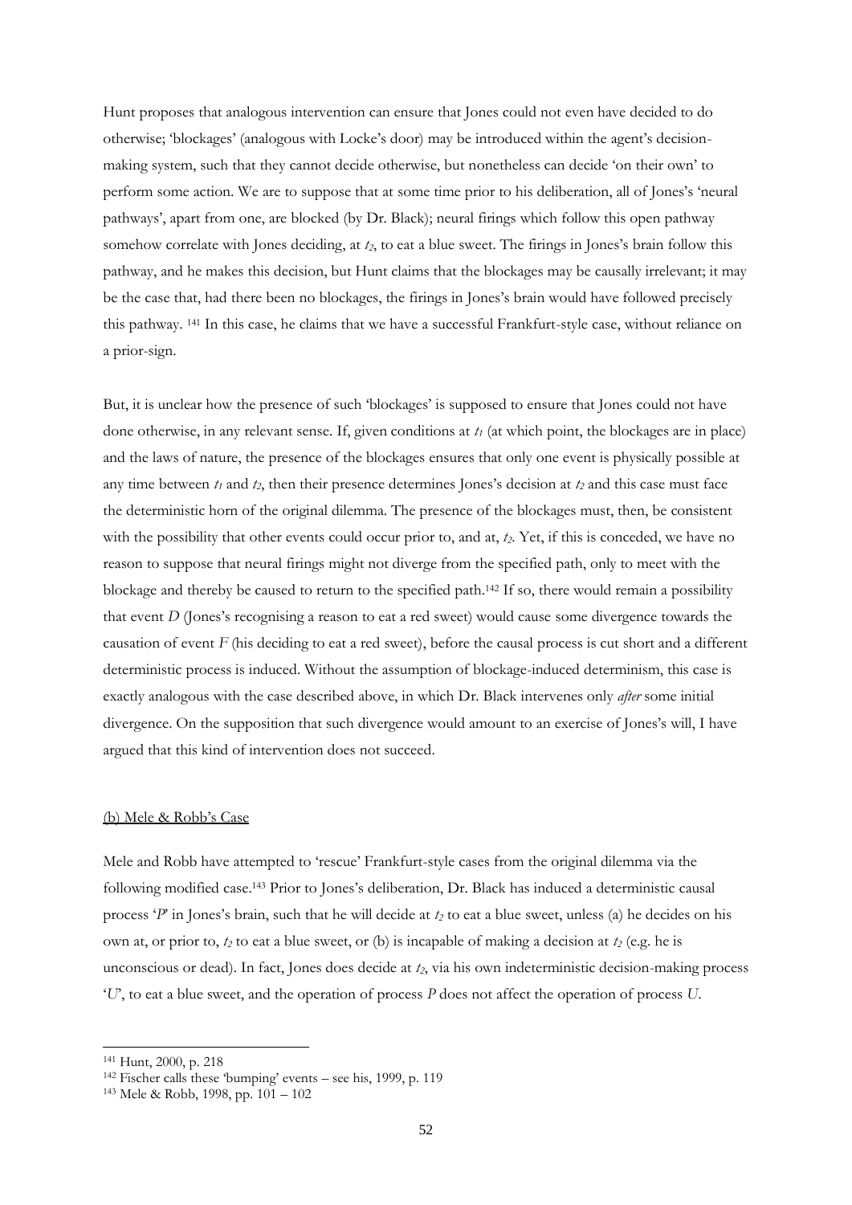Hunt proposes that analogous intervention can ensure that Jones could not even have decided to do otherwise; 'blockages' (analogous with Locke's door) may be introduced within the agent's decision-making system, such that they cannot decide otherwise, but nonetheless can decide 'on their own' to perform some action. We are to suppose that at some time prior to his deliberation, all of Jones's 'neural pathways', apart from one, are blocked (by Dr. Black); neural firings which follow this open pathway somehow correlate with Jones deciding, at $t_2$, to eat a blue sweet. The firings in Jones's brain follow this pathway, and he makes this decision, but Hunt claims that the blockages may be causally irrelevant; it may be the case that, had there been no blockages, the firings in Jones's brain would have followed precisely this pathway. [141] In this case, he claims that we have a successful Frankfurt-style case, without reliance on a prior-sign.

But, it is unclear how the presence of such 'blockages' is supposed to ensure that Jones could not have done otherwise, in any relevant sense. If, given conditions at $t_1$ (at which point, the blockages are in place) and the laws of nature, the presence of the blockages ensures that only one event is physically possible at any time between $t_1$ and $t_2$, then their presence determines Jones's decision at $t_2$ and this case must face the deterministic horn of the original dilemma. The presence of the blockages must, then, be consistent with the possibility that other events could occur prior to, and at, $t_2$. Yet, if this is conceded, we have no reason to suppose that neural firings might not diverge from the specified path, only to meet with the blockage and thereby be caused to return to the specified path.[142] If so, there would remain a possibility that event *D* (Jones's recognising a reason to eat a red sweet) would cause some divergence towards the causation of event *F* (his deciding to eat a red sweet), before the causal process is cut short and a different deterministic process is induced. Without the assumption of blockage-induced determinism, this case is exactly analogous with the case described above, in which Dr. Black intervenes only *after* some initial divergence. On the supposition that such divergence would amount to an exercise of Jones's will, I have argued that this kind of intervention does not succeed.

(b) Mele & Robb's Case

Mele and Robb have attempted to 'rescue' Frankfurt-style cases from the original dilemma via the following modified case.[143] Prior to Jones's deliberation, Dr. Black has induced a deterministic causal process '*P*' in Jones's brain, such that he will decide at $t_2$ to eat a blue sweet, unless (a) he decides on his own at, or prior to, $t_2$ to eat a blue sweet, or (b) is incapable of making a decision at $t_2$ (e.g. he is unconscious or dead). In fact, Jones does decide at $t_2$, via his own indeterministic decision-making process '*U*', to eat a blue sweet, and the operation of process *P* does not affect the operation of process *U*.

[141] Hunt, 2000, p. 218

[142] Fischer calls these 'bumping' events – see his, 1999, p. 119

[143] Mele & Robb, 1998, pp. 101 – 102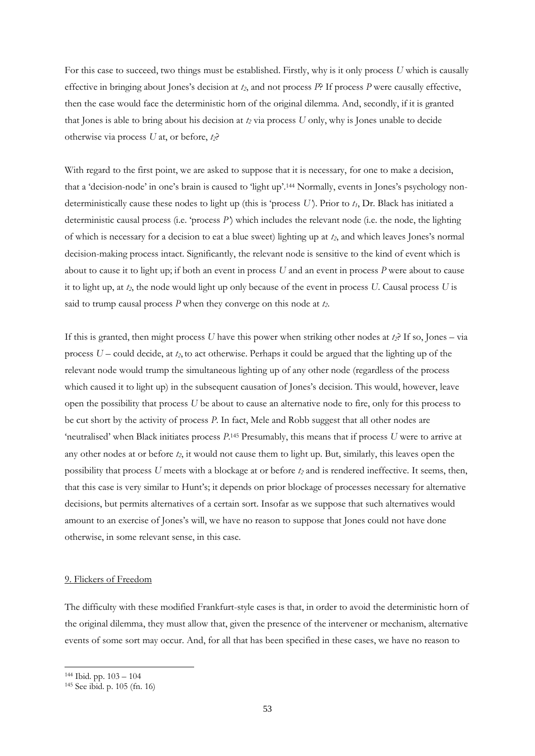For this case to succeed, two things must be established. Firstly, why is it only process *U* which is causally effective in bringing about Jones's decision at $t_2$, and not process *P*? If process *P* were causally effective, then the case would face the deterministic horn of the original dilemma. And, secondly, if it is granted that Jones is able to bring about his decision at $t_2$ via process *U* only, why is Jones unable to decide otherwise via process *U* at, or before, $t_2$?

With regard to the first point, we are asked to suppose that it is necessary, for one to make a decision, that a 'decision-node' in one's brain is caused to 'light up'.[144] Normally, events in Jones's psychology non-deterministically cause these nodes to light up (this is 'process *U*'). Prior to $t_1$, Dr. Black has initiated a deterministic causal process (i.e. 'process *P*') which includes the relevant node (i.e. the node, the lighting of which is necessary for a decision to eat a blue sweet) lighting up at $t_2$, and which leaves Jones's normal decision-making process intact. Significantly, the relevant node is sensitive to the kind of event which is about to cause it to light up; if both an event in process *U* and an event in process *P* were about to cause it to light up, at $t_2$, the node would light up only because of the event in process *U*. Causal process *U* is said to trump causal process *P* when they converge on this node at $t_2$.

If this is granted, then might process *U* have this power when striking other nodes at $t_2$? If so, Jones – via process *U* – could decide, at $t_2$, to act otherwise. Perhaps it could be argued that the lighting up of the relevant node would trump the simultaneous lighting up of any other node (regardless of the process which caused it to light up) in the subsequent causation of Jones's decision. This would, however, leave open the possibility that process *U* be about to cause an alternative node to fire, only for this process to be cut short by the activity of process *P*. In fact, Mele and Robb suggest that all other nodes are 'neutralised' when Black initiates process *P*.[145] Presumably, this means that if process *U* were to arrive at any other nodes at or before $t_2$, it would not cause them to light up. But, similarly, this leaves open the possibility that process *U* meets with a blockage at or before $t_2$ and is rendered ineffective. It seems, then, that this case is very similar to Hunt's; it depends on prior blockage of processes necessary for alternative decisions, but permits alternatives of a certain sort. Insofar as we suppose that such alternatives would amount to an exercise of Jones's will, we have no reason to suppose that Jones could not have done otherwise, in some relevant sense, in this case.

## 9. Flickers of Freedom

The difficulty with these modified Frankfurt-style cases is that, in order to avoid the deterministic horn of the original dilemma, they must allow that, given the presence of the intervener or mechanism, alternative events of some sort may occur. And, for all that has been specified in these cases, we have no reason to

[144] Ibid. pp. 103 – 104

[145] See ibid. p. 105 (fn. 16)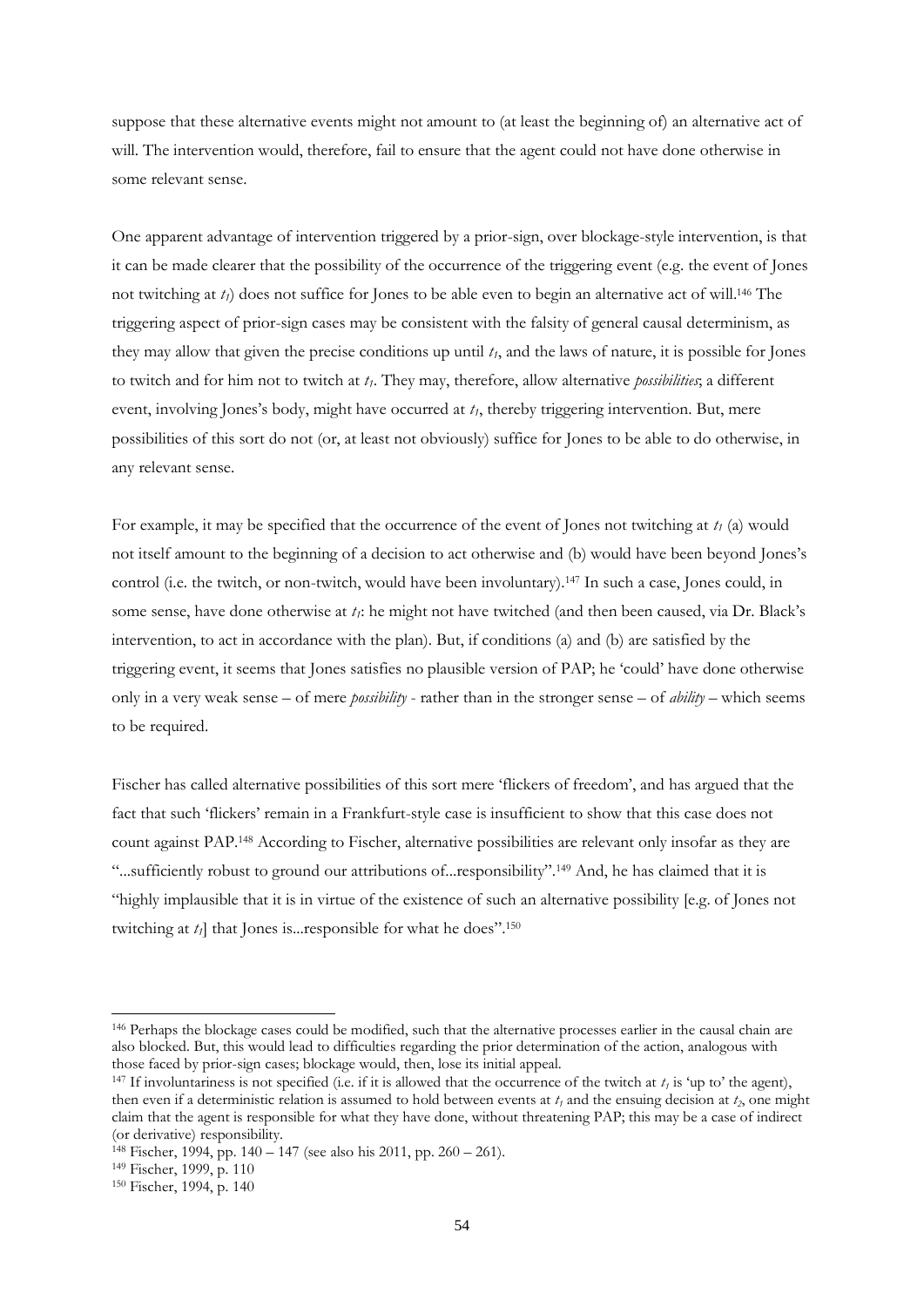suppose that these alternative events might not amount to (at least the beginning of) an alternative act of will. The intervention would, therefore, fail to ensure that the agent could not have done otherwise in some relevant sense.

One apparent advantage of intervention triggered by a prior-sign, over blockage-style intervention, is that it can be made clearer that the possibility of the occurrence of the triggering event (e.g. the event of Jones not twitching at $t_1$) does not suffice for Jones to be able even to begin an alternative act of will.[146] The triggering aspect of prior-sign cases may be consistent with the falsity of general causal determinism, as they may allow that given the precise conditions up until $t_1$, and the laws of nature, it is possible for Jones to twitch and for him not to twitch at $t_1$. They may, therefore, allow alternative *possibilities*; a different event, involving Jones's body, might have occurred at $t_1$, thereby triggering intervention. But, mere possibilities of this sort do not (or, at least not obviously) suffice for Jones to be able to do otherwise, in any relevant sense.

For example, it may be specified that the occurrence of the event of Jones not twitching at $t_1$ (a) would not itself amount to the beginning of a decision to act otherwise and (b) would have been beyond Jones's control (i.e. the twitch, or non-twitch, would have been involuntary).[147] In such a case, Jones could, in some sense, have done otherwise at $t_1$: he might not have twitched (and then been caused, via Dr. Black's intervention, to act in accordance with the plan). But, if conditions (a) and (b) are satisfied by the triggering event, it seems that Jones satisfies no plausible version of PAP; he 'could' have done otherwise only in a very weak sense – of mere *possibility* - rather than in the stronger sense – of *ability* – which seems to be required.

Fischer has called alternative possibilities of this sort mere 'flickers of freedom', and has argued that the fact that such 'flickers' remain in a Frankfurt-style case is insufficient to show that this case does not count against PAP.[148] According to Fischer, alternative possibilities are relevant only insofar as they are "...sufficiently robust to ground our attributions of...responsibility".[149] And, he has claimed that it is "highly implausible that it is in virtue of the existence of such an alternative possibility [e.g. of Jones not twitching at $t_1$] that Jones is...responsible for what he does".[150]

---

[146] Perhaps the blockage cases could be modified, such that the alternative processes earlier in the causal chain are also blocked. But, this would lead to difficulties regarding the prior determination of the action, analogous with those faced by prior-sign cases; blockage would, then, lose its initial appeal.

[147] If involuntariness is not specified (i.e. if it is allowed that the occurrence of the twitch at $t_1$ is 'up to' the agent), then even if a deterministic relation is assumed to hold between events at $t_1$ and the ensuing decision at $t_2$, one might claim that the agent is responsible for what they have done, without threatening PAP; this may be a case of indirect (or derivative) responsibility.

[148] Fischer, 1994, pp. 140 – 147 (see also his 2011, pp. 260 – 261).

[149] Fischer, 1999, p. 110

[150] Fischer, 1994, p. 140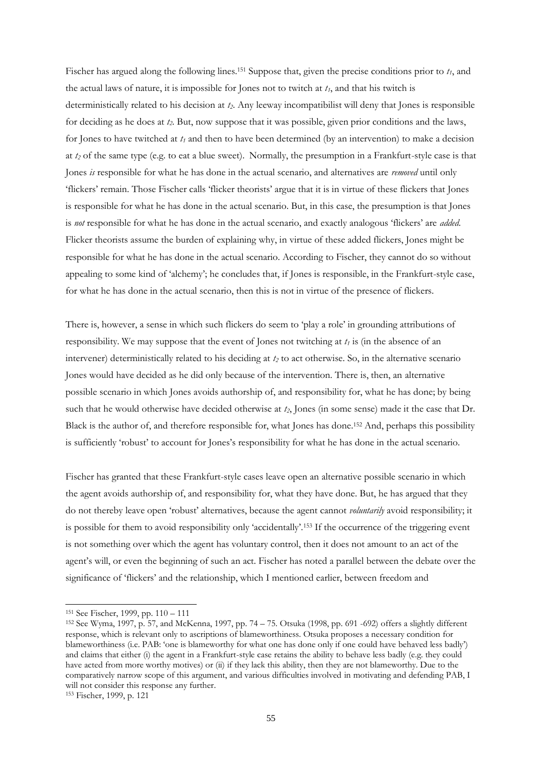Fischer has argued along the following lines.[151] Suppose that, given the precise conditions prior to $t_1$, and the actual laws of nature, it is impossible for Jones not to twitch at $t_1$, and that his twitch is deterministically related to his decision at $t_2$. Any leeway incompatibilist will deny that Jones is responsible for deciding as he does at $t_2$. But, now suppose that it was possible, given prior conditions and the laws, for Jones to have twitched at $t_1$ and then to have been determined (by an intervention) to make a decision at $t_2$ of the same type (e.g. to eat a blue sweet). Normally, the presumption in a Frankfurt-style case is that Jones *is* responsible for what he has done in the actual scenario, and alternatives are *removed* until only 'flickers' remain. Those Fischer calls 'flicker theorists' argue that it is in virtue of these flickers that Jones is responsible for what he has done in the actual scenario. But, in this case, the presumption is that Jones is *not* responsible for what he has done in the actual scenario, and exactly analogous 'flickers' are *added*. Flicker theorists assume the burden of explaining why, in virtue of these added flickers, Jones might be responsible for what he has done in the actual scenario. According to Fischer, they cannot do so without appealing to some kind of 'alchemy'; he concludes that, if Jones is responsible, in the Frankfurt-style case, for what he has done in the actual scenario, then this is not in virtue of the presence of flickers.

There is, however, a sense in which such flickers do seem to 'play a role' in grounding attributions of responsibility. We may suppose that the event of Jones not twitching at $t_1$ is (in the absence of an intervener) deterministically related to his deciding at $t_2$ to act otherwise. So, in the alternative scenario Jones would have decided as he did only because of the intervention. There is, then, an alternative possible scenario in which Jones avoids authorship of, and responsibility for, what he has done; by being such that he would otherwise have decided otherwise at $t_2$, Jones (in some sense) made it the case that Dr. Black is the author of, and therefore responsible for, what Jones has done.[152] And, perhaps this possibility is sufficiently 'robust' to account for Jones's responsibility for what he has done in the actual scenario.

Fischer has granted that these Frankfurt-style cases leave open an alternative possible scenario in which the agent avoids authorship of, and responsibility for, what they have done. But, he has argued that they do not thereby leave open 'robust' alternatives, because the agent cannot *voluntarily* avoid responsibility; it is possible for them to avoid responsibility only 'accidentally'.[153] If the occurrence of the triggering event is not something over which the agent has voluntary control, then it does not amount to an act of the agent's will, or even the beginning of such an act. Fischer has noted a parallel between the debate over the significance of 'flickers' and the relationship, which I mentioned earlier, between freedom and

---

[151] See Fischer, 1999, pp. 110 – 111

[152] See Wyma, 1997, p. 57, and McKenna, 1997, pp. 74 – 75. Otsuka (1998, pp. 691 -692) offers a slightly different response, which is relevant only to ascriptions of blameworthiness. Otsuka proposes a necessary condition for blameworthiness (i.e. PAB: 'one is blameworthy for what one has done only if one could have behaved less badly') and claims that either (i) the agent in a Frankfurt-style case retains the ability to behave less badly (e.g. they could have acted from more worthy motives) or (ii) if they lack this ability, then they are not blameworthy. Due to the comparatively narrow scope of this argument, and various difficulties involved in motivating and defending PAB, I will not consider this response any further.

[153] Fischer, 1999, p. 121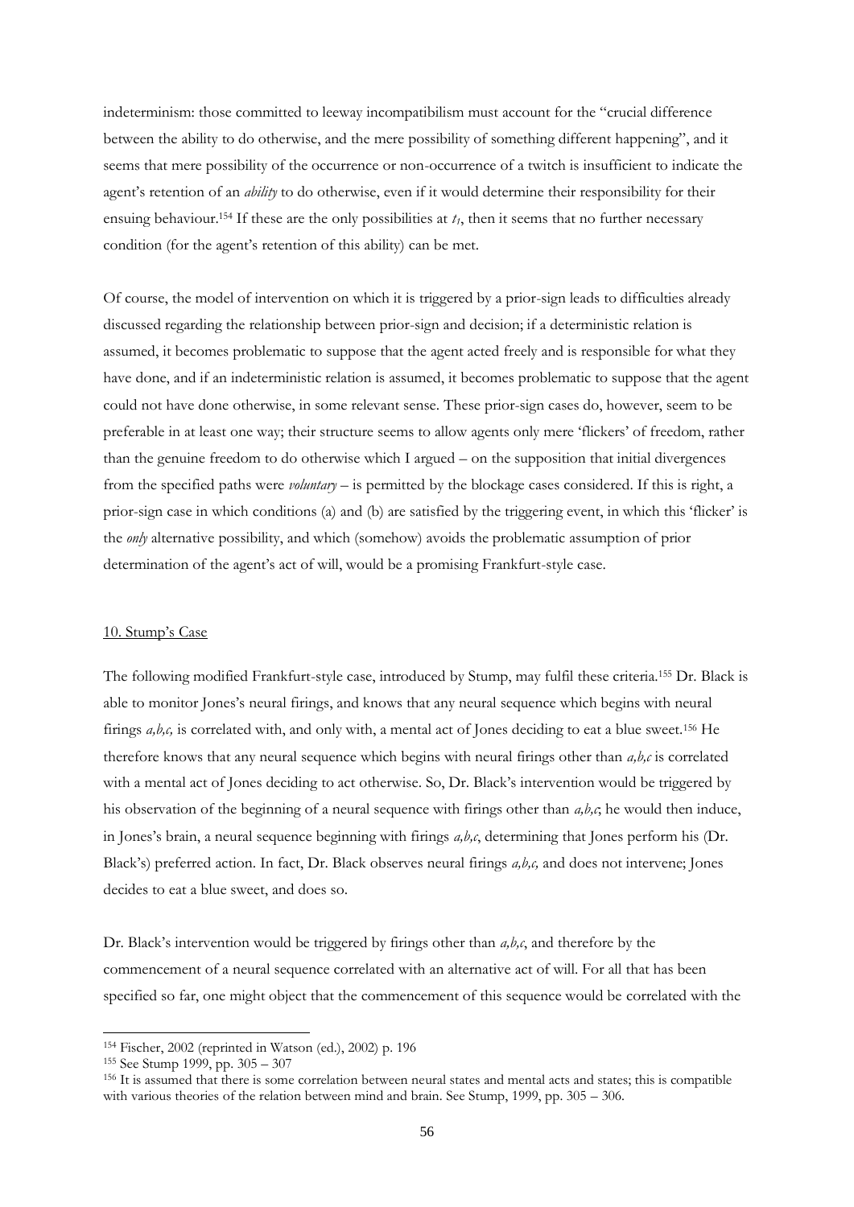indeterminism: those committed to leeway incompatibilism must account for the "crucial difference between the ability to do otherwise, and the mere possibility of something different happening", and it seems that mere possibility of the occurrence or non-occurrence of a twitch is insufficient to indicate the agent's retention of an *ability* to do otherwise, even if it would determine their responsibility for their ensuing behaviour.[154] If these are the only possibilities at $t_1$, then it seems that no further necessary condition (for the agent's retention of this ability) can be met.

Of course, the model of intervention on which it is triggered by a prior-sign leads to difficulties already discussed regarding the relationship between prior-sign and decision; if a deterministic relation is assumed, it becomes problematic to suppose that the agent acted freely and is responsible for what they have done, and if an indeterministic relation is assumed, it becomes problematic to suppose that the agent could not have done otherwise, in some relevant sense. These prior-sign cases do, however, seem to be preferable in at least one way; their structure seems to allow agents only mere 'flickers' of freedom, rather than the genuine freedom to do otherwise which I argued – on the supposition that initial divergences from the specified paths were *voluntary* – is permitted by the blockage cases considered. If this is right, a prior-sign case in which conditions (a) and (b) are satisfied by the triggering event, in which this 'flicker' is the *only* alternative possibility, and which (somehow) avoids the problematic assumption of prior determination of the agent's act of will, would be a promising Frankfurt-style case.

## 10. Stump's Case

The following modified Frankfurt-style case, introduced by Stump, may fulfil these criteria.[155] Dr. Black is able to monitor Jones's neural firings, and knows that any neural sequence which begins with neural firings *a,b,c,* is correlated with, and only with, a mental act of Jones deciding to eat a blue sweet.[156] He therefore knows that any neural sequence which begins with neural firings other than *a,b,c* is correlated with a mental act of Jones deciding to act otherwise. So, Dr. Black's intervention would be triggered by his observation of the beginning of a neural sequence with firings other than *a,b,c*; he would then induce, in Jones's brain, a neural sequence beginning with firings *a,b,c*, determining that Jones perform his (Dr. Black's) preferred action. In fact, Dr. Black observes neural firings *a,b,c,* and does not intervene; Jones decides to eat a blue sweet, and does so.

Dr. Black's intervention would be triggered by firings other than *a,b,c*, and therefore by the commencement of a neural sequence correlated with an alternative act of will. For all that has been specified so far, one might object that the commencement of this sequence would be correlated with the

---

[154] Fischer, 2002 (reprinted in Watson (ed.), 2002) p. 196

[155] See Stump 1999, pp. 305 – 307

[156] It is assumed that there is some correlation between neural states and mental acts and states; this is compatible with various theories of the relation between mind and brain. See Stump, 1999, pp. 305 – 306.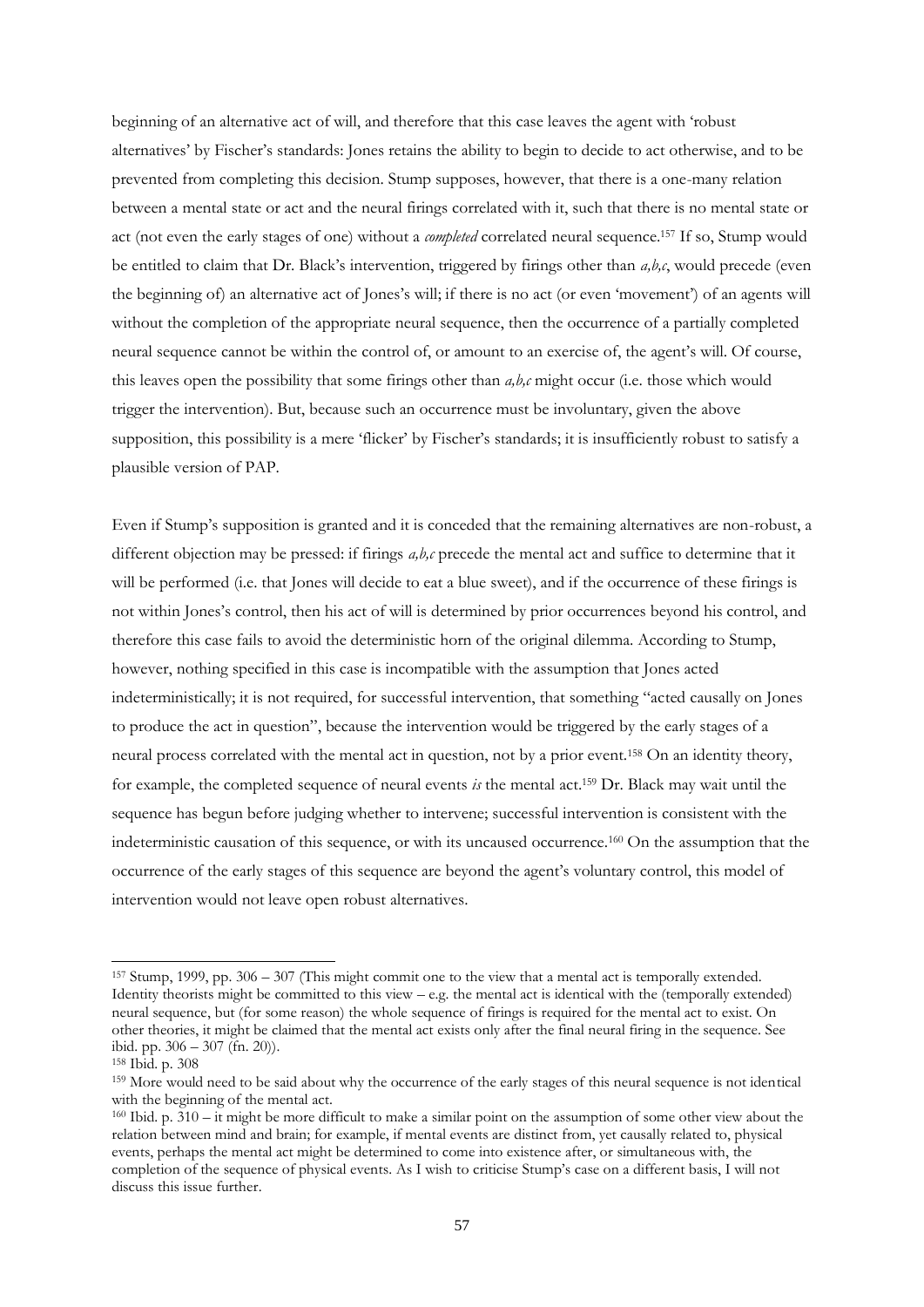beginning of an alternative act of will, and therefore that this case leaves the agent with 'robust alternatives' by Fischer's standards: Jones retains the ability to begin to decide to act otherwise, and to be prevented from completing this decision. Stump supposes, however, that there is a one-many relation between a mental state or act and the neural firings correlated with it, such that there is no mental state or act (not even the early stages of one) without a *completed* correlated neural sequence.[157] If so, Stump would be entitled to claim that Dr. Black's intervention, triggered by firings other than *a,b,c*, would precede (even the beginning of) an alternative act of Jones's will; if there is no act (or even 'movement') of an agents will without the completion of the appropriate neural sequence, then the occurrence of a partially completed neural sequence cannot be within the control of, or amount to an exercise of, the agent's will. Of course, this leaves open the possibility that some firings other than *a,b,c* might occur (i.e. those which would trigger the intervention). But, because such an occurrence must be involuntary, given the above supposition, this possibility is a mere 'flicker' by Fischer's standards; it is insufficiently robust to satisfy a plausible version of PAP.

Even if Stump's supposition is granted and it is conceded that the remaining alternatives are non-robust, a different objection may be pressed: if firings *a,b,c* precede the mental act and suffice to determine that it will be performed (i.e. that Jones will decide to eat a blue sweet), and if the occurrence of these firings is not within Jones's control, then his act of will is determined by prior occurrences beyond his control, and therefore this case fails to avoid the deterministic horn of the original dilemma. According to Stump, however, nothing specified in this case is incompatible with the assumption that Jones acted indeterministically; it is not required, for successful intervention, that something "acted causally on Jones to produce the act in question", because the intervention would be triggered by the early stages of a neural process correlated with the mental act in question, not by a prior event.[158] On an identity theory, for example, the completed sequence of neural events *is* the mental act.[159] Dr. Black may wait until the sequence has begun before judging whether to intervene; successful intervention is consistent with the indeterministic causation of this sequence, or with its uncaused occurrence.[160] On the assumption that the occurrence of the early stages of this sequence are beyond the agent's voluntary control, this model of intervention would not leave open robust alternatives.

---

[157] Stump, 1999, pp. 306 – 307 (This might commit one to the view that a mental act is temporally extended. Identity theorists might be committed to this view – e.g. the mental act is identical with the (temporally extended) neural sequence, but (for some reason) the whole sequence of firings is required for the mental act to exist. On other theories, it might be claimed that the mental act exists only after the final neural firing in the sequence. See ibid. pp. 306 – 307 (fn. 20)).

[158] Ibid. p. 308

[159] More would need to be said about why the occurrence of the early stages of this neural sequence is not identical with the beginning of the mental act.

[160] Ibid. p. 310 – it might be more difficult to make a similar point on the assumption of some other view about the relation between mind and brain; for example, if mental events are distinct from, yet causally related to, physical events, perhaps the mental act might be determined to come into existence after, or simultaneous with, the completion of the sequence of physical events. As I wish to criticise Stump's case on a different basis, I will not discuss this issue further.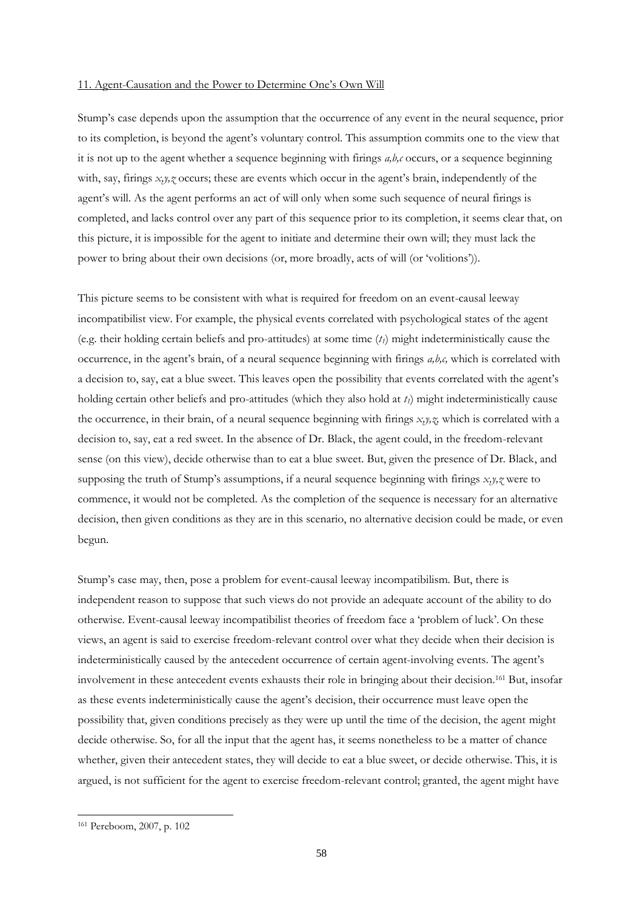11. Agent-Causation and the Power to Determine One's Own Will

Stump's case depends upon the assumption that the occurrence of any event in the neural sequence, prior to its completion, is beyond the agent's voluntary control. This assumption commits one to the view that it is not up to the agent whether a sequence beginning with firings *a,b,c* occurs, or a sequence beginning with, say, firings *x,y,z* occurs; these are events which occur in the agent's brain, independently of the agent's will. As the agent performs an act of will only when some such sequence of neural firings is completed, and lacks control over any part of this sequence prior to its completion, it seems clear that, on this picture, it is impossible for the agent to initiate and determine their own will; they must lack the power to bring about their own decisions (or, more broadly, acts of will (or 'volitions')).

This picture seems to be consistent with what is required for freedom on an event-causal leeway incompatibilist view. For example, the physical events correlated with psychological states of the agent (e.g. their holding certain beliefs and pro-attitudes) at some time ($t_1$) might indeterministically cause the occurrence, in the agent's brain, of a neural sequence beginning with firings *a,b,c,* which is correlated with a decision to, say, eat a blue sweet. This leaves open the possibility that events correlated with the agent's holding certain other beliefs and pro-attitudes (which they also hold at $t_1$) might indeterministically cause the occurrence, in their brain, of a neural sequence beginning with firings *x,y,z,* which is correlated with a decision to, say, eat a red sweet. In the absence of Dr. Black, the agent could, in the freedom-relevant sense (on this view), decide otherwise than to eat a blue sweet. But, given the presence of Dr. Black, and supposing the truth of Stump's assumptions, if a neural sequence beginning with firings *x,y,z* were to commence, it would not be completed. As the completion of the sequence is necessary for an alternative decision, then given conditions as they are in this scenario, no alternative decision could be made, or even begun.

Stump's case may, then, pose a problem for event-causal leeway incompatibilism. But, there is independent reason to suppose that such views do not provide an adequate account of the ability to do otherwise. Event-causal leeway incompatibilist theories of freedom face a 'problem of luck'. On these views, an agent is said to exercise freedom-relevant control over what they decide when their decision is indeterministically caused by the antecedent occurrence of certain agent-involving events. The agent's involvement in these antecedent events exhausts their role in bringing about their decision.[161] But, insofar as these events indeterministically cause the agent's decision, their occurrence must leave open the possibility that, given conditions precisely as they were up until the time of the decision, the agent might decide otherwise. So, for all the input that the agent has, it seems nonetheless to be a matter of chance whether, given their antecedent states, they will decide to eat a blue sweet, or decide otherwise. This, it is argued, is not sufficient for the agent to exercise freedom-relevant control; granted, the agent might have

[161] Pereboom, 2007, p. 102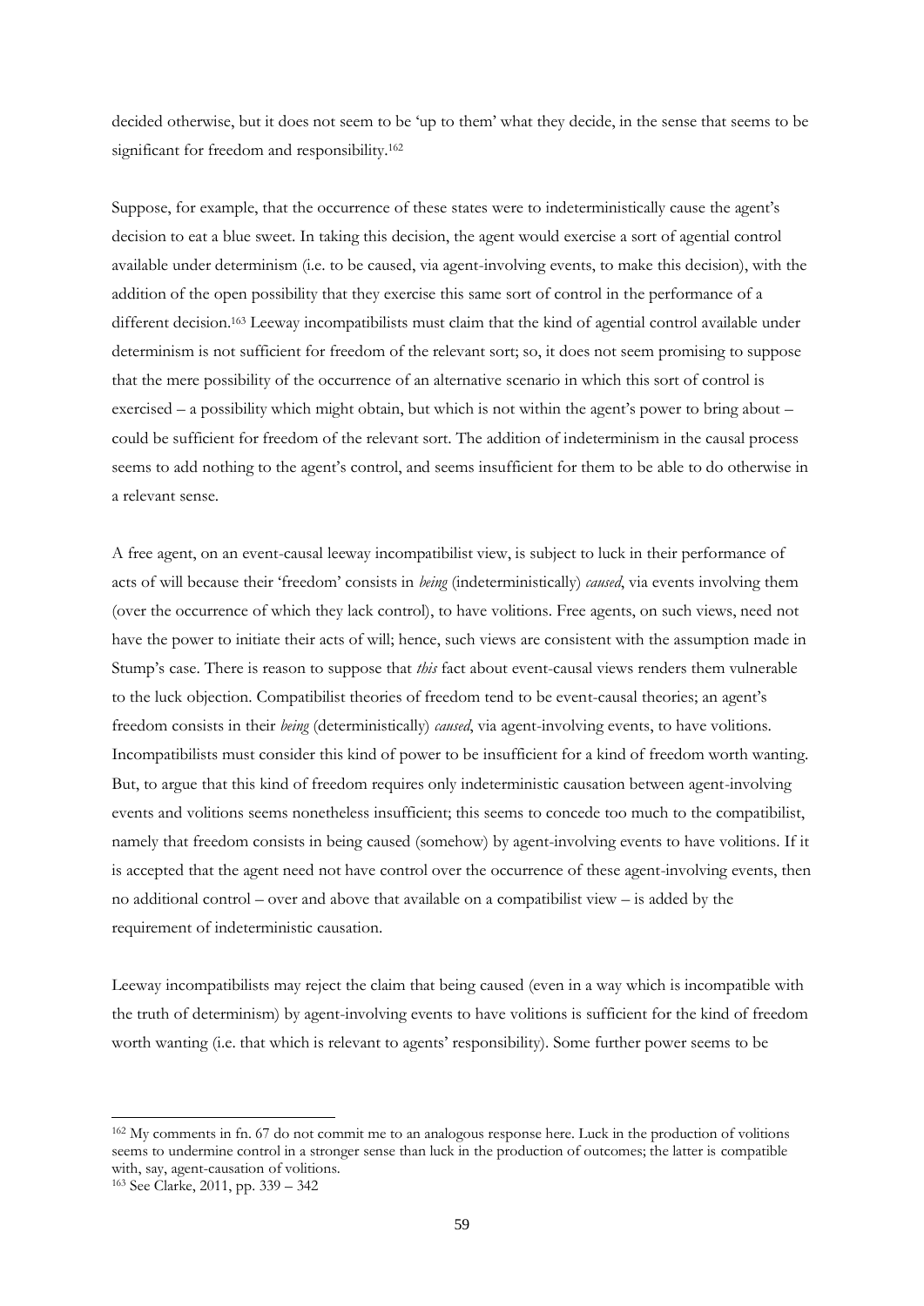decided otherwise, but it does not seem to be 'up to them' what they decide, in the sense that seems to be significant for freedom and responsibility.[162]

Suppose, for example, that the occurrence of these states were to indeterministically cause the agent's decision to eat a blue sweet. In taking this decision, the agent would exercise a sort of agential control available under determinism (i.e. to be caused, via agent-involving events, to make this decision), with the addition of the open possibility that they exercise this same sort of control in the performance of a different decision.[163] Leeway incompatibilists must claim that the kind of agential control available under determinism is not sufficient for freedom of the relevant sort; so, it does not seem promising to suppose that the mere possibility of the occurrence of an alternative scenario in which this sort of control is exercised – a possibility which might obtain, but which is not within the agent's power to bring about – could be sufficient for freedom of the relevant sort. The addition of indeterminism in the causal process seems to add nothing to the agent's control, and seems insufficient for them to be able to do otherwise in a relevant sense.

A free agent, on an event-causal leeway incompatibilist view, is subject to luck in their performance of acts of will because their 'freedom' consists in *being* (indeterministically) *caused*, via events involving them (over the occurrence of which they lack control), to have volitions. Free agents, on such views, need not have the power to initiate their acts of will; hence, such views are consistent with the assumption made in Stump's case. There is reason to suppose that *this* fact about event-causal views renders them vulnerable to the luck objection. Compatibilist theories of freedom tend to be event-causal theories; an agent's freedom consists in their *being* (deterministically) *caused*, via agent-involving events, to have volitions. Incompatibilists must consider this kind of power to be insufficient for a kind of freedom worth wanting. But, to argue that this kind of freedom requires only indeterministic causation between agent-involving events and volitions seems nonetheless insufficient; this seems to concede too much to the compatibilist, namely that freedom consists in being caused (somehow) by agent-involving events to have volitions. If it is accepted that the agent need not have control over the occurrence of these agent-involving events, then no additional control – over and above that available on a compatibilist view – is added by the requirement of indeterministic causation.

Leeway incompatibilists may reject the claim that being caused (even in a way which is incompatible with the truth of determinism) by agent-involving events to have volitions is sufficient for the kind of freedom worth wanting (i.e. that which is relevant to agents' responsibility). Some further power seems to be

---

[162] My comments in fn. 67 do not commit me to an analogous response here. Luck in the production of volitions seems to undermine control in a stronger sense than luck in the production of outcomes; the latter is compatible with, say, agent-causation of volitions.

[163] See Clarke, 2011, pp. 339 – 342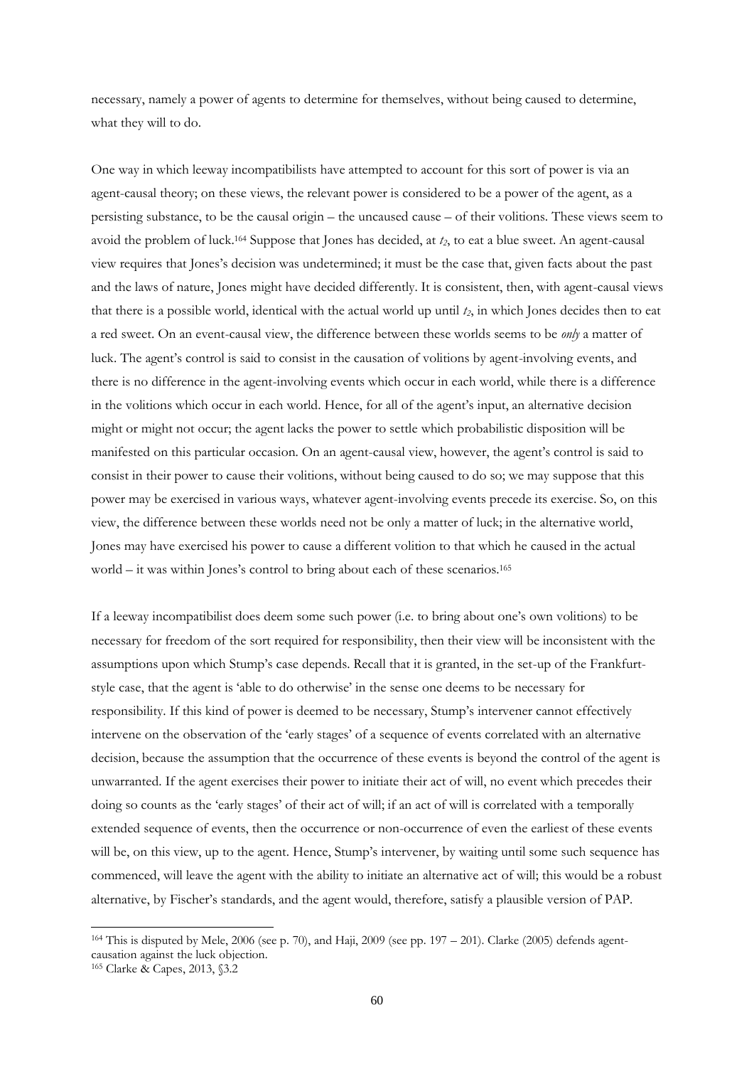necessary, namely a power of agents to determine for themselves, without being caused to determine, what they will to do.

One way in which leeway incompatibilists have attempted to account for this sort of power is via an agent-causal theory; on these views, the relevant power is considered to be a power of the agent, as a persisting substance, to be the causal origin – the uncaused cause – of their volitions. These views seem to avoid the problem of luck.[164] Suppose that Jones has decided, at $t_2$, to eat a blue sweet. An agent-causal view requires that Jones's decision was undetermined; it must be the case that, given facts about the past and the laws of nature, Jones might have decided differently. It is consistent, then, with agent-causal views that there is a possible world, identical with the actual world up until $t_2$, in which Jones decides then to eat a red sweet. On an event-causal view, the difference between these worlds seems to be *only* a matter of luck. The agent's control is said to consist in the causation of volitions by agent-involving events, and there is no difference in the agent-involving events which occur in each world, while there is a difference in the volitions which occur in each world. Hence, for all of the agent's input, an alternative decision might or might not occur; the agent lacks the power to settle which probabilistic disposition will be manifested on this particular occasion. On an agent-causal view, however, the agent's control is said to consist in their power to cause their volitions, without being caused to do so; we may suppose that this power may be exercised in various ways, whatever agent-involving events precede its exercise. So, on this view, the difference between these worlds need not be only a matter of luck; in the alternative world, Jones may have exercised his power to cause a different volition to that which he caused in the actual world – it was within Jones's control to bring about each of these scenarios.[165]

If a leeway incompatibilist does deem some such power (i.e. to bring about one's own volitions) to be necessary for freedom of the sort required for responsibility, then their view will be inconsistent with the assumptions upon which Stump's case depends. Recall that it is granted, in the set-up of the Frankfurt-style case, that the agent is 'able to do otherwise' in the sense one deems to be necessary for responsibility. If this kind of power is deemed to be necessary, Stump's intervener cannot effectively intervene on the observation of the 'early stages' of a sequence of events correlated with an alternative decision, because the assumption that the occurrence of these events is beyond the control of the agent is unwarranted. If the agent exercises their power to initiate their act of will, no event which precedes their doing so counts as the 'early stages' of their act of will; if an act of will is correlated with a temporally extended sequence of events, then the occurrence or non-occurrence of even the earliest of these events will be, on this view, up to the agent. Hence, Stump's intervener, by waiting until some such sequence has commenced, will leave the agent with the ability to initiate an alternative act of will; this would be a robust alternative, by Fischer's standards, and the agent would, therefore, satisfy a plausible version of PAP.

[164] This is disputed by Mele, 2006 (see p. 70), and Haji, 2009 (see pp. 197 – 201). Clarke (2005) defends agent-causation against the luck objection.

[165] Clarke & Capes, 2013, §3.2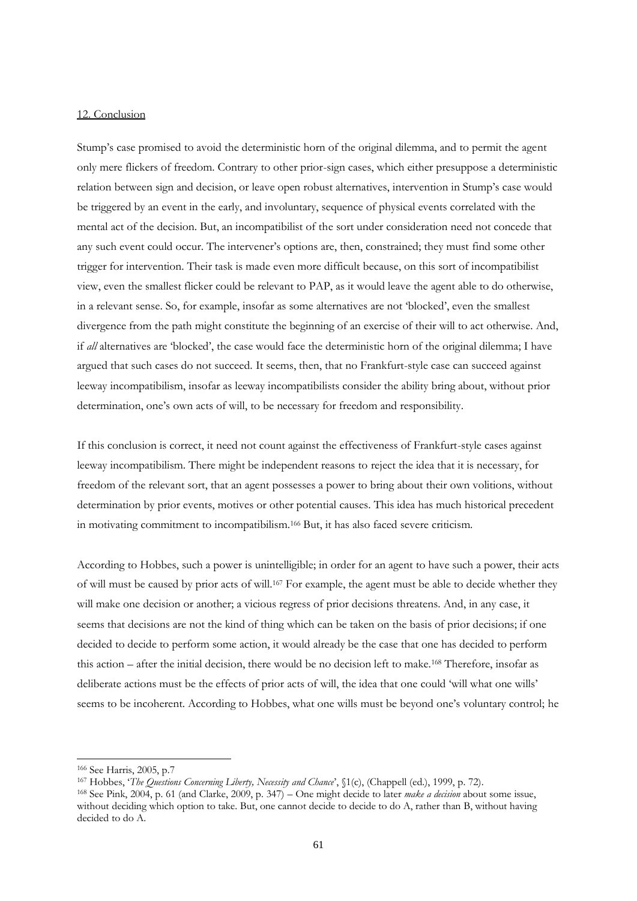## 12. Conclusion

Stump's case promised to avoid the deterministic horn of the original dilemma, and to permit the agent only mere flickers of freedom. Contrary to other prior-sign cases, which either presuppose a deterministic relation between sign and decision, or leave open robust alternatives, intervention in Stump's case would be triggered by an event in the early, and involuntary, sequence of physical events correlated with the mental act of the decision. But, an incompatibilist of the sort under consideration need not concede that any such event could occur. The intervener's options are, then, constrained; they must find some other trigger for intervention. Their task is made even more difficult because, on this sort of incompatibilist view, even the smallest flicker could be relevant to PAP, as it would leave the agent able to do otherwise, in a relevant sense. So, for example, insofar as some alternatives are not 'blocked', even the smallest divergence from the path might constitute the beginning of an exercise of their will to act otherwise. And, if *all* alternatives are 'blocked', the case would face the deterministic horn of the original dilemma; I have argued that such cases do not succeed. It seems, then, that no Frankfurt-style case can succeed against leeway incompatibilism, insofar as leeway incompatibilists consider the ability bring about, without prior determination, one's own acts of will, to be necessary for freedom and responsibility.

If this conclusion is correct, it need not count against the effectiveness of Frankfurt-style cases against leeway incompatibilism. There might be independent reasons to reject the idea that it is necessary, for freedom of the relevant sort, that an agent possesses a power to bring about their own volitions, without determination by prior events, motives or other potential causes. This idea has much historical precedent in motivating commitment to incompatibilism.[166] But, it has also faced severe criticism.

According to Hobbes, such a power is unintelligible; in order for an agent to have such a power, their acts of will must be caused by prior acts of will.[167] For example, the agent must be able to decide whether they will make one decision or another; a vicious regress of prior decisions threatens. And, in any case, it seems that decisions are not the kind of thing which can be taken on the basis of prior decisions; if one decided to decide to perform some action, it would already be the case that one has decided to perform this action – after the initial decision, there would be no decision left to make.[168] Therefore, insofar as deliberate actions must be the effects of prior acts of will, the idea that one could 'will what one wills' seems to be incoherent. According to Hobbes, what one wills must be beyond one's voluntary control; he

---

[166] See Harris, 2005, p.7

[167] Hobbes, '*The Questions Concerning Liberty, Necessity and Chance*', §1(c), (Chappell (ed.), 1999, p. 72).

[168] See Pink, 2004, p. 61 (and Clarke, 2009, p. 347) – One might decide to later *make a decision* about some issue, without deciding which option to take. But, one cannot decide to decide to do A, rather than B, without having decided to do A.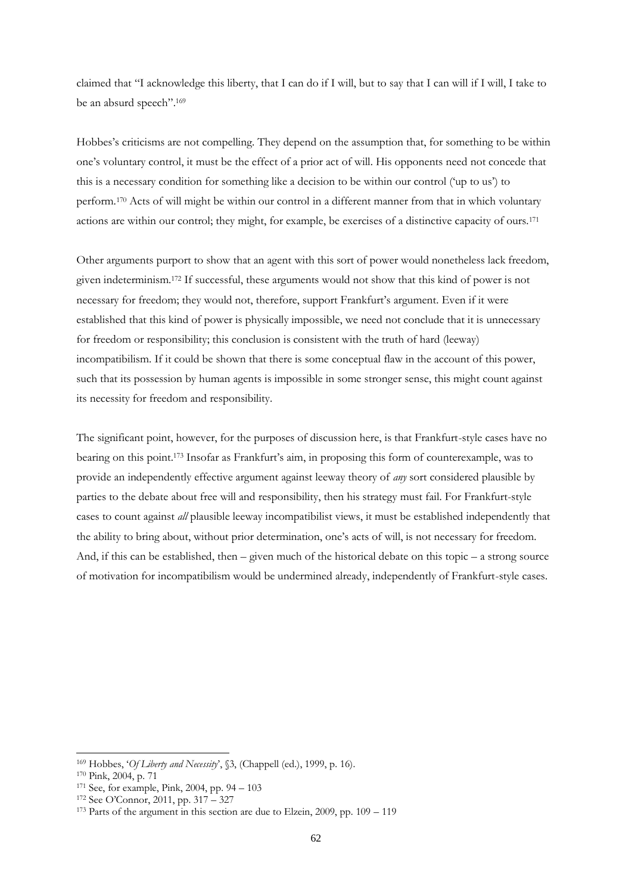claimed that "I acknowledge this liberty, that I can do if I will, but to say that I can will if I will, I take to be an absurd speech".[169]

Hobbes's criticisms are not compelling. They depend on the assumption that, for something to be within one's voluntary control, it must be the effect of a prior act of will. His opponents need not concede that this is a necessary condition for something like a decision to be within our control ('up to us') to perform.[170] Acts of will might be within our control in a different manner from that in which voluntary actions are within our control; they might, for example, be exercises of a distinctive capacity of ours.[171]

Other arguments purport to show that an agent with this sort of power would nonetheless lack freedom, given indeterminism.[172] If successful, these arguments would not show that this kind of power is not necessary for freedom; they would not, therefore, support Frankfurt's argument. Even if it were established that this kind of power is physically impossible, we need not conclude that it is unnecessary for freedom or responsibility; this conclusion is consistent with the truth of hard (leeway) incompatibilism. If it could be shown that there is some conceptual flaw in the account of this power, such that its possession by human agents is impossible in some stronger sense, this might count against its necessity for freedom and responsibility.

The significant point, however, for the purposes of discussion here, is that Frankfurt-style cases have no bearing on this point.[173] Insofar as Frankfurt's aim, in proposing this form of counterexample, was to provide an independently effective argument against leeway theory of *any* sort considered plausible by parties to the debate about free will and responsibility, then his strategy must fail. For Frankfurt-style cases to count against *all* plausible leeway incompatibilist views, it must be established independently that the ability to bring about, without prior determination, one's acts of will, is not necessary for freedom. And, if this can be established, then – given much of the historical debate on this topic – a strong source of motivation for incompatibilism would be undermined already, independently of Frankfurt-style cases.

---

[169] Hobbes, '*Of Liberty and Necessity*', §3, (Chappell (ed.), 1999, p. 16).

[170] Pink, 2004, p. 71

[171] See, for example, Pink, 2004, pp. 94 – 103

[172] See O'Connor, 2011, pp. 317 – 327

[173] Parts of the argument in this section are due to Elzein, 2009, pp. 109 – 119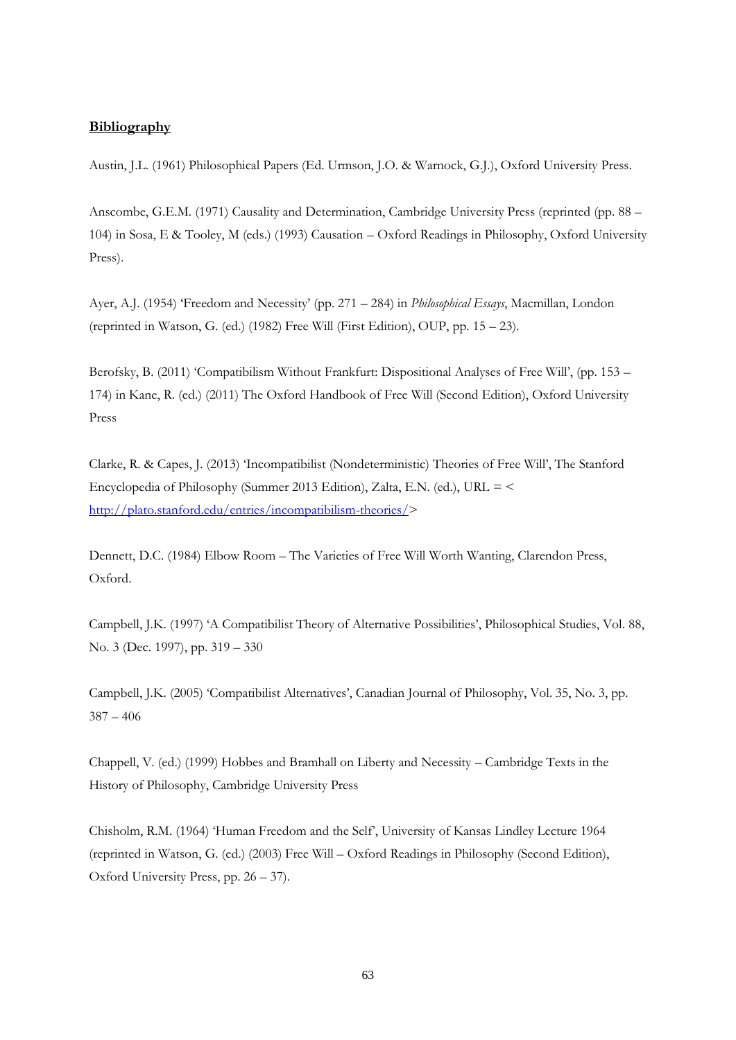**Bibliography**

Austin, J.L. (1961) Philosophical Papers (Ed. Urmson, J.O. & Warnock, G.J.), Oxford University Press.

Anscombe, G.E.M. (1971) Causality and Determination, Cambridge University Press (reprinted (pp. 88 – 104) in Sosa, E & Tooley, M (eds.) (1993) Causation – Oxford Readings in Philosophy, Oxford University Press).

Ayer, A.J. (1954) 'Freedom and Necessity' (pp. 271 – 284) in *Philosophical Essays*, Macmillan, London (reprinted in Watson, G. (ed.) (1982) Free Will (First Edition), OUP, pp. 15 – 23).

Berofsky, B. (2011) 'Compatibilism Without Frankfurt: Dispositional Analyses of Free Will', (pp. 153 – 174) in Kane, R. (ed.) (2011) The Oxford Handbook of Free Will (Second Edition), Oxford University Press

Clarke, R. & Capes, J. (2013) 'Incompatibilist (Nondeterministic) Theories of Free Will', The Stanford Encyclopedia of Philosophy (Summer 2013 Edition), Zalta, E.N. (ed.), URL = <http://plato.stanford.edu/entries/incompatibilism-theories/>

Dennett, D.C. (1984) Elbow Room – The Varieties of Free Will Worth Wanting, Clarendon Press, Oxford.

Campbell, J.K. (1997) 'A Compatibilist Theory of Alternative Possibilities', Philosophical Studies, Vol. 88, No. 3 (Dec. 1997), pp. 319 – 330

Campbell, J.K. (2005) 'Compatibilist Alternatives', Canadian Journal of Philosophy, Vol. 35, No. 3, pp. 387 – 406

Chappell, V. (ed.) (1999) Hobbes and Bramhall on Liberty and Necessity – Cambridge Texts in the History of Philosophy, Cambridge University Press

Chisholm, R.M. (1964) 'Human Freedom and the Self', University of Kansas Lindley Lecture 1964 (reprinted in Watson, G. (ed.) (2003) Free Will – Oxford Readings in Philosophy (Second Edition), Oxford University Press, pp. 26 – 37).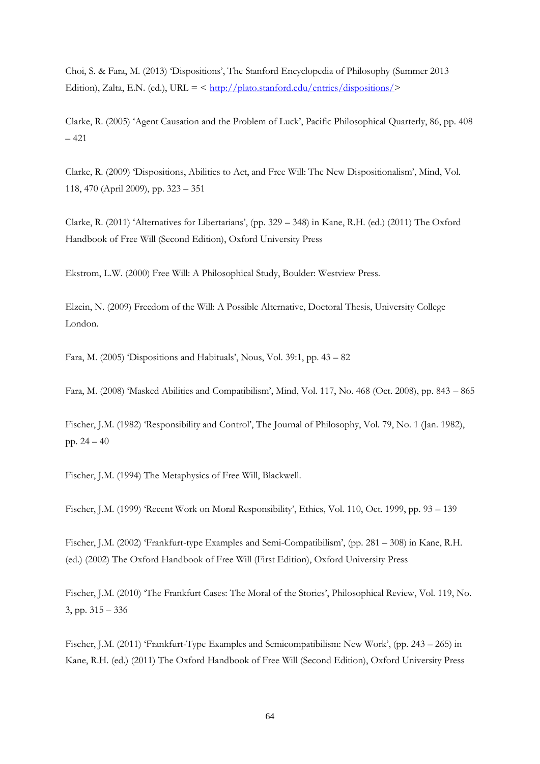Choi, S. & Fara, M. (2013) 'Dispositions', The Stanford Encyclopedia of Philosophy (Summer 2013 Edition), Zalta, E.N. (ed.), URL = < http://plato.stanford.edu/entries/dispositions/>

Clarke, R. (2005) 'Agent Causation and the Problem of Luck', Pacific Philosophical Quarterly, 86, pp. 408 – 421

Clarke, R. (2009) 'Dispositions, Abilities to Act, and Free Will: The New Dispositionalism', Mind, Vol. 118, 470 (April 2009), pp. 323 – 351

Clarke, R. (2011) 'Alternatives for Libertarians', (pp. 329 – 348) in Kane, R.H. (ed.) (2011) The Oxford Handbook of Free Will (Second Edition), Oxford University Press

Ekstrom, L.W. (2000) Free Will: A Philosophical Study, Boulder: Westview Press.

Elzein, N. (2009) Freedom of the Will: A Possible Alternative, Doctoral Thesis, University College London.

Fara, M. (2005) 'Dispositions and Habituals', Nous, Vol. 39:1, pp. 43 – 82

Fara, M. (2008) 'Masked Abilities and Compatibilism', Mind, Vol. 117, No. 468 (Oct. 2008), pp. 843 – 865

Fischer, J.M. (1982) 'Responsibility and Control', The Journal of Philosophy, Vol. 79, No. 1 (Jan. 1982), pp. 24 – 40

Fischer, J.M. (1994) The Metaphysics of Free Will, Blackwell.

Fischer, J.M. (1999) 'Recent Work on Moral Responsibility', Ethics, Vol. 110, Oct. 1999, pp. 93 – 139

Fischer, J.M. (2002) 'Frankfurt-type Examples and Semi-Compatibilism', (pp. 281 – 308) in Kane, R.H. (ed.) (2002) The Oxford Handbook of Free Will (First Edition), Oxford University Press

Fischer, J.M. (2010) 'The Frankfurt Cases: The Moral of the Stories', Philosophical Review, Vol. 119, No. 3, pp. 315 – 336

Fischer, J.M. (2011) 'Frankfurt-Type Examples and Semicompatibilism: New Work', (pp. 243 – 265) in Kane, R.H. (ed.) (2011) The Oxford Handbook of Free Will (Second Edition), Oxford University Press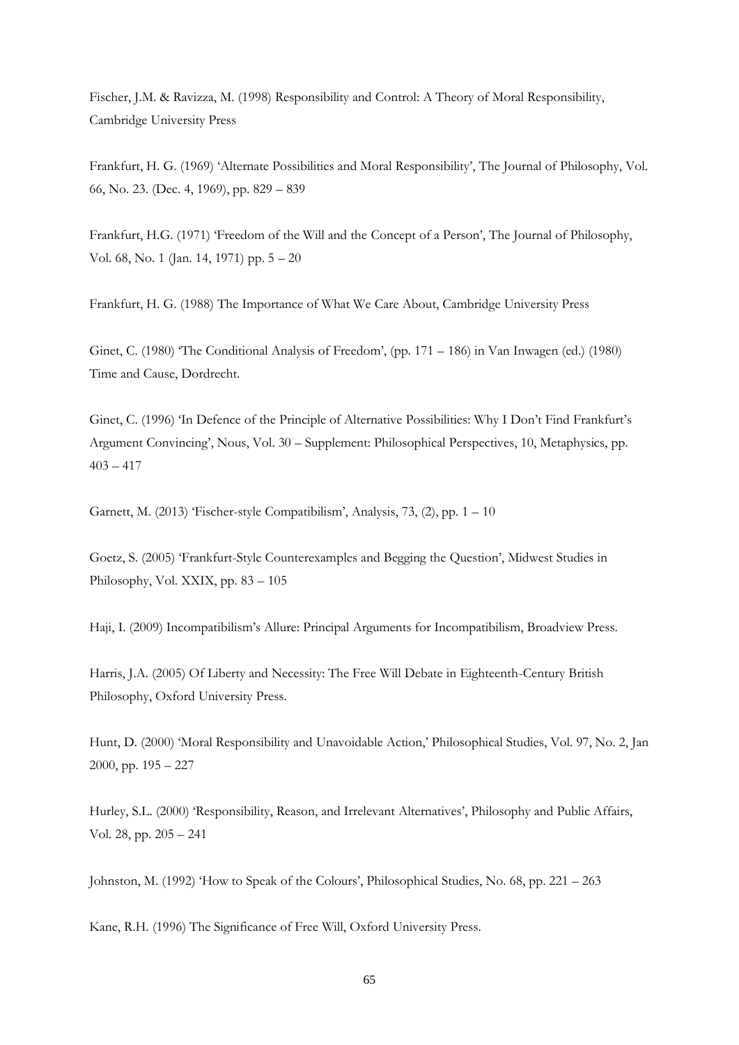Fischer, J.M. & Ravizza, M. (1998) Responsibility and Control: A Theory of Moral Responsibility, Cambridge University Press

Frankfurt, H. G. (1969) 'Alternate Possibilities and Moral Responsibility', The Journal of Philosophy, Vol. 66, No. 23. (Dec. 4, 1969), pp. 829 – 839

Frankfurt, H.G. (1971) 'Freedom of the Will and the Concept of a Person', The Journal of Philosophy, Vol. 68, No. 1 (Jan. 14, 1971) pp. 5 – 20

Frankfurt, H. G. (1988) The Importance of What We Care About, Cambridge University Press

Ginet, C. (1980) 'The Conditional Analysis of Freedom', (pp. 171 – 186) in Van Inwagen (ed.) (1980) Time and Cause, Dordrecht.

Ginet, C. (1996) 'In Defence of the Principle of Alternative Possibilities: Why I Don't Find Frankfurt's Argument Convincing', Nous, Vol. 30 – Supplement: Philosophical Perspectives, 10, Metaphysics, pp. 403 – 417

Garnett, M. (2013) 'Fischer-style Compatibilism', Analysis, 73, (2), pp. 1 – 10

Goetz, S. (2005) 'Frankfurt-Style Counterexamples and Begging the Question', Midwest Studies in Philosophy, Vol. XXIX, pp. 83 – 105

Haji, I. (2009) Incompatibilism's Allure: Principal Arguments for Incompatibilism, Broadview Press.

Harris, J.A. (2005) Of Liberty and Necessity: The Free Will Debate in Eighteenth-Century British Philosophy, Oxford University Press.

Hunt, D. (2000) 'Moral Responsibility and Unavoidable Action,' Philosophical Studies, Vol. 97, No. 2, Jan 2000, pp. 195 – 227

Hurley, S.L. (2000) 'Responsibility, Reason, and Irrelevant Alternatives', Philosophy and Public Affairs, Vol. 28, pp. 205 – 241

Johnston, M. (1992) 'How to Speak of the Colours', Philosophical Studies, No. 68, pp. 221 – 263

Kane, R.H. (1996) The Significance of Free Will, Oxford University Press.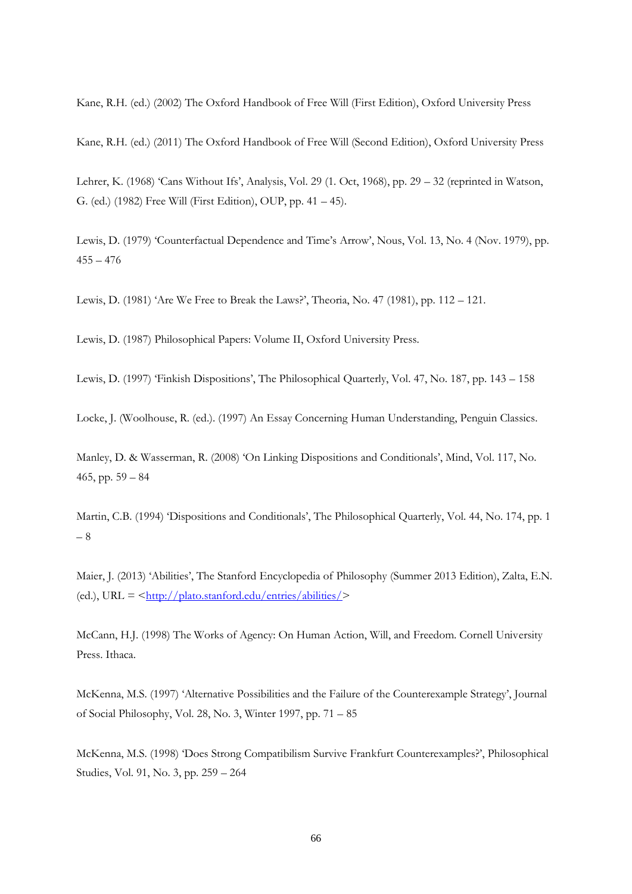Kane, R.H. (ed.) (2002) The Oxford Handbook of Free Will (First Edition), Oxford University Press

Kane, R.H. (ed.) (2011) The Oxford Handbook of Free Will (Second Edition), Oxford University Press

Lehrer, K. (1968) 'Cans Without Ifs', Analysis, Vol. 29 (1. Oct, 1968), pp. 29 – 32 (reprinted in Watson, G. (ed.) (1982) Free Will (First Edition), OUP, pp. 41 – 45).

Lewis, D. (1979) 'Counterfactual Dependence and Time's Arrow', Nous, Vol. 13, No. 4 (Nov. 1979), pp. 455 – 476

Lewis, D. (1981) 'Are We Free to Break the Laws?', Theoria, No. 47 (1981), pp. 112 – 121.

Lewis, D. (1987) Philosophical Papers: Volume II, Oxford University Press.

Lewis, D. (1997) 'Finkish Dispositions', The Philosophical Quarterly, Vol. 47, No. 187, pp. 143 – 158

Locke, J. (Woolhouse, R. (ed.). (1997) An Essay Concerning Human Understanding, Penguin Classics.

Manley, D. & Wasserman, R. (2008) 'On Linking Dispositions and Conditionals', Mind, Vol. 117, No. 465, pp. 59 – 84

Martin, C.B. (1994) 'Dispositions and Conditionals', The Philosophical Quarterly, Vol. 44, No. 174, pp. 1 – 8

Maier, J. (2013) 'Abilities', The Stanford Encyclopedia of Philosophy (Summer 2013 Edition), Zalta, E.N. (ed.), URL = <http://plato.stanford.edu/entries/abilities/>

McCann, H.J. (1998) The Works of Agency: On Human Action, Will, and Freedom. Cornell University Press. Ithaca.

McKenna, M.S. (1997) 'Alternative Possibilities and the Failure of the Counterexample Strategy', Journal of Social Philosophy, Vol. 28, No. 3, Winter 1997, pp. 71 – 85

McKenna, M.S. (1998) 'Does Strong Compatibilism Survive Frankfurt Counterexamples?', Philosophical Studies, Vol. 91, No. 3, pp. 259 – 264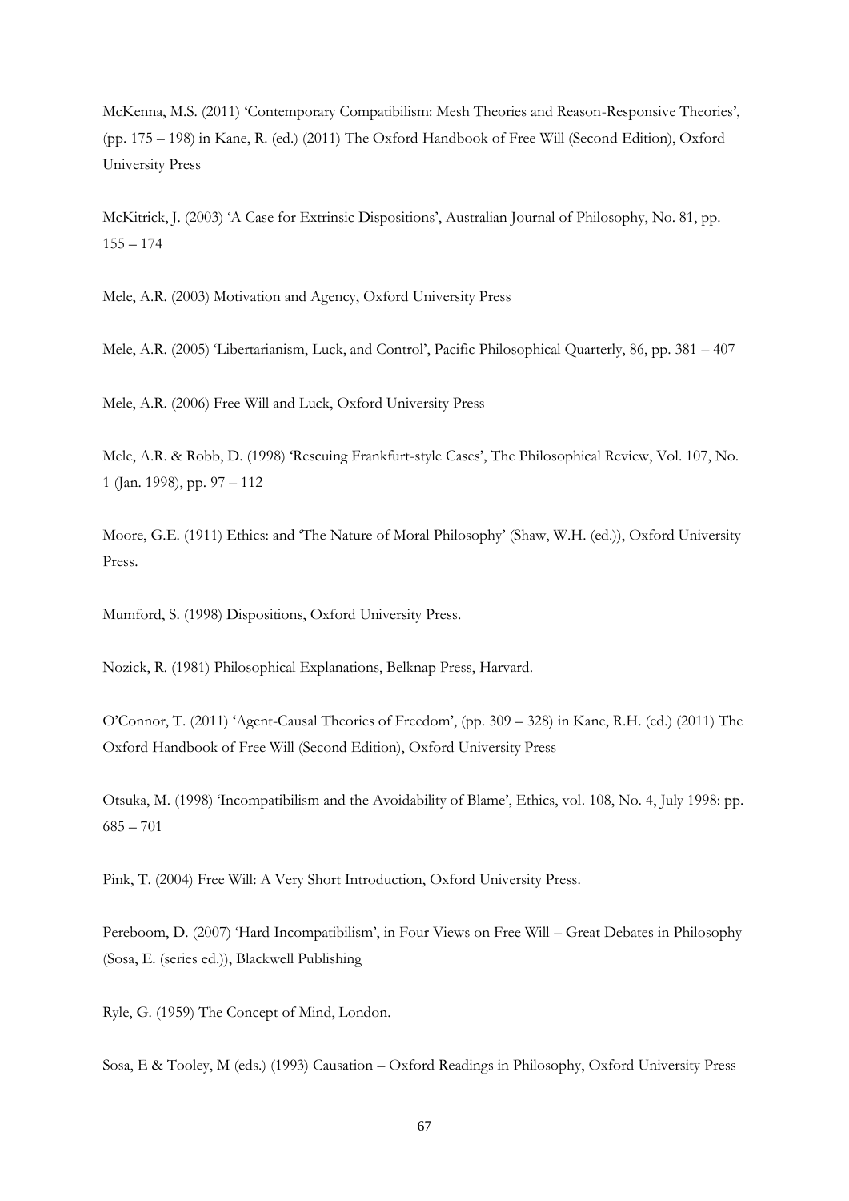McKenna, M.S. (2011) 'Contemporary Compatibilism: Mesh Theories and Reason-Responsive Theories', (pp. 175 – 198) in Kane, R. (ed.) (2011) The Oxford Handbook of Free Will (Second Edition), Oxford University Press

McKitrick, J. (2003) 'A Case for Extrinsic Dispositions', Australian Journal of Philosophy, No. 81, pp. 155 – 174

Mele, A.R. (2003) Motivation and Agency, Oxford University Press

Mele, A.R. (2005) 'Libertarianism, Luck, and Control', Pacific Philosophical Quarterly, 86, pp. 381 – 407

Mele, A.R. (2006) Free Will and Luck, Oxford University Press

Mele, A.R. & Robb, D. (1998) 'Rescuing Frankfurt-style Cases', The Philosophical Review, Vol. 107, No. 1 (Jan. 1998), pp. 97 – 112

Moore, G.E. (1911) Ethics: and 'The Nature of Moral Philosophy' (Shaw, W.H. (ed.)), Oxford University Press.

Mumford, S. (1998) Dispositions, Oxford University Press.

Nozick, R. (1981) Philosophical Explanations, Belknap Press, Harvard.

O'Connor, T. (2011) 'Agent-Causal Theories of Freedom', (pp. 309 – 328) in Kane, R.H. (ed.) (2011) The Oxford Handbook of Free Will (Second Edition), Oxford University Press

Otsuka, M. (1998) 'Incompatibilism and the Avoidability of Blame', Ethics, vol. 108, No. 4, July 1998: pp. 685 – 701

Pink, T. (2004) Free Will: A Very Short Introduction, Oxford University Press.

Pereboom, D. (2007) 'Hard Incompatibilism', in Four Views on Free Will – Great Debates in Philosophy (Sosa, E. (series ed.)), Blackwell Publishing

Ryle, G. (1959) The Concept of Mind, London.

Sosa, E & Tooley, M (eds.) (1993) Causation – Oxford Readings in Philosophy, Oxford University Press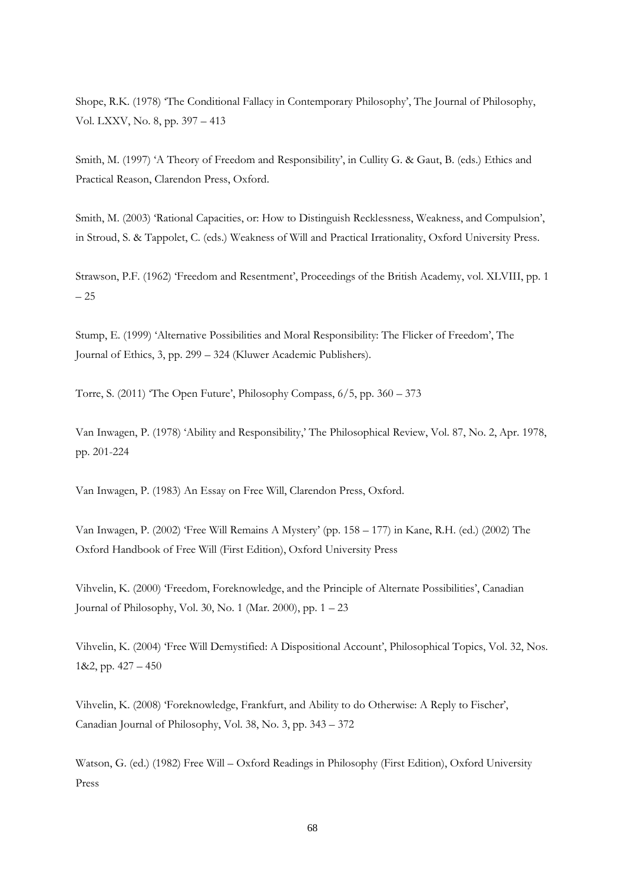Shope, R.K. (1978) 'The Conditional Fallacy in Contemporary Philosophy', The Journal of Philosophy, Vol. LXXV, No. 8, pp. 397 – 413

Smith, M. (1997) 'A Theory of Freedom and Responsibility', in Cullity G. & Gaut, B. (eds.) Ethics and Practical Reason, Clarendon Press, Oxford.

Smith, M. (2003) 'Rational Capacities, or: How to Distinguish Recklessness, Weakness, and Compulsion', in Stroud, S. & Tappolet, C. (eds.) Weakness of Will and Practical Irrationality, Oxford University Press.

Strawson, P.F. (1962) 'Freedom and Resentment', Proceedings of the British Academy, vol. XLVIII, pp. 1 – 25

Stump, E. (1999) 'Alternative Possibilities and Moral Responsibility: The Flicker of Freedom', The Journal of Ethics, 3, pp. 299 – 324 (Kluwer Academic Publishers).

Torre, S. (2011) 'The Open Future', Philosophy Compass, 6/5, pp. 360 – 373

Van Inwagen, P. (1978) 'Ability and Responsibility,' The Philosophical Review, Vol. 87, No. 2, Apr. 1978, pp. 201-224

Van Inwagen, P. (1983) An Essay on Free Will, Clarendon Press, Oxford.

Van Inwagen, P. (2002) 'Free Will Remains A Mystery' (pp. 158 – 177) in Kane, R.H. (ed.) (2002) The Oxford Handbook of Free Will (First Edition), Oxford University Press

Vihvelin, K. (2000) 'Freedom, Foreknowledge, and the Principle of Alternate Possibilities', Canadian Journal of Philosophy, Vol. 30, No. 1 (Mar. 2000), pp. 1 – 23

Vihvelin, K. (2004) 'Free Will Demystified: A Dispositional Account', Philosophical Topics, Vol. 32, Nos. 1&2, pp. 427 – 450

Vihvelin, K. (2008) 'Foreknowledge, Frankfurt, and Ability to do Otherwise: A Reply to Fischer', Canadian Journal of Philosophy, Vol. 38, No. 3, pp. 343 – 372

Watson, G. (ed.) (1982) Free Will – Oxford Readings in Philosophy (First Edition), Oxford University Press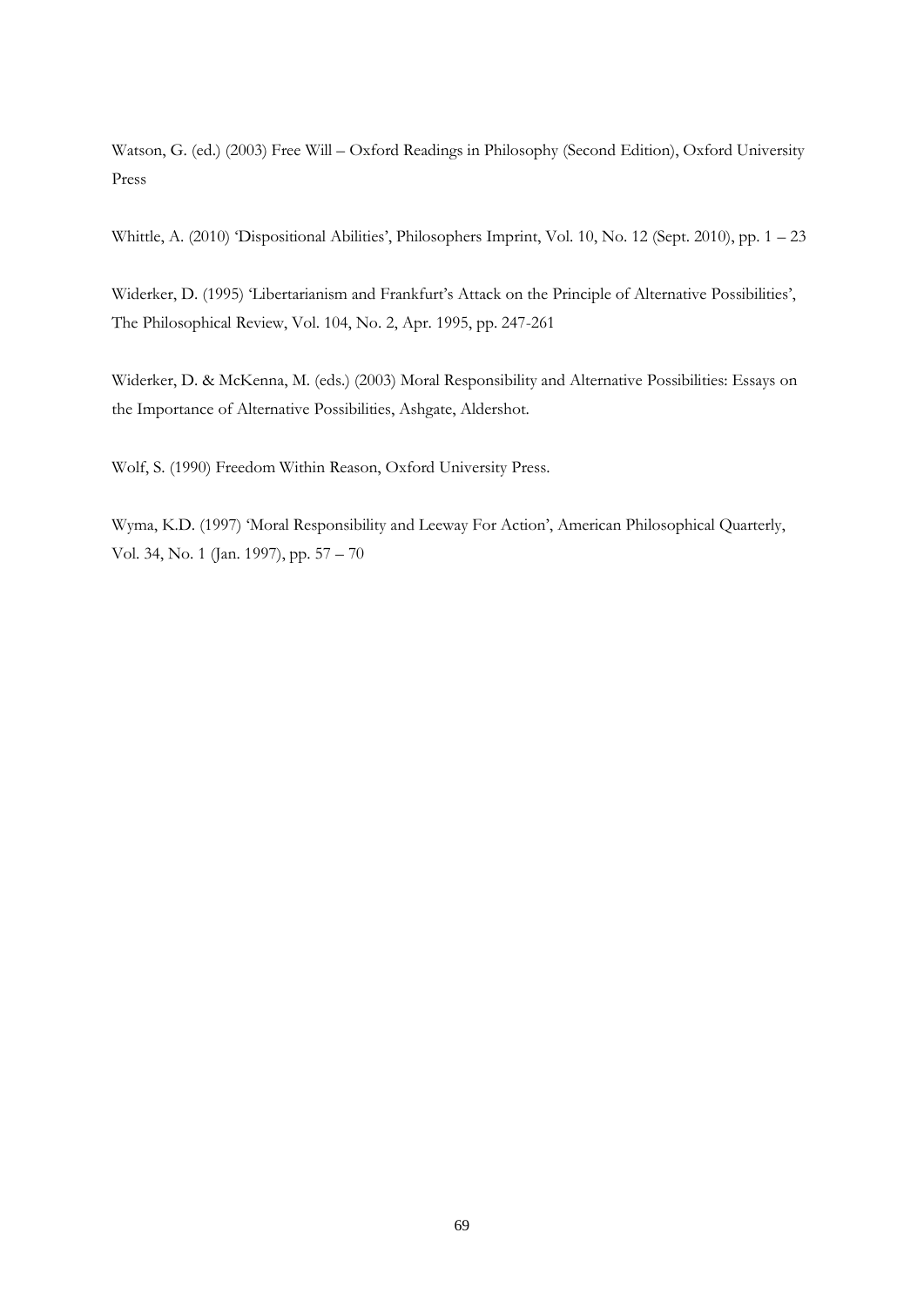Watson, G. (ed.) (2003) Free Will – Oxford Readings in Philosophy (Second Edition), Oxford University Press

Whittle, A. (2010) 'Dispositional Abilities', Philosophers Imprint, Vol. 10, No. 12 (Sept. 2010), pp. 1 – 23

Widerker, D. (1995) 'Libertarianism and Frankfurt's Attack on the Principle of Alternative Possibilities', The Philosophical Review, Vol. 104, No. 2, Apr. 1995, pp. 247-261

Widerker, D. & McKenna, M. (eds.) (2003) Moral Responsibility and Alternative Possibilities: Essays on the Importance of Alternative Possibilities, Ashgate, Aldershot.

Wolf, S. (1990) Freedom Within Reason, Oxford University Press.

Wyma, K.D. (1997) 'Moral Responsibility and Leeway For Action', American Philosophical Quarterly, Vol. 34, No. 1 (Jan. 1997), pp. 57 – 70